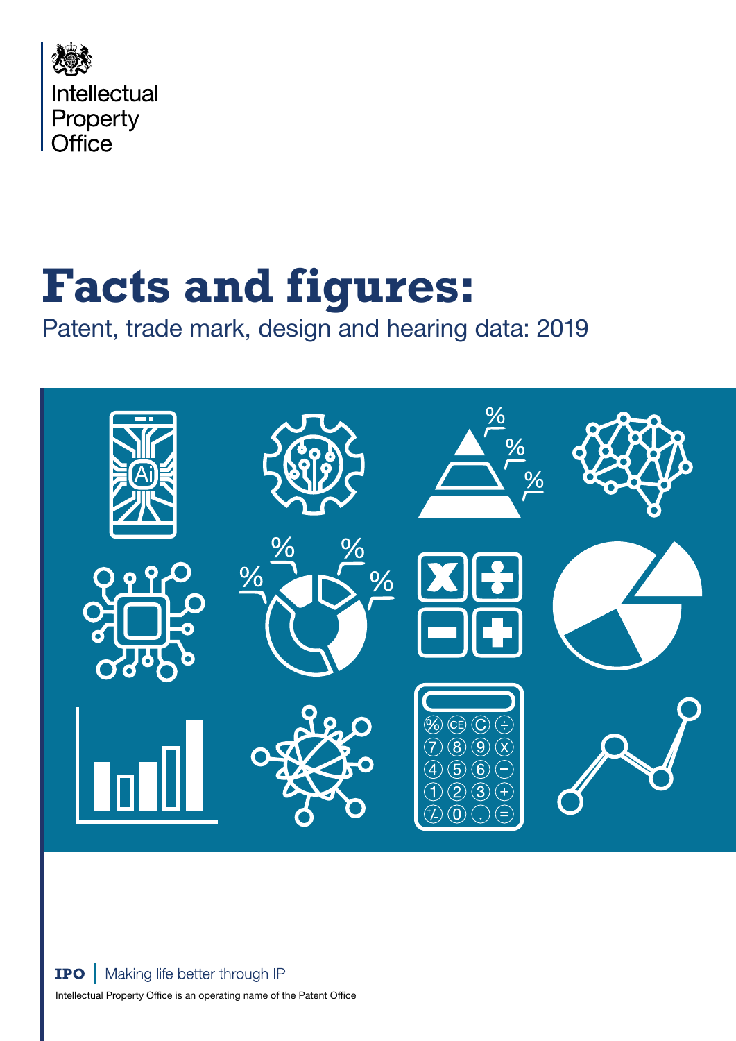Intellectual Property Office

# Facts and figures:

Patent, trade mark, design and hearing data: 2019

**IPO** | Making life better through IP

Intellectual Property Office is an operating name of the Patent Office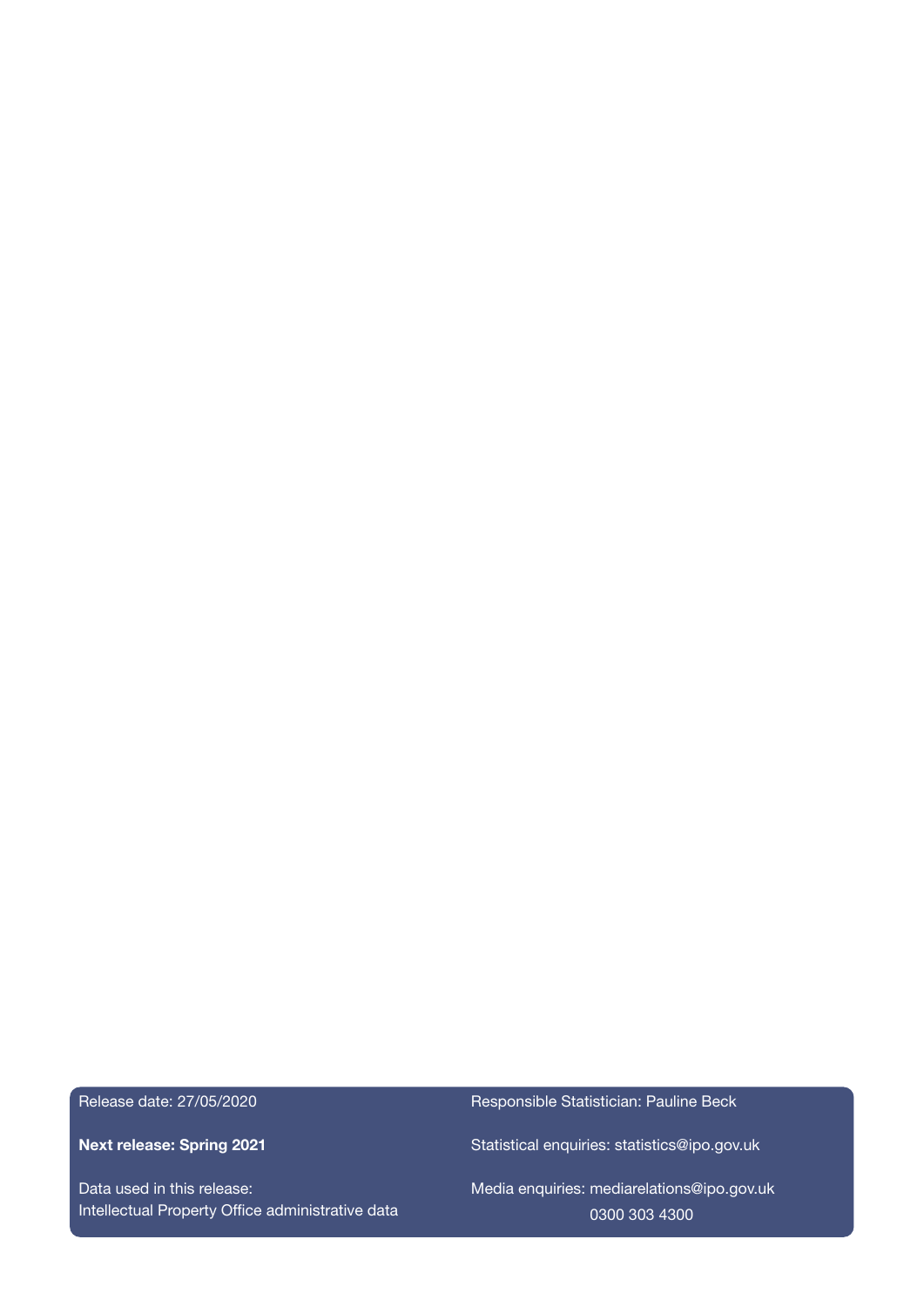Release date: 27/05/2020

**Next release: Spring 2021**

Data used in this release:
Intellectual Property Office administrative data

Responsible Statistician: Pauline Beck

Statistical enquiries: statistics@ipo.gov.uk

Media enquiries: mediarelations@ipo.gov.uk
0300 303 4300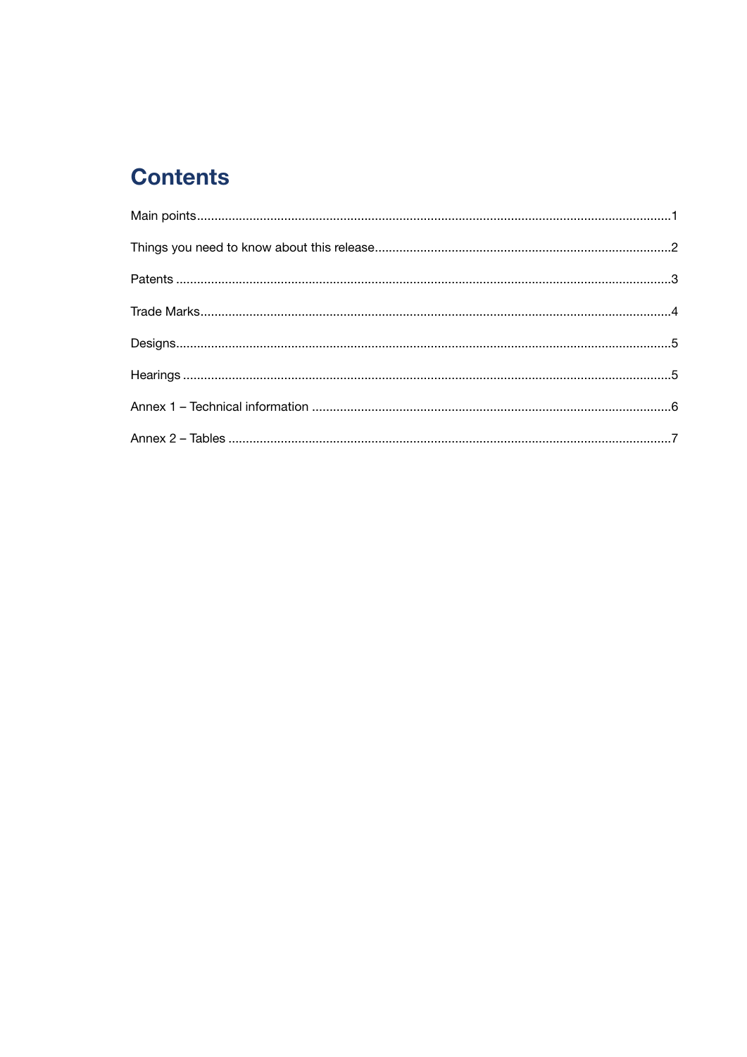# Contents

Main points....................................................................................................................................1

Things you need to know about this release..................................................................................2

Patents ..........................................................................................................................................3

Trade Marks....................................................................................................................................4

Designs..........................................................................................................................................5

Hearings ........................................................................................................................................5

Annex 1 – Technical information ....................................................................................................6

Annex 2 – Tables ............................................................................................................................7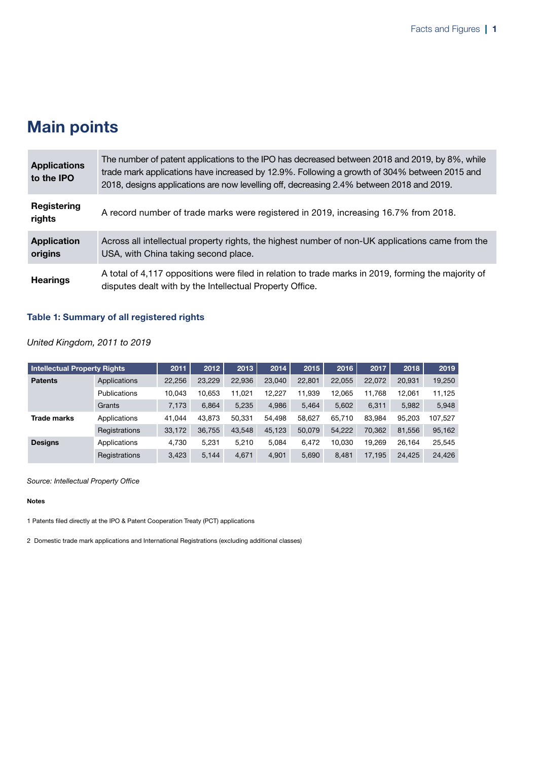## Main points

| | |
|---|---|
| **Applications to the IPO** | The number of patent applications to the IPO has decreased between 2018 and 2019, by 8%, while trade mark applications have increased by 12.9%. Following a growth of 304% between 2015 and 2018, designs applications are now levelling off, decreasing 2.4% between 2018 and 2019. |
| **Registering rights** | A record number of trade marks were registered in 2019, increasing 16.7% from 2018. |
| **Application origins** | Across all intellectual property rights, the highest number of non-UK applications came from the USA, with China taking second place. |
| **Hearings** | A total of 4,117 oppositions were filed in relation to trade marks in 2019, forming the majority of disputes dealt with by the Intellectual Property Office. |

**Table 1: Summary of all registered rights**

*United Kingdom, 2011 to 2019*

| Intellectual Property Rights | | 2011 | 2012 | 2013 | 2014 | 2015 | 2016 | 2017 | 2018 | 2019 |
|---|---|---|---|---|---|---|---|---|---|---|
| **Patents** | Applications | 22,256 | 23,229 | 22,936 | 23,040 | 22,801 | 22,055 | 22,072 | 20,931 | 19,250 |
| | Publications | 10,043 | 10,653 | 11,021 | 12,227 | 11,939 | 12,065 | 11,768 | 12,061 | 11,125 |
| | Grants | 7,173 | 6,864 | 5,235 | 4,986 | 5,464 | 5,602 | 6,311 | 5,982 | 5,948 |
| **Trade marks** | Applications | 41,044 | 43,873 | 50,331 | 54,498 | 58,627 | 65,710 | 83,984 | 95,203 | 107,527 |
| | Registrations | 33,172 | 36,755 | 43,548 | 45,123 | 50,079 | 54,222 | 70,362 | 81,556 | 95,162 |
| **Designs** | Applications | 4,730 | 5,231 | 5,210 | 5,084 | 6,472 | 10,030 | 19,269 | 26,164 | 25,545 |
| | Registrations | 3,423 | 5,144 | 4,671 | 4,901 | 5,690 | 8,481 | 17,195 | 24,425 | 24,426 |

*Source: Intellectual Property Office*

**Notes**

1 Patents filed directly at the IPO & Patent Cooperation Treaty (PCT) applications

2 Domestic trade mark applications and International Registrations (excluding additional classes)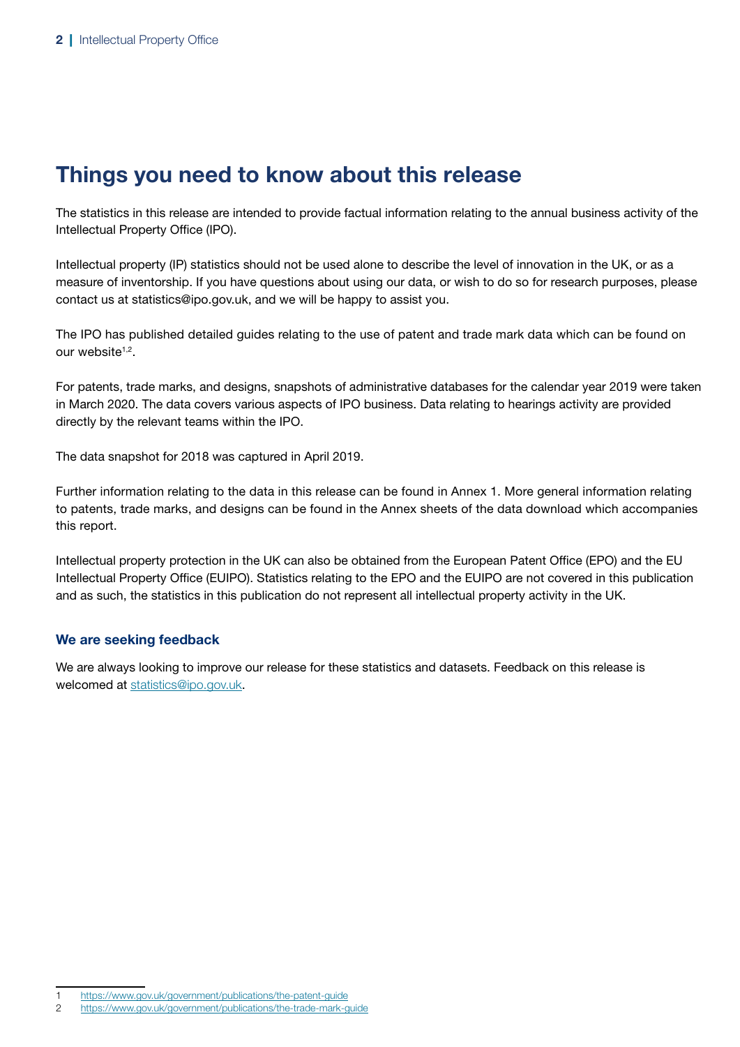# Things you need to know about this release

The statistics in this release are intended to provide factual information relating to the annual business activity of the Intellectual Property Office (IPO).

Intellectual property (IP) statistics should not be used alone to describe the level of innovation in the UK, or as a measure of inventorship. If you have questions about using our data, or wish to do so for research purposes, please contact us at statistics@ipo.gov.uk, and we will be happy to assist you.

The IPO has published detailed guides relating to the use of patent and trade mark data which can be found on our website[1,2].

For patents, trade marks, and designs, snapshots of administrative databases for the calendar year 2019 were taken in March 2020. The data covers various aspects of IPO business. Data relating to hearings activity are provided directly by the relevant teams within the IPO.

The data snapshot for 2018 was captured in April 2019.

Further information relating to the data in this release can be found in Annex 1. More general information relating to patents, trade marks, and designs can be found in the Annex sheets of the data download which accompanies this report.

Intellectual property protection in the UK can also be obtained from the European Patent Office (EPO) and the EU Intellectual Property Office (EUIPO). Statistics relating to the EPO and the EUIPO are not covered in this publication and as such, the statistics in this publication do not represent all intellectual property activity in the UK.

### We are seeking feedback

We are always looking to improve our release for these statistics and datasets. Feedback on this release is welcomed at statistics@ipo.gov.uk.

1 https://www.gov.uk/government/publications/the-patent-guide
2 https://www.gov.uk/government/publications/the-trade-mark-guide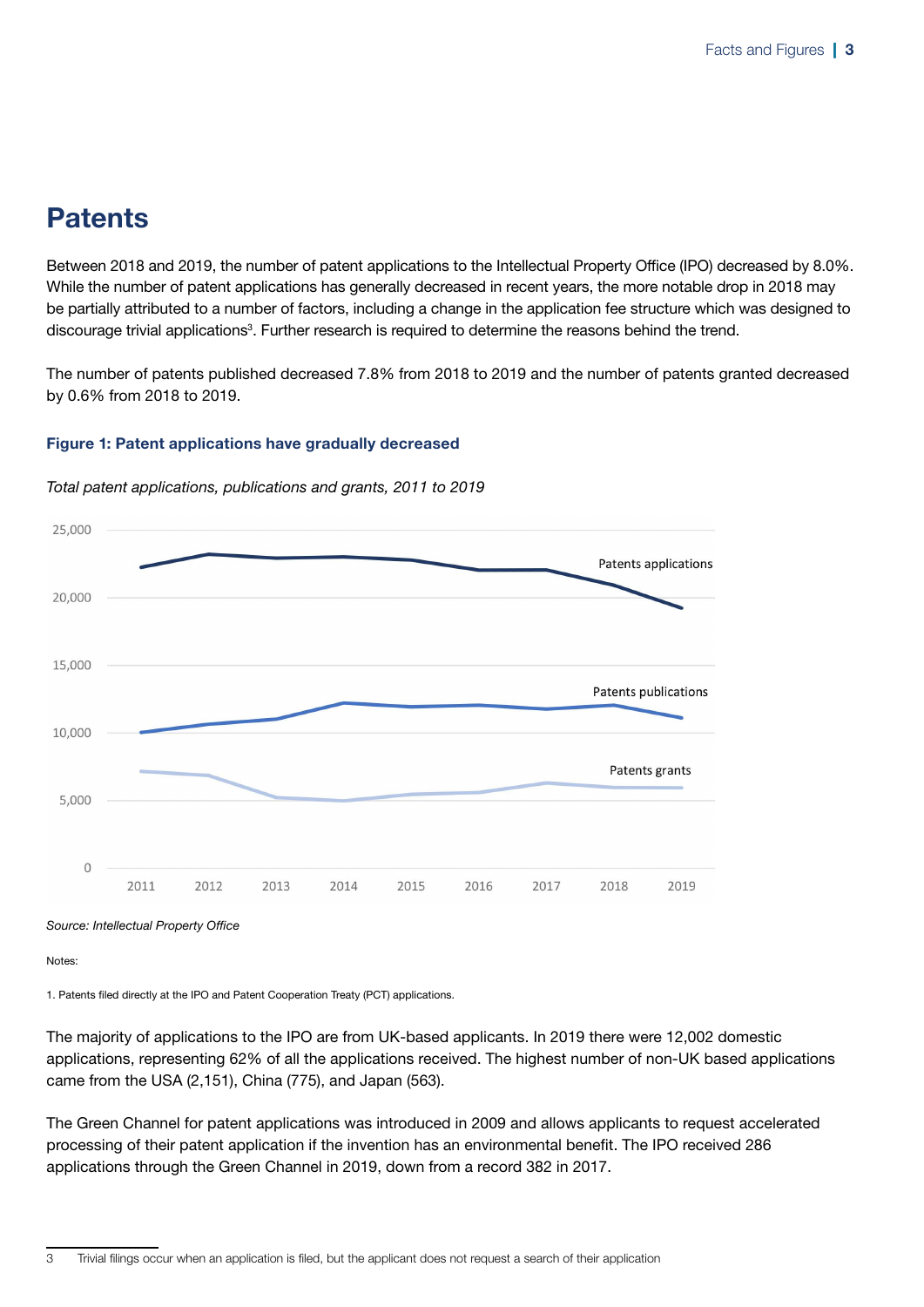## Patents

Between 2018 and 2019, the number of patent applications to the Intellectual Property Office (IPO) decreased by 8.0%. While the number of patent applications has generally decreased in recent years, the more notable drop in 2018 may be partially attributed to a number of factors, including a change in the application fee structure which was designed to discourage trivial applications[3]. Further research is required to determine the reasons behind the trend.

The number of patents published decreased 7.8% from 2018 to 2019 and the number of patents granted decreased by 0.6% from 2018 to 2019.

**Figure 1: Patent applications have gradually decreased**

*Total patent applications, publications and grants, 2011 to 2019*

*Source: Intellectual Property Office*

Notes:

1. Patents filed directly at the IPO and Patent Cooperation Treaty (PCT) applications.

The majority of applications to the IPO are from UK-based applicants. In 2019 there were 12,002 domestic applications, representing 62% of all the applications received. The highest number of non-UK based applications came from the USA (2,151), China (775), and Japan (563).

The Green Channel for patent applications was introduced in 2009 and allows applicants to request accelerated processing of their patent application if the invention has an environmental benefit. The IPO received 286 applications through the Green Channel in 2019, down from a record 382 in 2017.

3 Trivial filings occur when an application is filed, but the applicant does not request a search of their application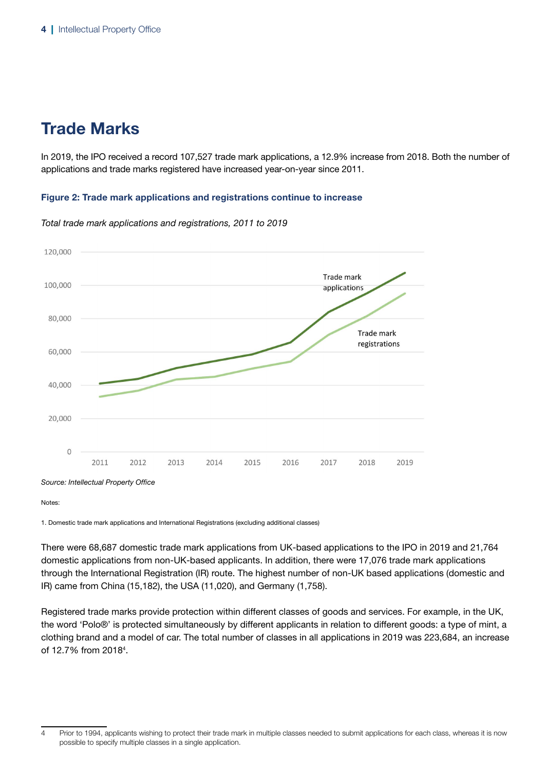## Trade Marks

In 2019, the IPO received a record 107,527 trade mark applications, a 12.9% increase from 2018. Both the number of applications and trade marks registered have increased year-on-year since 2011.

**Figure 2: Trade mark applications and registrations continue to increase**

*Total trade mark applications and registrations, 2011 to 2019*

*Source: Intellectual Property Office*

Notes:

1. Domestic trade mark applications and International Registrations (excluding additional classes)

There were 68,687 domestic trade mark applications from UK-based applications to the IPO in 2019 and 21,764 domestic applications from non-UK-based applicants. In addition, there were 17,076 trade mark applications through the International Registration (IR) route. The highest number of non-UK based applications (domestic and IR) came from China (15,182), the USA (11,020), and Germany (1,758).

Registered trade marks provide protection within different classes of goods and services. For example, in the UK, the word 'Polo®' is protected simultaneously by different applicants in relation to different goods: a type of mint, a clothing brand and a model of car. The total number of classes in all applications in 2019 was 223,684, an increase of 12.7% from 2018[4].

---

4 Prior to 1994, applicants wishing to protect their trade mark in multiple classes needed to submit applications for each class, whereas it is now possible to specify multiple classes in a single application.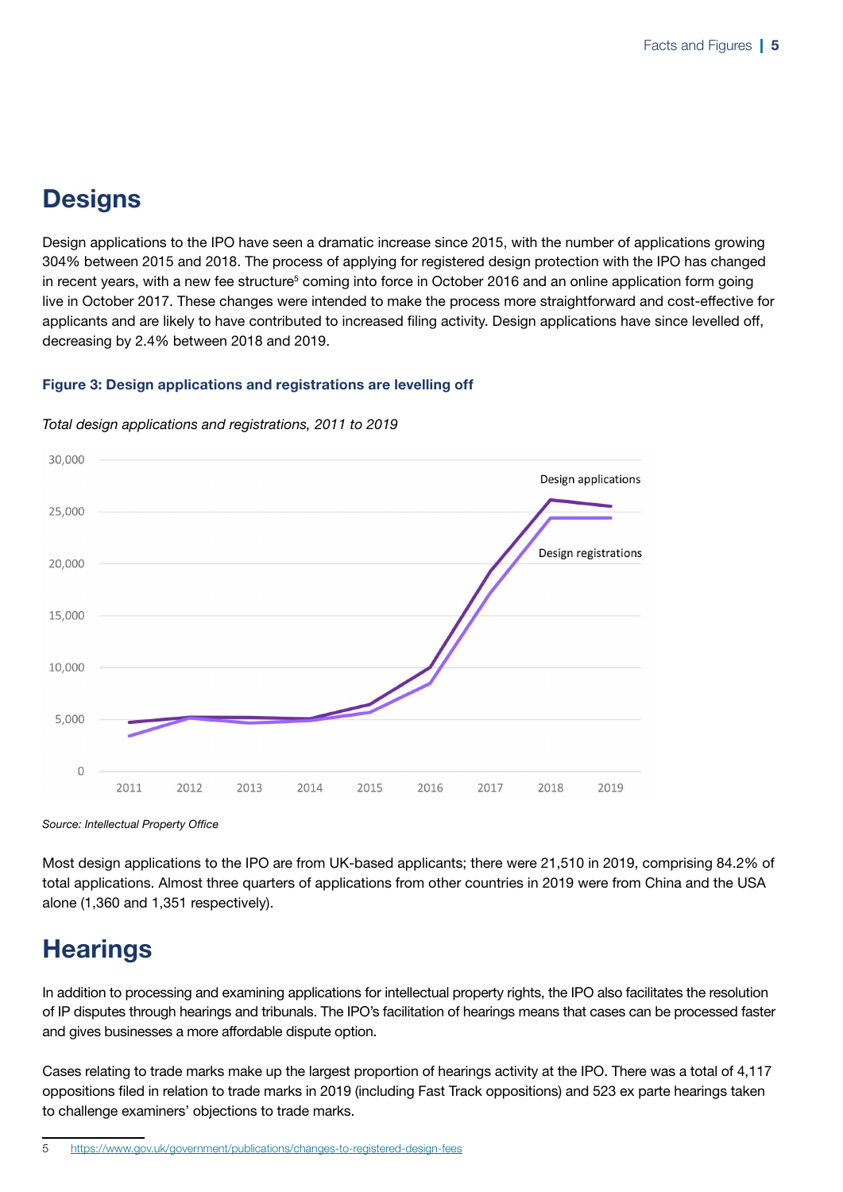## Designs

Design applications to the IPO have seen a dramatic increase since 2015, with the number of applications growing 304% between 2015 and 2018. The process of applying for registered design protection with the IPO has changed in recent years, with a new fee structure[5] coming into force in October 2016 and an online application form going live in October 2017. These changes were intended to make the process more straightforward and cost-effective for applicants and are likely to have contributed to increased filing activity. Design applications have since levelled off, decreasing by 2.4% between 2018 and 2019.

**Figure 3: Design applications and registrations are levelling off**

*Total design applications and registrations, 2011 to 2019*

*Source: Intellectual Property Office*

Most design applications to the IPO are from UK-based applicants; there were 21,510 in 2019, comprising 84.2% of total applications. Almost three quarters of applications from other countries in 2019 were from China and the USA alone (1,360 and 1,351 respectively).

## Hearings

In addition to processing and examining applications for intellectual property rights, the IPO also facilitates the resolution of IP disputes through hearings and tribunals. The IPO's facilitation of hearings means that cases can be processed faster and gives businesses a more affordable dispute option.

Cases relating to trade marks make up the largest proportion of hearings activity at the IPO. There was a total of 4,117 oppositions filed in relation to trade marks in 2019 (including Fast Track oppositions) and 523 ex parte hearings taken to challenge examiners' objections to trade marks.

5 https://www.gov.uk/government/publications/changes-to-registered-design-fees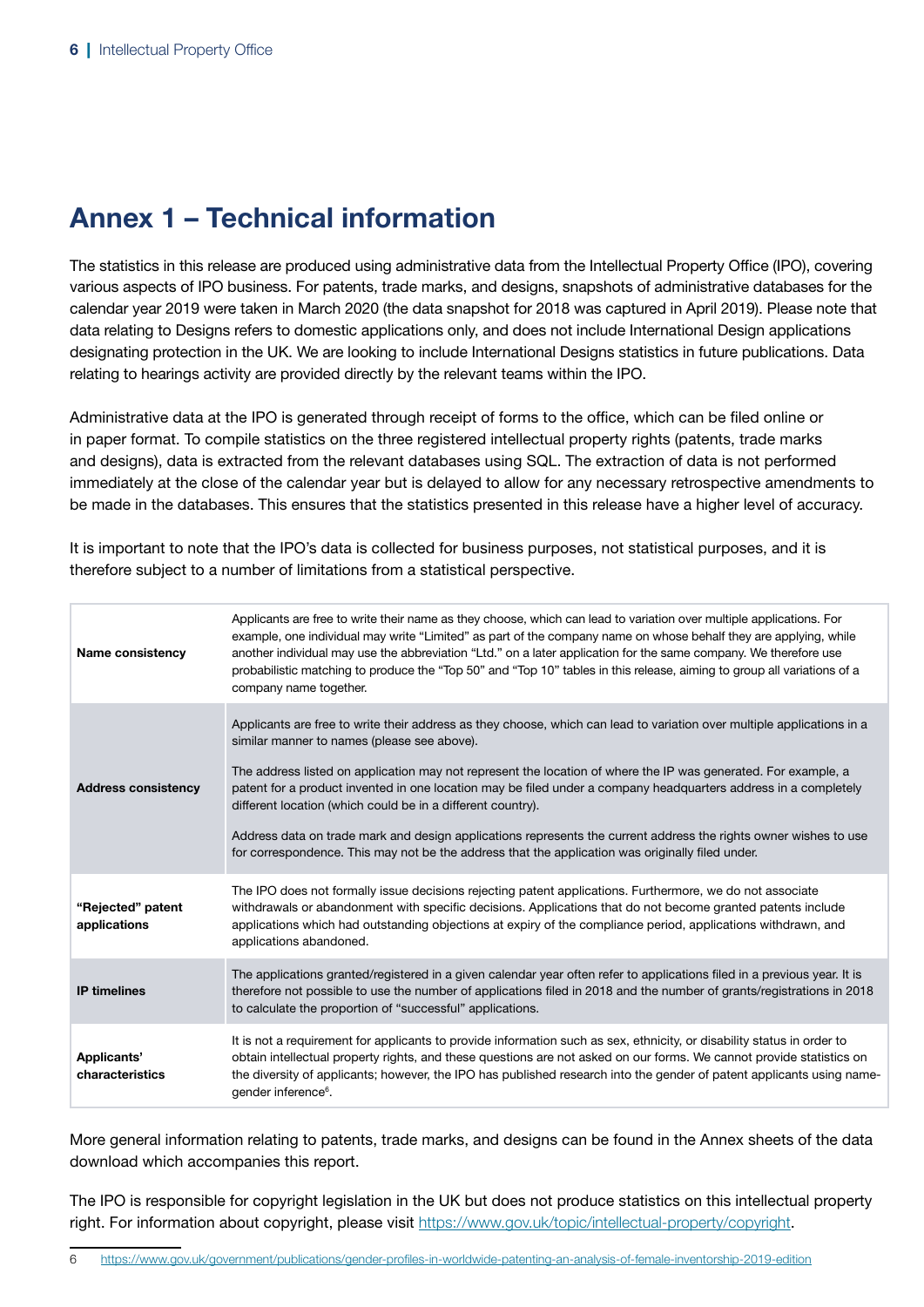# Annex 1 – Technical information

The statistics in this release are produced using administrative data from the Intellectual Property Office (IPO), covering various aspects of IPO business. For patents, trade marks, and designs, snapshots of administrative databases for the calendar year 2019 were taken in March 2020 (the data snapshot for 2018 was captured in April 2019). Please note that data relating to Designs refers to domestic applications only, and does not include International Design applications designating protection in the UK. We are looking to include International Designs statistics in future publications. Data relating to hearings activity are provided directly by the relevant teams within the IPO.

Administrative data at the IPO is generated through receipt of forms to the office, which can be filed online or in paper format. To compile statistics on the three registered intellectual property rights (patents, trade marks and designs), data is extracted from the relevant databases using SQL. The extraction of data is not performed immediately at the close of the calendar year but is delayed to allow for any necessary retrospective amendments to be made in the databases. This ensures that the statistics presented in this release have a higher level of accuracy.

It is important to note that the IPO's data is collected for business purposes, not statistical purposes, and it is therefore subject to a number of limitations from a statistical perspective.

| | |
|---|---|
| **Name consistency** | Applicants are free to write their name as they choose, which can lead to variation over multiple applications. For example, one individual may write "Limited" as part of the company name on whose behalf they are applying, while another individual may use the abbreviation "Ltd." on a later application for the same company. We therefore use probabilistic matching to produce the "Top 50" and "Top 10" tables in this release, aiming to group all variations of a company name together. |
| **Address consistency** | Applicants are free to write their address as they choose, which can lead to variation over multiple applications in a similar manner to names (please see above).<br><br>The address listed on application may not represent the location of where the IP was generated. For example, a patent for a product invented in one location may be filed under a company headquarters address in a completely different location (which could be in a different country).<br><br>Address data on trade mark and design applications represents the current address the rights owner wishes to use for correspondence. This may not be the address that the application was originally filed under. |
| **"Rejected" patent applications** | The IPO does not formally issue decisions rejecting patent applications. Furthermore, we do not associate withdrawals or abandonment with specific decisions. Applications that do not become granted patents include applications which had outstanding objections at expiry of the compliance period, applications withdrawn, and applications abandoned. |
| **IP timelines** | The applications granted/registered in a given calendar year often refer to applications filed in a previous year. It is therefore not possible to use the number of applications filed in 2018 and the number of grants/registrations in 2018 to calculate the proportion of "successful" applications. |
| **Applicants' characteristics** | It is not a requirement for applicants to provide information such as sex, ethnicity, or disability status in order to obtain intellectual property rights, and these questions are not asked on our forms. We cannot provide statistics on the diversity of applicants; however, the IPO has published research into the gender of patent applicants using name-gender inference[6]. |

More general information relating to patents, trade marks, and designs can be found in the Annex sheets of the data download which accompanies this report.

The IPO is responsible for copyright legislation in the UK but does not produce statistics on this intellectual property right. For information about copyright, please visit https://www.gov.uk/topic/intellectual-property/copyright.

6 https://www.gov.uk/government/publications/gender-profiles-in-worldwide-patenting-an-analysis-of-female-inventorship-2019-edition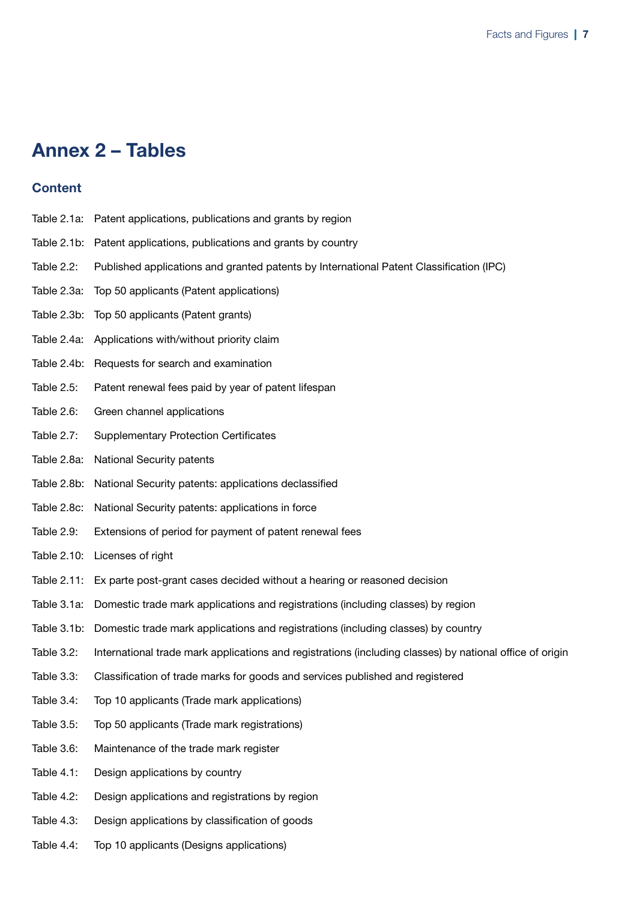## Annex 2 – Tables

### Content

Table 2.1a: Patent applications, publications and grants by region

Table 2.1b: Patent applications, publications and grants by country

Table 2.2: Published applications and granted patents by International Patent Classification (IPC)

Table 2.3a: Top 50 applicants (Patent applications)

Table 2.3b: Top 50 applicants (Patent grants)

Table 2.4a: Applications with/without priority claim

Table 2.4b: Requests for search and examination

Table 2.5: Patent renewal fees paid by year of patent lifespan

Table 2.6: Green channel applications

Table 2.7: Supplementary Protection Certificates

Table 2.8a: National Security patents

Table 2.8b: National Security patents: applications declassified

Table 2.8c: National Security patents: applications in force

Table 2.9: Extensions of period for payment of patent renewal fees

Table 2.10: Licenses of right

Table 2.11: Ex parte post-grant cases decided without a hearing or reasoned decision

Table 3.1a: Domestic trade mark applications and registrations (including classes) by region

Table 3.1b: Domestic trade mark applications and registrations (including classes) by country

Table 3.2: International trade mark applications and registrations (including classes) by national office of origin

Table 3.3: Classification of trade marks for goods and services published and registered

Table 3.4: Top 10 applicants (Trade mark applications)

Table 3.5: Top 50 applicants (Trade mark registrations)

Table 3.6: Maintenance of the trade mark register

Table 4.1: Design applications by country

Table 4.2: Design applications and registrations by region

Table 4.3: Design applications by classification of goods

Table 4.4: Top 10 applicants (Designs applications)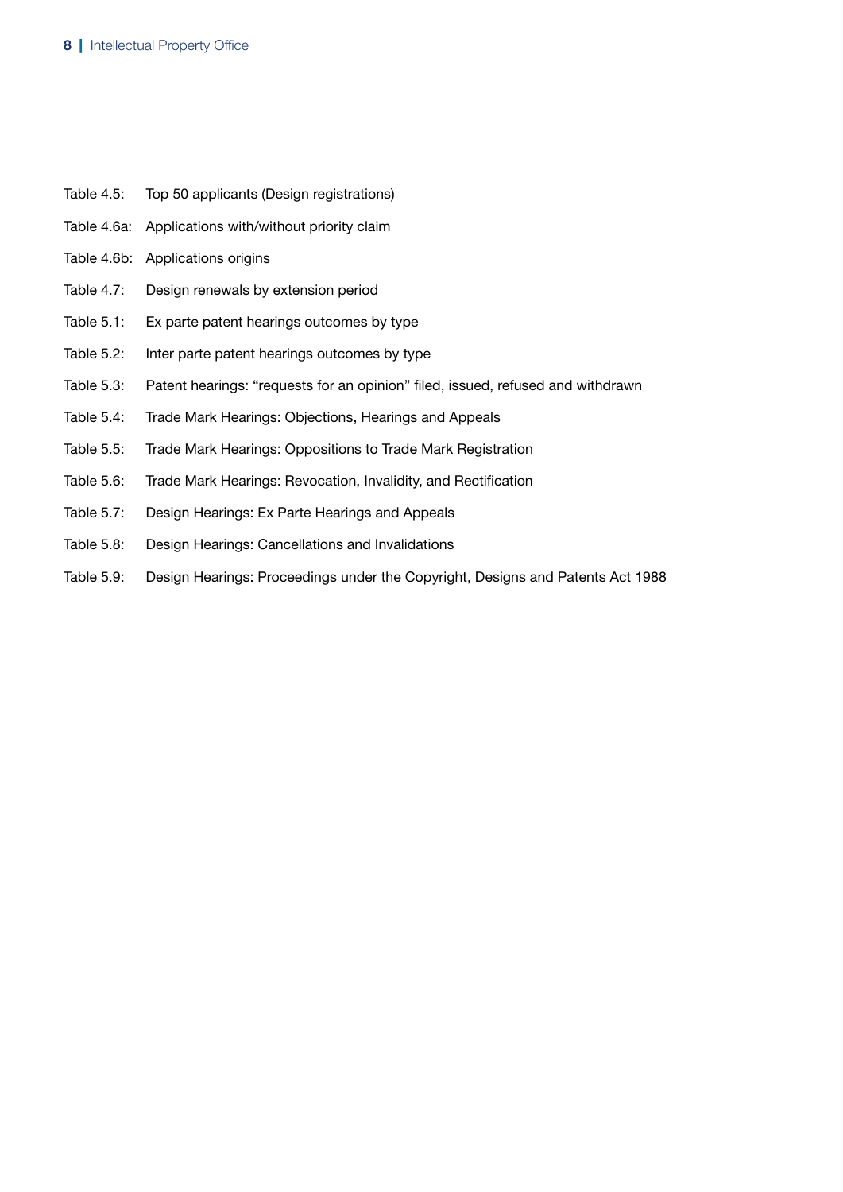Table 4.5: Top 50 applicants (Design registrations)

Table 4.6a: Applications with/without priority claim

Table 4.6b: Applications origins

Table 4.7: Design renewals by extension period

Table 5.1: Ex parte patent hearings outcomes by type

Table 5.2: Inter parte patent hearings outcomes by type

Table 5.3: Patent hearings: "requests for an opinion" filed, issued, refused and withdrawn

Table 5.4: Trade Mark Hearings: Objections, Hearings and Appeals

Table 5.5: Trade Mark Hearings: Oppositions to Trade Mark Registration

Table 5.6: Trade Mark Hearings: Revocation, Invalidity, and Rectification

Table 5.7: Design Hearings: Ex Parte Hearings and Appeals

Table 5.8: Design Hearings: Cancellations and Invalidations

Table 5.9: Design Hearings: Proceedings under the Copyright, Designs and Patents Act 1988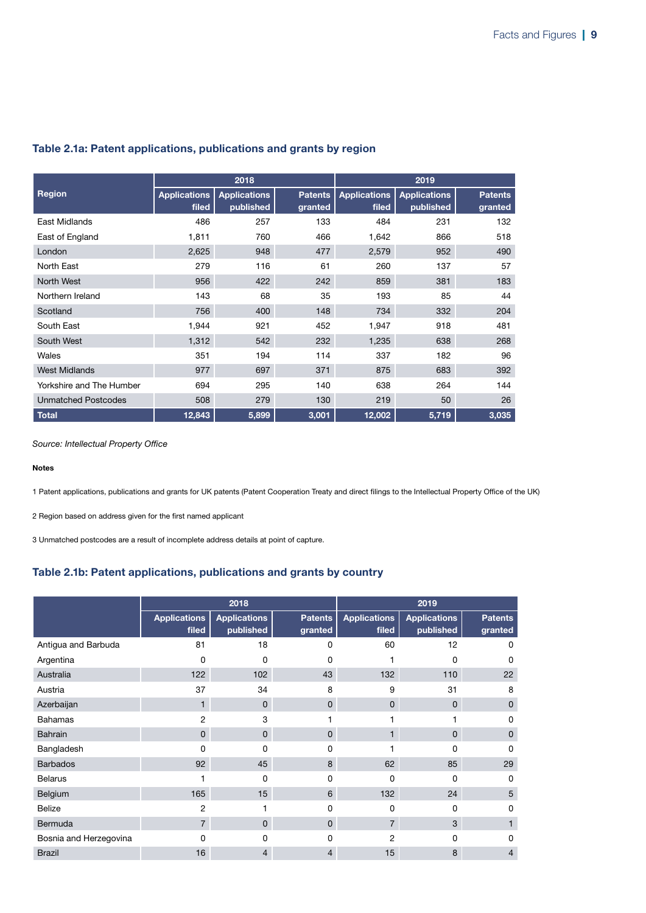### Table 2.1a: Patent applications, publications and grants by region

| Region | 2018 | | | 2019 | | |
|---|---|---|---|---|---|---|
| | Applications filed | Applications published | Patents granted | Applications filed | Applications published | Patents granted |
| East Midlands | 486 | 257 | 133 | 484 | 231 | 132 |
| East of England | 1,811 | 760 | 466 | 1,642 | 866 | 518 |
| London | 2,625 | 948 | 477 | 2,579 | 952 | 490 |
| North East | 279 | 116 | 61 | 260 | 137 | 57 |
| North West | 956 | 422 | 242 | 859 | 381 | 183 |
| Northern Ireland | 143 | 68 | 35 | 193 | 85 | 44 |
| Scotland | 756 | 400 | 148 | 734 | 332 | 204 |
| South East | 1,944 | 921 | 452 | 1,947 | 918 | 481 |
| South West | 1,312 | 542 | 232 | 1,235 | 638 | 268 |
| Wales | 351 | 194 | 114 | 337 | 182 | 96 |
| West Midlands | 977 | 697 | 371 | 875 | 683 | 392 |
| Yorkshire and The Humber | 694 | 295 | 140 | 638 | 264 | 144 |
| Unmatched Postcodes | 508 | 279 | 130 | 219 | 50 | 26 |
| **Total** | **12,843** | **5,899** | **3,001** | **12,002** | **5,719** | **3,035** |

*Source: Intellectual Property Office*

**Notes**

1 Patent applications, publications and grants for UK patents (Patent Cooperation Treaty and direct filings to the Intellectual Property Office of the UK)

2 Region based on address given for the first named applicant

3 Unmatched postcodes are a result of incomplete address details at point of capture.

### Table 2.1b: Patent applications, publications and grants by country

| | 2018 | | | 2019 | | |
|---|---|---|---|---|---|---|
| | Applications filed | Applications published | Patents granted | Applications filed | Applications published | Patents granted |
| Antigua and Barbuda | 81 | 18 | 0 | 60 | 12 | 0 |
| Argentina | 0 | 0 | 0 | 1 | 0 | 0 |
| Australia | 122 | 102 | 43 | 132 | 110 | 22 |
| Austria | 37 | 34 | 8 | 9 | 31 | 8 |
| Azerbaijan | 1 | 0 | 0 | 0 | 0 | 0 |
| Bahamas | 2 | 3 | 1 | 1 | 1 | 0 |
| Bahrain | 0 | 0 | 0 | 1 | 0 | 0 |
| Bangladesh | 0 | 0 | 0 | 1 | 0 | 0 |
| Barbados | 92 | 45 | 8 | 62 | 85 | 29 |
| Belarus | 1 | 0 | 0 | 0 | 0 | 0 |
| Belgium | 165 | 15 | 6 | 132 | 24 | 5 |
| Belize | 2 | 1 | 0 | 0 | 0 | 0 |
| Bermuda | 7 | 0 | 0 | 7 | 3 | 1 |
| Bosnia and Herzegovina | 0 | 0 | 0 | 2 | 0 | 0 |
| Brazil | 16 | 4 | 4 | 15 | 8 | 4 |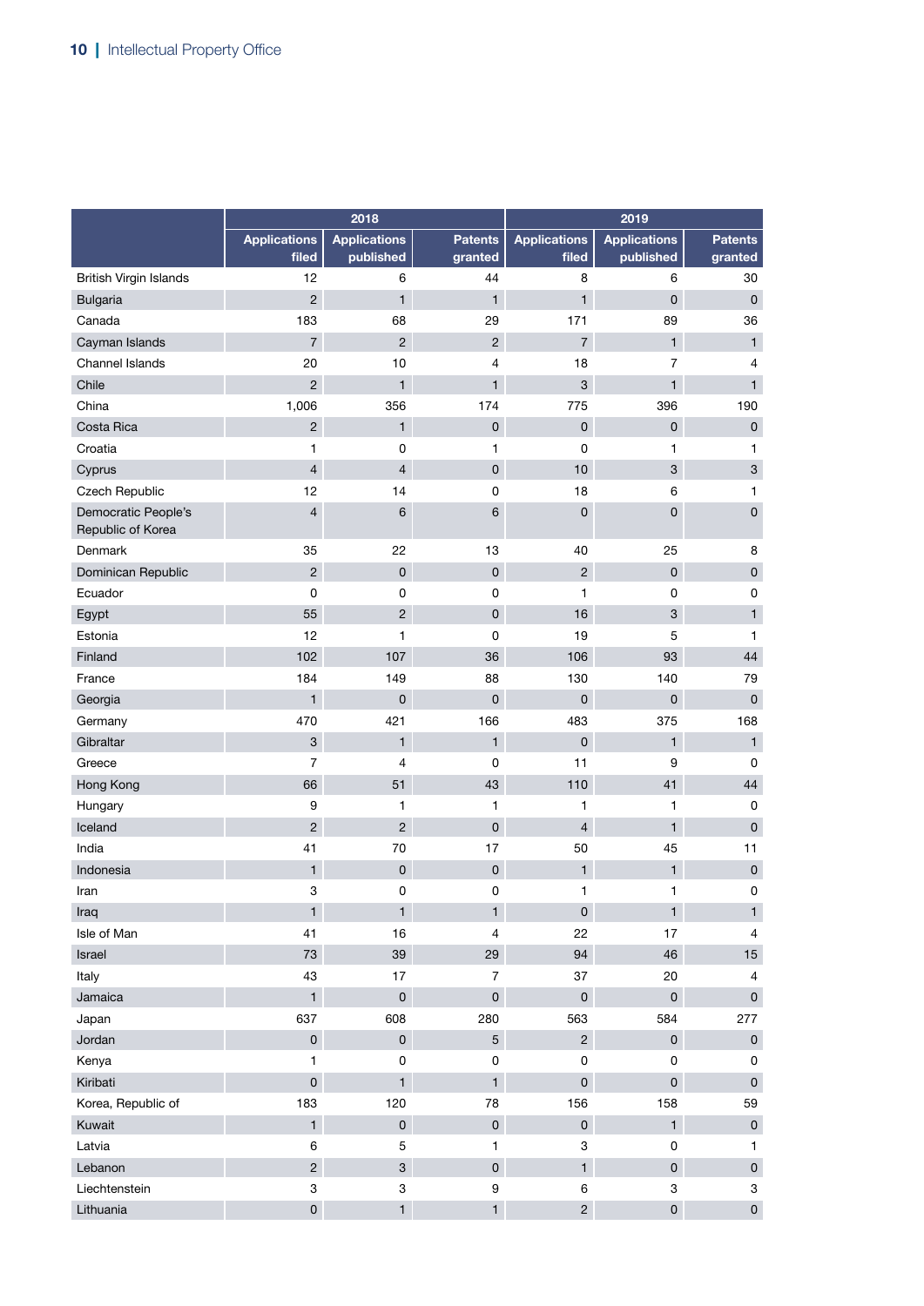| | 2018 | | | 2019 | | |
|---|---|---|---|---|---|---|
| | Applications filed | Applications published | Patents granted | Applications filed | Applications published | Patents granted |
| British Virgin Islands | 12 | 6 | 44 | 8 | 6 | 30 |
| Bulgaria | 2 | 1 | 1 | 1 | 0 | 0 |
| Canada | 183 | 68 | 29 | 171 | 89 | 36 |
| Cayman Islands | 7 | 2 | 2 | 7 | 1 | 1 |
| Channel Islands | 20 | 10 | 4 | 18 | 7 | 4 |
| Chile | 2 | 1 | 1 | 3 | 1 | 1 |
| China | 1,006 | 356 | 174 | 775 | 396 | 190 |
| Costa Rica | 2 | 1 | 0 | 0 | 0 | 0 |
| Croatia | 1 | 0 | 1 | 0 | 1 | 1 |
| Cyprus | 4 | 4 | 0 | 10 | 3 | 3 |
| Czech Republic | 12 | 14 | 0 | 18 | 6 | 1 |
| Democratic People's Republic of Korea | 4 | 6 | 6 | 0 | 0 | 0 |
| Denmark | 35 | 22 | 13 | 40 | 25 | 8 |
| Dominican Republic | 2 | 0 | 0 | 2 | 0 | 0 |
| Ecuador | 0 | 0 | 0 | 1 | 0 | 0 |
| Egypt | 55 | 2 | 0 | 16 | 3 | 1 |
| Estonia | 12 | 1 | 0 | 19 | 5 | 1 |
| Finland | 102 | 107 | 36 | 106 | 93 | 44 |
| France | 184 | 149 | 88 | 130 | 140 | 79 |
| Georgia | 1 | 0 | 0 | 0 | 0 | 0 |
| Germany | 470 | 421 | 166 | 483 | 375 | 168 |
| Gibraltar | 3 | 1 | 1 | 0 | 1 | 1 |
| Greece | 7 | 4 | 0 | 11 | 9 | 0 |
| Hong Kong | 66 | 51 | 43 | 110 | 41 | 44 |
| Hungary | 9 | 1 | 1 | 1 | 1 | 0 |
| Iceland | 2 | 2 | 0 | 4 | 1 | 0 |
| India | 41 | 70 | 17 | 50 | 45 | 11 |
| Indonesia | 1 | 0 | 0 | 1 | 1 | 0 |
| Iran | 3 | 0 | 0 | 1 | 1 | 0 |
| Iraq | 1 | 1 | 1 | 0 | 1 | 1 |
| Isle of Man | 41 | 16 | 4 | 22 | 17 | 4 |
| Israel | 73 | 39 | 29 | 94 | 46 | 15 |
| Italy | 43 | 17 | 7 | 37 | 20 | 4 |
| Jamaica | 1 | 0 | 0 | 0 | 0 | 0 |
| Japan | 637 | 608 | 280 | 563 | 584 | 277 |
| Jordan | 0 | 0 | 5 | 2 | 0 | 0 |
| Kenya | 1 | 0 | 0 | 0 | 0 | 0 |
| Kiribati | 0 | 1 | 1 | 0 | 0 | 0 |
| Korea, Republic of | 183 | 120 | 78 | 156 | 158 | 59 |
| Kuwait | 1 | 0 | 0 | 0 | 1 | 0 |
| Latvia | 6 | 5 | 1 | 3 | 0 | 1 |
| Lebanon | 2 | 3 | 0 | 1 | 0 | 0 |
| Liechtenstein | 3 | 3 | 9 | 6 | 3 | 3 |
| Lithuania | 0 | 1 | 1 | 2 | 0 | 0 |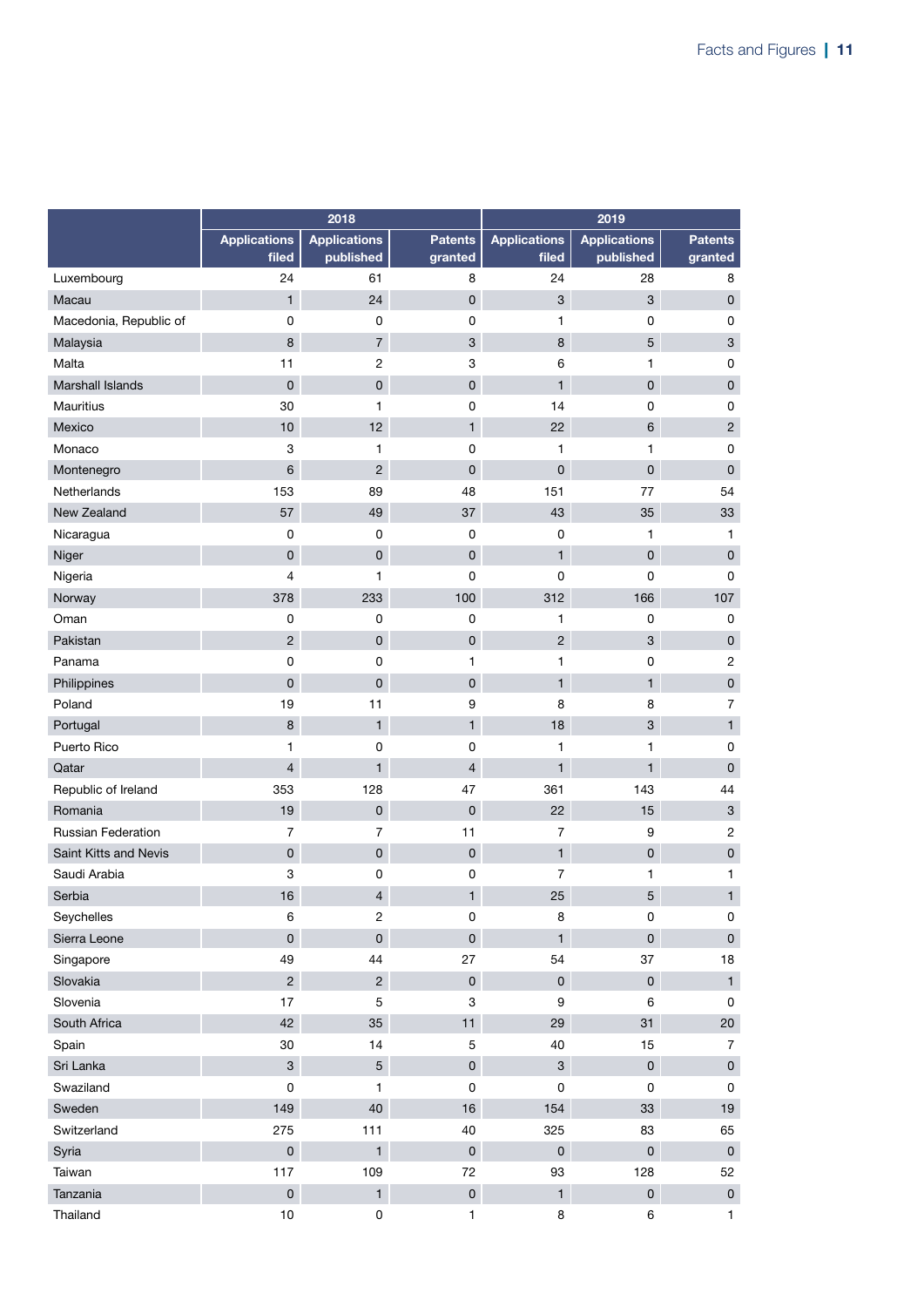| | 2018 | | | 2019 | | |
|---|---|---|---|---|---|---|
| | Applications filed | Applications published | Patents granted | Applications filed | Applications published | Patents granted |
| Luxembourg | 24 | 61 | 8 | 24 | 28 | 8 |
| Macau | 1 | 24 | 0 | 3 | 3 | 0 |
| Macedonia, Republic of | 0 | 0 | 0 | 1 | 0 | 0 |
| Malaysia | 8 | 7 | 3 | 8 | 5 | 3 |
| Malta | 11 | 2 | 3 | 6 | 1 | 0 |
| Marshall Islands | 0 | 0 | 0 | 1 | 0 | 0 |
| Mauritius | 30 | 1 | 0 | 14 | 0 | 0 |
| Mexico | 10 | 12 | 1 | 22 | 6 | 2 |
| Monaco | 3 | 1 | 0 | 1 | 1 | 0 |
| Montenegro | 6 | 2 | 0 | 0 | 0 | 0 |
| Netherlands | 153 | 89 | 48 | 151 | 77 | 54 |
| New Zealand | 57 | 49 | 37 | 43 | 35 | 33 |
| Nicaragua | 0 | 0 | 0 | 0 | 1 | 1 |
| Niger | 0 | 0 | 0 | 1 | 0 | 0 |
| Nigeria | 4 | 1 | 0 | 0 | 0 | 0 |
| Norway | 378 | 233 | 100 | 312 | 166 | 107 |
| Oman | 0 | 0 | 0 | 1 | 0 | 0 |
| Pakistan | 2 | 0 | 0 | 2 | 3 | 0 |
| Panama | 0 | 0 | 1 | 1 | 0 | 2 |
| Philippines | 0 | 0 | 0 | 1 | 1 | 0 |
| Poland | 19 | 11 | 9 | 8 | 8 | 7 |
| Portugal | 8 | 1 | 1 | 18 | 3 | 1 |
| Puerto Rico | 1 | 0 | 0 | 1 | 1 | 0 |
| Qatar | 4 | 1 | 4 | 1 | 1 | 0 |
| Republic of Ireland | 353 | 128 | 47 | 361 | 143 | 44 |
| Romania | 19 | 0 | 0 | 22 | 15 | 3 |
| Russian Federation | 7 | 7 | 11 | 7 | 9 | 2 |
| Saint Kitts and Nevis | 0 | 0 | 0 | 1 | 0 | 0 |
| Saudi Arabia | 3 | 0 | 0 | 7 | 1 | 1 |
| Serbia | 16 | 4 | 1 | 25 | 5 | 1 |
| Seychelles | 6 | 2 | 0 | 8 | 0 | 0 |
| Sierra Leone | 0 | 0 | 0 | 1 | 0 | 0 |
| Singapore | 49 | 44 | 27 | 54 | 37 | 18 |
| Slovakia | 2 | 2 | 0 | 0 | 0 | 1 |
| Slovenia | 17 | 5 | 3 | 9 | 6 | 0 |
| South Africa | 42 | 35 | 11 | 29 | 31 | 20 |
| Spain | 30 | 14 | 5 | 40 | 15 | 7 |
| Sri Lanka | 3 | 5 | 0 | 3 | 0 | 0 |
| Swaziland | 0 | 1 | 0 | 0 | 0 | 0 |
| Sweden | 149 | 40 | 16 | 154 | 33 | 19 |
| Switzerland | 275 | 111 | 40 | 325 | 83 | 65 |
| Syria | 0 | 1 | 0 | 0 | 0 | 0 |
| Taiwan | 117 | 109 | 72 | 93 | 128 | 52 |
| Tanzania | 0 | 1 | 0 | 1 | 0 | 0 |
| Thailand | 10 | 0 | 1 | 8 | 6 | 1 |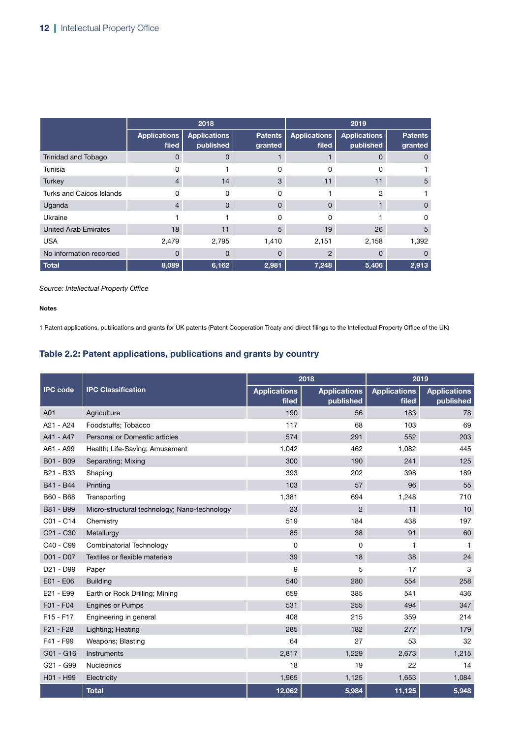| | 2018 | | | 2019 | | |
|---|---|---|---|---|---|---|
| | Applications filed | Applications published | Patents granted | Applications filed | Applications published | Patents granted |
| Trinidad and Tobago | 0 | 0 | 1 | 1 | 0 | 0 |
| Tunisia | 0 | 1 | 0 | 0 | 0 | 1 |
| Turkey | 4 | 14 | 3 | 11 | 11 | 5 |
| Turks and Caicos Islands | 0 | 0 | 0 | 1 | 2 | 1 |
| Uganda | 4 | 0 | 0 | 0 | 1 | 0 |
| Ukraine | 1 | 1 | 0 | 0 | 1 | 0 |
| United Arab Emirates | 18 | 11 | 5 | 19 | 26 | 5 |
| USA | 2,479 | 2,795 | 1,410 | 2,151 | 2,158 | 1,392 |
| No information recorded | 0 | 0 | 0 | 2 | 0 | 0 |
| **Total** | **8,089** | **6,162** | **2,981** | **7,248** | **5,406** | **2,913** |

*Source: Intellectual Property Office*

**Notes**

1 Patent applications, publications and grants for UK patents (Patent Cooperation Treaty and direct filings to the Intellectual Property Office of the UK)

### Table 2.2: Patent applications, publications and grants by country

| IPC code | IPC Classification | 2018 | | 2019 | |
|---|---|---|---|---|---|
| | | Applications filed | Applications published | Applications filed | Applications published |
| A01 | Agriculture | 190 | 56 | 183 | 78 |
| A21 - A24 | Foodstuffs; Tobacco | 117 | 68 | 103 | 69 |
| A41 - A47 | Personal or Domestic articles | 574 | 291 | 552 | 203 |
| A61 - A99 | Health; Life-Saving; Amusement | 1,042 | 462 | 1,082 | 445 |
| B01 - B09 | Separating; Mixing | 300 | 190 | 241 | 125 |
| B21 - B33 | Shaping | 393 | 202 | 398 | 189 |
| B41 - B44 | Printing | 103 | 57 | 96 | 55 |
| B60 - B68 | Transporting | 1,381 | 694 | 1,248 | 710 |
| B81 - B99 | Micro-structural technology; Nano-technology | 23 | 2 | 11 | 10 |
| C01 - C14 | Chemistry | 519 | 184 | 438 | 197 |
| C21 - C30 | Metallurgy | 85 | 38 | 91 | 60 |
| C40 - C99 | Combinatorial Technology | 0 | 0 | 1 | 1 |
| D01 - D07 | Textiles or flexible materials | 39 | 18 | 38 | 24 |
| D21 - D99 | Paper | 9 | 5 | 17 | 3 |
| E01 - E06 | Building | 540 | 280 | 554 | 258 |
| E21 - E99 | Earth or Rock Drilling; Mining | 659 | 385 | 541 | 436 |
| F01 - F04 | Engines or Pumps | 531 | 255 | 494 | 347 |
| F15 - F17 | Engineering in general | 408 | 215 | 359 | 214 |
| F21 - F28 | Lighting; Heating | 285 | 182 | 277 | 179 |
| F41 - F99 | Weapons; Blasting | 64 | 27 | 53 | 32 |
| G01 - G16 | Instruments | 2,817 | 1,229 | 2,673 | 1,215 |
| G21 - G99 | Nucleonics | 18 | 19 | 22 | 14 |
| H01 - H99 | Electricity | 1,965 | 1,125 | 1,653 | 1,084 |
| | **Total** | **12,062** | **5,984** | **11,125** | **5,948** |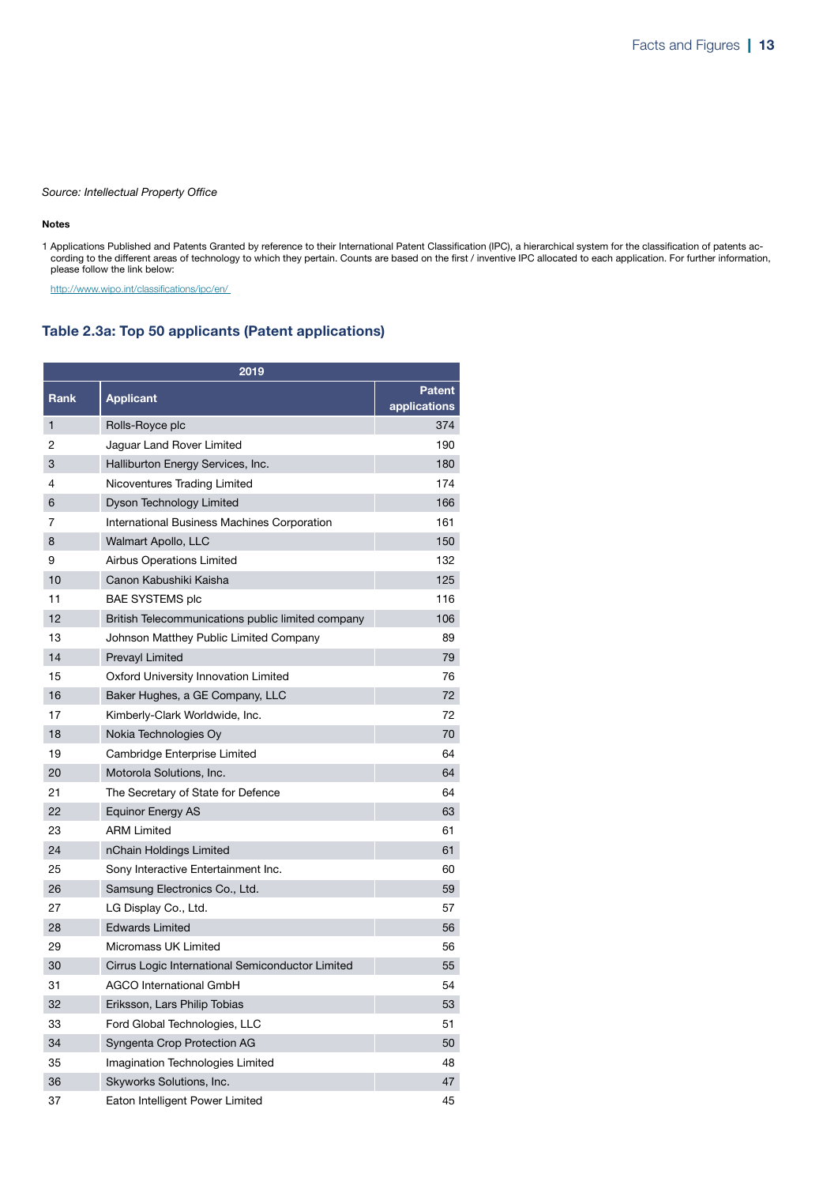*Source: Intellectual Property Office*

**Notes**

1 Applications Published and Patents Granted by reference to their International Patent Classification (IPC), a hierarchical system for the classification of patents according to the different areas of technology to which they pertain. Counts are based on the first / inventive IPC allocated to each application. For further information, please follow the link below:

http://www.wipo.int/classifications/ipc/en/

## Table 2.3a: Top 50 applicants (Patent applications)

| 2019 | | |
|---|---|---|
| **Rank** | **Applicant** | **Patent applications** |
| 1 | Rolls-Royce plc | 374 |
| 2 | Jaguar Land Rover Limited | 190 |
| 3 | Halliburton Energy Services, Inc. | 180 |
| 4 | Nicoventures Trading Limited | 174 |
| 6 | Dyson Technology Limited | 166 |
| 7 | International Business Machines Corporation | 161 |
| 8 | Walmart Apollo, LLC | 150 |
| 9 | Airbus Operations Limited | 132 |
| 10 | Canon Kabushiki Kaisha | 125 |
| 11 | BAE SYSTEMS plc | 116 |
| 12 | British Telecommunications public limited company | 106 |
| 13 | Johnson Matthey Public Limited Company | 89 |
| 14 | Prevayl Limited | 79 |
| 15 | Oxford University Innovation Limited | 76 |
| 16 | Baker Hughes, a GE Company, LLC | 72 |
| 17 | Kimberly-Clark Worldwide, Inc. | 72 |
| 18 | Nokia Technologies Oy | 70 |
| 19 | Cambridge Enterprise Limited | 64 |
| 20 | Motorola Solutions, Inc. | 64 |
| 21 | The Secretary of State for Defence | 64 |
| 22 | Equinor Energy AS | 63 |
| 23 | ARM Limited | 61 |
| 24 | nChain Holdings Limited | 61 |
| 25 | Sony Interactive Entertainment Inc. | 60 |
| 26 | Samsung Electronics Co., Ltd. | 59 |
| 27 | LG Display Co., Ltd. | 57 |
| 28 | Edwards Limited | 56 |
| 29 | Micromass UK Limited | 56 |
| 30 | Cirrus Logic International Semiconductor Limited | 55 |
| 31 | AGCO International GmbH | 54 |
| 32 | Eriksson, Lars Philip Tobias | 53 |
| 33 | Ford Global Technologies, LLC | 51 |
| 34 | Syngenta Crop Protection AG | 50 |
| 35 | Imagination Technologies Limited | 48 |
| 36 | Skyworks Solutions, Inc. | 47 |
| 37 | Eaton Intelligent Power Limited | 45 |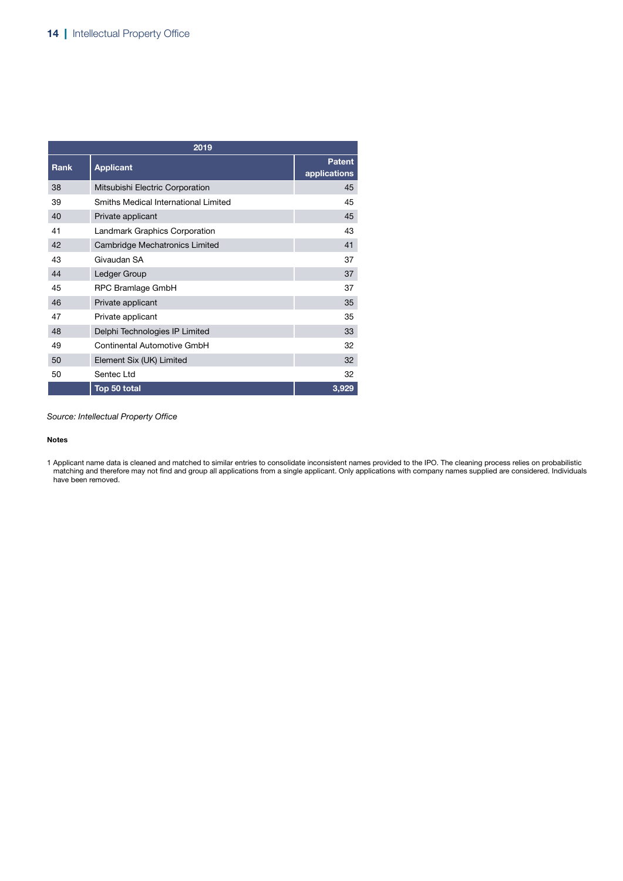| 2019 | | |
|---|---|---|
| **Rank** | **Applicant** | **Patent applications** |
| 38 | Mitsubishi Electric Corporation | 45 |
| 39 | Smiths Medical International Limited | 45 |
| 40 | Private applicant | 45 |
| 41 | Landmark Graphics Corporation | 43 |
| 42 | Cambridge Mechatronics Limited | 41 |
| 43 | Givaudan SA | 37 |
| 44 | Ledger Group | 37 |
| 45 | RPC Bramlage GmbH | 37 |
| 46 | Private applicant | 35 |
| 47 | Private applicant | 35 |
| 48 | Delphi Technologies IP Limited | 33 |
| 49 | Continental Automotive GmbH | 32 |
| 50 | Element Six (UK) Limited | 32 |
| 50 | Sentec Ltd | 32 |
| | **Top 50 total** | **3,929** |

*Source: Intellectual Property Office*

**Notes**

1 Applicant name data is cleaned and matched to similar entries to consolidate inconsistent names provided to the IPO. The cleaning process relies on probabilistic matching and therefore may not find and group all applications from a single applicant. Only applications with company names supplied are considered. Individuals have been removed.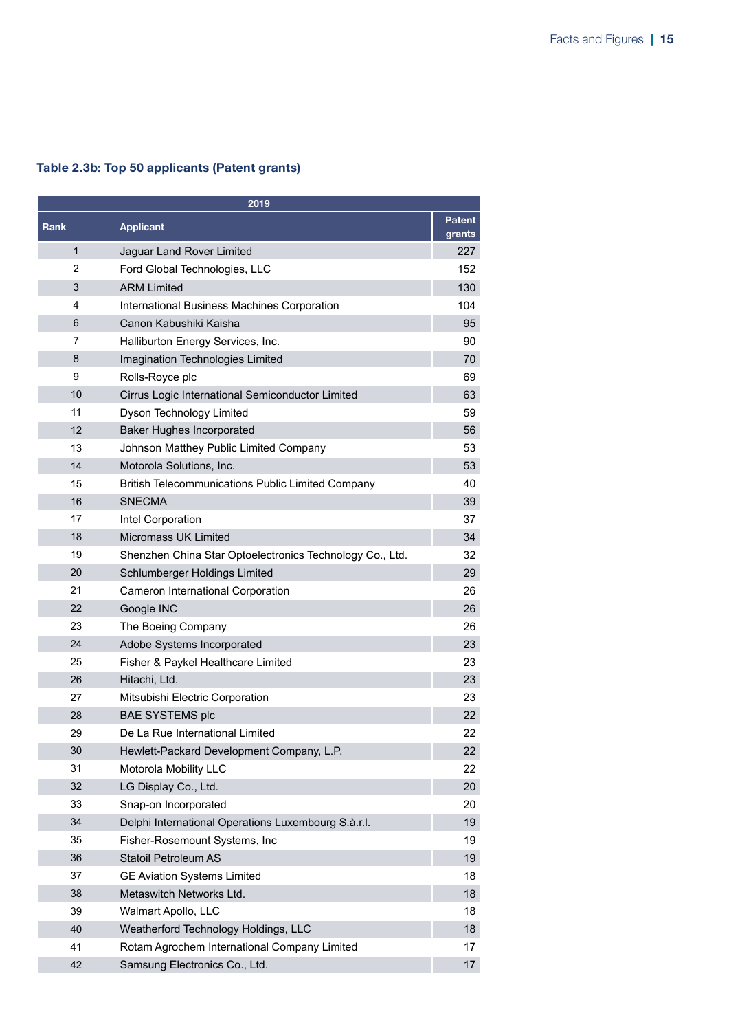### Table 2.3b: Top 50 applicants (Patent grants)

| 2019 | | |
|---|---|---|
| **Rank** | **Applicant** | **Patent grants** |
| 1 | Jaguar Land Rover Limited | 227 |
| 2 | Ford Global Technologies, LLC | 152 |
| 3 | ARM Limited | 130 |
| 4 | International Business Machines Corporation | 104 |
| 6 | Canon Kabushiki Kaisha | 95 |
| 7 | Halliburton Energy Services, Inc. | 90 |
| 8 | Imagination Technologies Limited | 70 |
| 9 | Rolls-Royce plc | 69 |
| 10 | Cirrus Logic International Semiconductor Limited | 63 |
| 11 | Dyson Technology Limited | 59 |
| 12 | Baker Hughes Incorporated | 56 |
| 13 | Johnson Matthey Public Limited Company | 53 |
| 14 | Motorola Solutions, Inc. | 53 |
| 15 | British Telecommunications Public Limited Company | 40 |
| 16 | SNECMA | 39 |
| 17 | Intel Corporation | 37 |
| 18 | Micromass UK Limited | 34 |
| 19 | Shenzhen China Star Optoelectronics Technology Co., Ltd. | 32 |
| 20 | Schlumberger Holdings Limited | 29 |
| 21 | Cameron International Corporation | 26 |
| 22 | Google INC | 26 |
| 23 | The Boeing Company | 26 |
| 24 | Adobe Systems Incorporated | 23 |
| 25 | Fisher & Paykel Healthcare Limited | 23 |
| 26 | Hitachi, Ltd. | 23 |
| 27 | Mitsubishi Electric Corporation | 23 |
| 28 | BAE SYSTEMS plc | 22 |
| 29 | De La Rue International Limited | 22 |
| 30 | Hewlett-Packard Development Company, L.P. | 22 |
| 31 | Motorola Mobility LLC | 22 |
| 32 | LG Display Co., Ltd. | 20 |
| 33 | Snap-on Incorporated | 20 |
| 34 | Delphi International Operations Luxembourg S.à.r.l. | 19 |
| 35 | Fisher-Rosemount Systems, Inc | 19 |
| 36 | Statoil Petroleum AS | 19 |
| 37 | GE Aviation Systems Limited | 18 |
| 38 | Metaswitch Networks Ltd. | 18 |
| 39 | Walmart Apollo, LLC | 18 |
| 40 | Weatherford Technology Holdings, LLC | 18 |
| 41 | Rotam Agrochem International Company Limited | 17 |
| 42 | Samsung Electronics Co., Ltd. | 17 |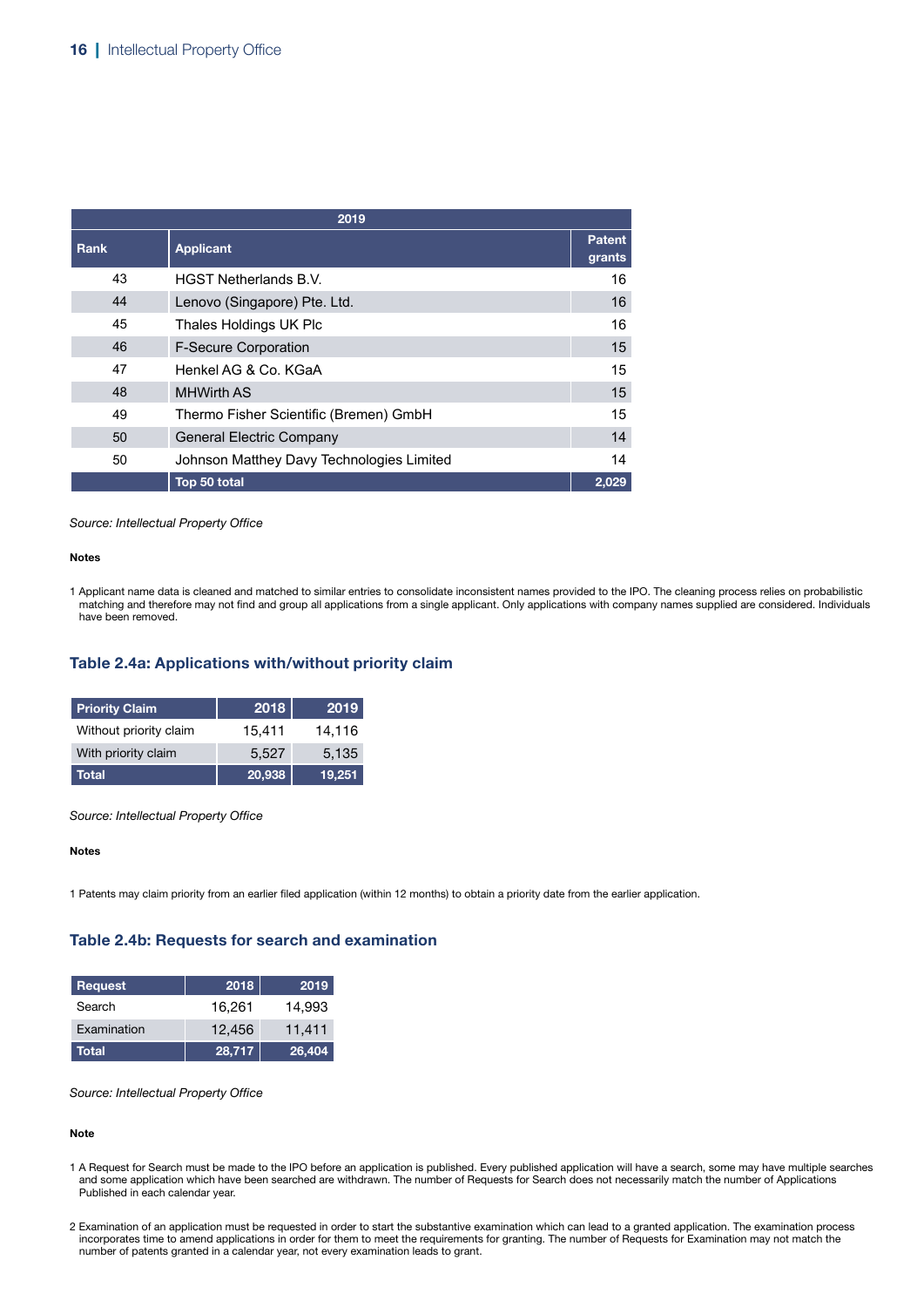| 2019 | | |
|---|---|---|
| **Rank** | **Applicant** | **Patent grants** |
| 43 | HGST Netherlands B.V. | 16 |
| 44 | Lenovo (Singapore) Pte. Ltd. | 16 |
| 45 | Thales Holdings UK Plc | 16 |
| 46 | F-Secure Corporation | 15 |
| 47 | Henkel AG & Co. KGaA | 15 |
| 48 | MHWirth AS | 15 |
| 49 | Thermo Fisher Scientific (Bremen) GmbH | 15 |
| 50 | General Electric Company | 14 |
| 50 | Johnson Matthey Davy Technologies Limited | 14 |
| | **Top 50 total** | **2,029** |

*Source: Intellectual Property Office*

**Notes**

1 Applicant name data is cleaned and matched to similar entries to consolidate inconsistent names provided to the IPO. The cleaning process relies on probabilistic matching and therefore may not find and group all applications from a single applicant. Only applications with company names supplied are considered. Individuals have been removed.

### Table 2.4a: Applications with/without priority claim

| Priority Claim | 2018 | 2019 |
|---|---|---|
| Without priority claim | 15,411 | 14,116 |
| With priority claim | 5,527 | 5,135 |
| **Total** | **20,938** | **19,251** |

*Source: Intellectual Property Office*

**Notes**

1 Patents may claim priority from an earlier filed application (within 12 months) to obtain a priority date from the earlier application.

### Table 2.4b: Requests for search and examination

| Request | 2018 | 2019 |
|---|---|---|
| Search | 16,261 | 14,993 |
| Examination | 12,456 | 11,411 |
| **Total** | **28,717** | **26,404** |

*Source: Intellectual Property Office*

**Note**

1 A Request for Search must be made to the IPO before an application is published. Every published application will have a search, some may have multiple searches and some application which have been searched are withdrawn. The number of Requests for Search does not necessarily match the number of Applications Published in each calendar year.

2 Examination of an application must be requested in order to start the substantive examination which can lead to a granted application. The examination process incorporates time to amend applications in order for them to meet the requirements for granting. The number of Requests for Examination may not match the number of patents granted in a calendar year, not every examination leads to grant.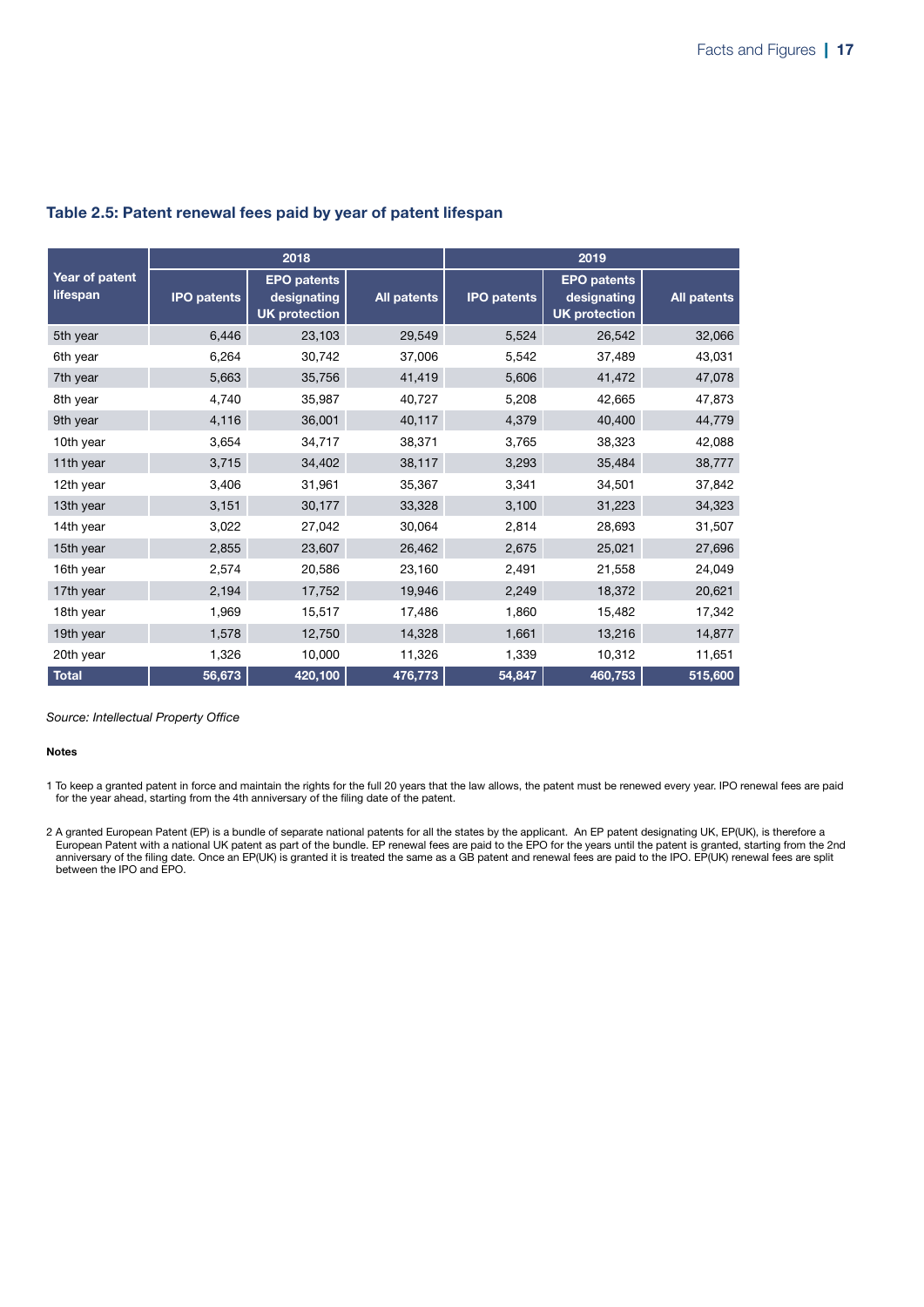### Table 2.5: Patent renewal fees paid by year of patent lifespan

| Year of patent lifespan | 2018 | | | 2019 | | |
|---|---|---|---|---|---|---|
| | IPO patents | EPO patents designating UK protection | All patents | IPO patents | EPO patents designating UK protection | All patents |
| 5th year | 6,446 | 23,103 | 29,549 | 5,524 | 26,542 | 32,066 |
| 6th year | 6,264 | 30,742 | 37,006 | 5,542 | 37,489 | 43,031 |
| 7th year | 5,663 | 35,756 | 41,419 | 5,606 | 41,472 | 47,078 |
| 8th year | 4,740 | 35,987 | 40,727 | 5,208 | 42,665 | 47,873 |
| 9th year | 4,116 | 36,001 | 40,117 | 4,379 | 40,400 | 44,779 |
| 10th year | 3,654 | 34,717 | 38,371 | 3,765 | 38,323 | 42,088 |
| 11th year | 3,715 | 34,402 | 38,117 | 3,293 | 35,484 | 38,777 |
| 12th year | 3,406 | 31,961 | 35,367 | 3,341 | 34,501 | 37,842 |
| 13th year | 3,151 | 30,177 | 33,328 | 3,100 | 31,223 | 34,323 |
| 14th year | 3,022 | 27,042 | 30,064 | 2,814 | 28,693 | 31,507 |
| 15th year | 2,855 | 23,607 | 26,462 | 2,675 | 25,021 | 27,696 |
| 16th year | 2,574 | 20,586 | 23,160 | 2,491 | 21,558 | 24,049 |
| 17th year | 2,194 | 17,752 | 19,946 | 2,249 | 18,372 | 20,621 |
| 18th year | 1,969 | 15,517 | 17,486 | 1,860 | 15,482 | 17,342 |
| 19th year | 1,578 | 12,750 | 14,328 | 1,661 | 13,216 | 14,877 |
| 20th year | 1,326 | 10,000 | 11,326 | 1,339 | 10,312 | 11,651 |
| **Total** | **56,673** | **420,100** | **476,773** | **54,847** | **460,753** | **515,600** |

*Source: Intellectual Property Office*

**Notes**

1 To keep a granted patent in force and maintain the rights for the full 20 years that the law allows, the patent must be renewed every year. IPO renewal fees are paid for the year ahead, starting from the 4th anniversary of the filing date of the patent.

2 A granted European Patent (EP) is a bundle of separate national patents for all the states by the applicant. An EP patent designating UK, EP(UK), is therefore a European Patent with a national UK patent as part of the bundle. EP renewal fees are paid to the EPO for the years until the patent is granted, starting from the 2nd anniversary of the filing date. Once an EP(UK) is granted it is treated the same as a GB patent and renewal fees are paid to the IPO. EP(UK) renewal fees are split between the IPO and EPO.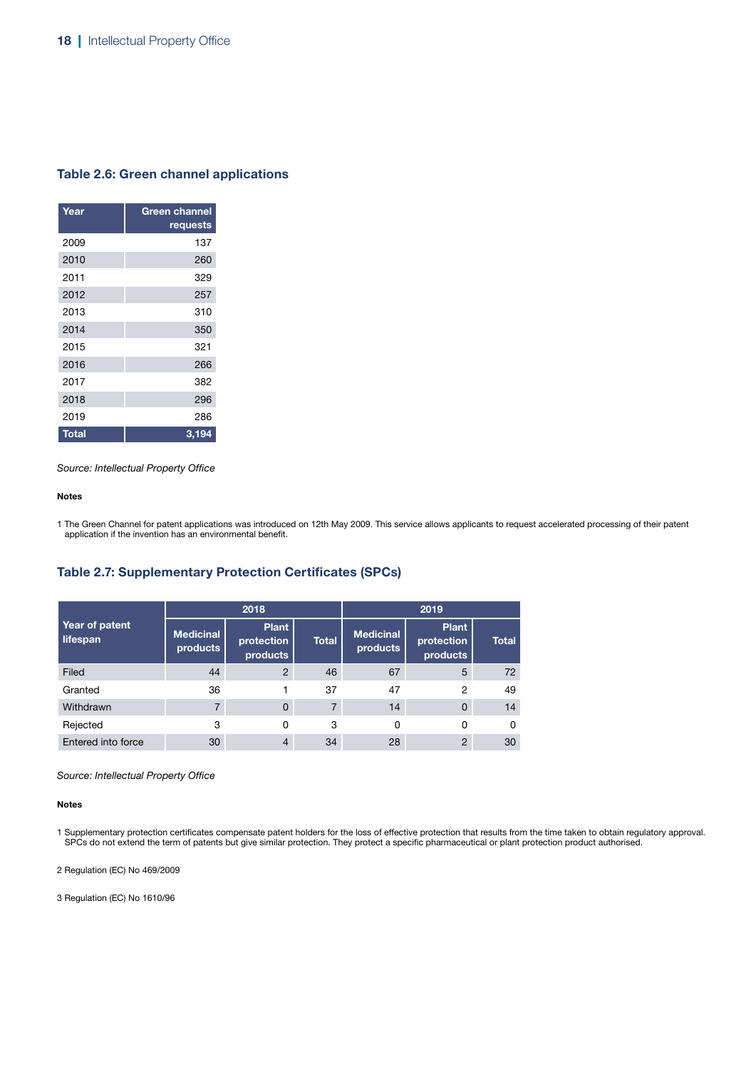### Table 2.6: Green channel applications

| Year | Green channel requests |
|---|---|
| 2009 | 137 |
| 2010 | 260 |
| 2011 | 329 |
| 2012 | 257 |
| 2013 | 310 |
| 2014 | 350 |
| 2015 | 321 |
| 2016 | 266 |
| 2017 | 382 |
| 2018 | 296 |
| 2019 | 286 |
| **Total** | **3,194** |

*Source: Intellectual Property Office*

**Notes**

1 The Green Channel for patent applications was introduced on 12th May 2009. This service allows applicants to request accelerated processing of their patent application if the invention has an environmental benefit.

### Table 2.7: Supplementary Protection Certificates (SPCs)

| Year of patent lifespan | 2018 | | | 2019 | | |
|---|---|---|---|---|---|---|
| | Medicinal products | Plant protection products | Total | Medicinal products | Plant protection products | Total |
| Filed | 44 | 2 | 46 | 67 | 5 | 72 |
| Granted | 36 | 1 | 37 | 47 | 2 | 49 |
| Withdrawn | 7 | 0 | 7 | 14 | 0 | 14 |
| Rejected | 3 | 0 | 3 | 0 | 0 | 0 |
| Entered into force | 30 | 4 | 34 | 28 | 2 | 30 |

*Source: Intellectual Property Office*

**Notes**

1 Supplementary protection certificates compensate patent holders for the loss of effective protection that results from the time taken to obtain regulatory approval. SPCs do not extend the term of patents but give similar protection. They protect a specific pharmaceutical or plant protection product authorised.

2 Regulation (EC) No 469/2009

3 Regulation (EC) No 1610/96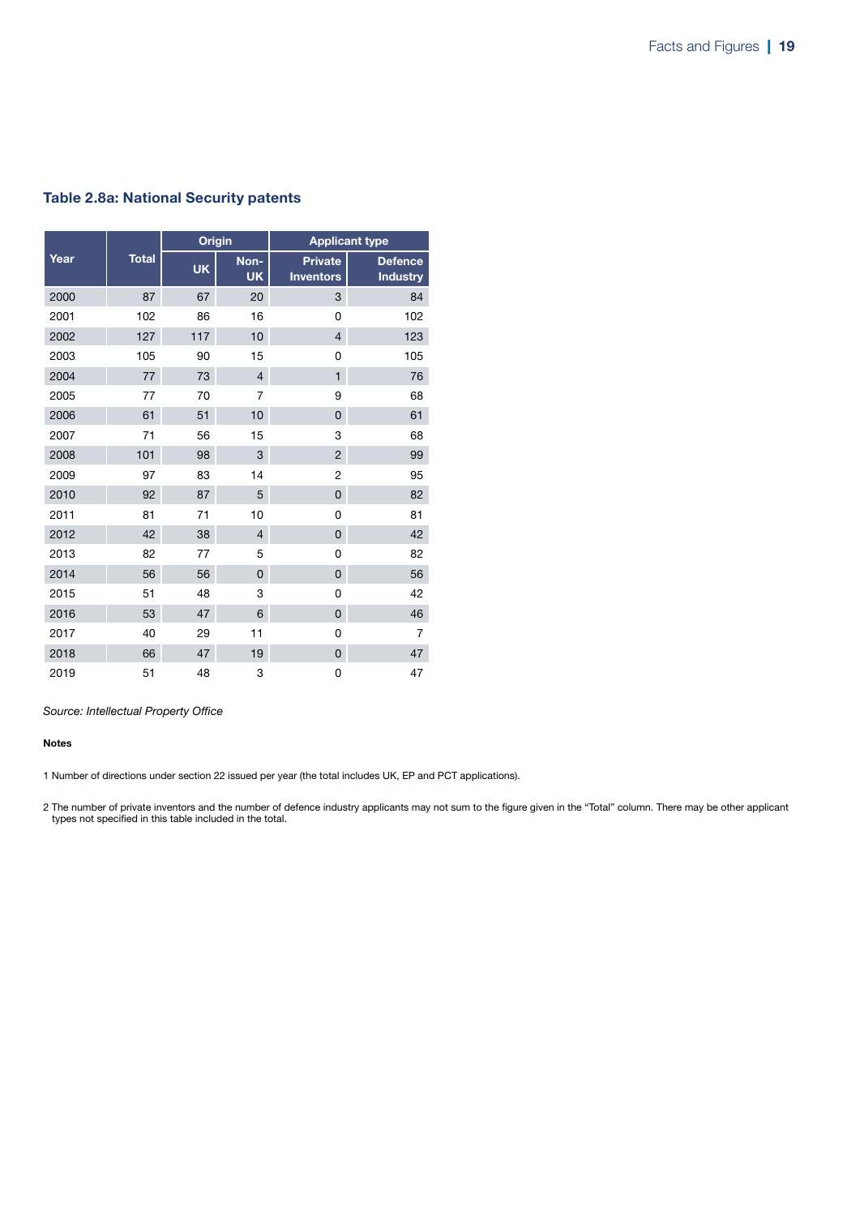### Table 2.8a: National Security patents

| Year | Total | Origin | | Applicant type | |
|---|---|---|---|---|---|
| | | UK | Non-UK | Private Inventors | Defence Industry |
| 2000 | 87 | 67 | 20 | 3 | 84 |
| 2001 | 102 | 86 | 16 | 0 | 102 |
| 2002 | 127 | 117 | 10 | 4 | 123 |
| 2003 | 105 | 90 | 15 | 0 | 105 |
| 2004 | 77 | 73 | 4 | 1 | 76 |
| 2005 | 77 | 70 | 7 | 9 | 68 |
| 2006 | 61 | 51 | 10 | 0 | 61 |
| 2007 | 71 | 56 | 15 | 3 | 68 |
| 2008 | 101 | 98 | 3 | 2 | 99 |
| 2009 | 97 | 83 | 14 | 2 | 95 |
| 2010 | 92 | 87 | 5 | 0 | 82 |
| 2011 | 81 | 71 | 10 | 0 | 81 |
| 2012 | 42 | 38 | 4 | 0 | 42 |
| 2013 | 82 | 77 | 5 | 0 | 82 |
| 2014 | 56 | 56 | 0 | 0 | 56 |
| 2015 | 51 | 48 | 3 | 0 | 42 |
| 2016 | 53 | 47 | 6 | 0 | 46 |
| 2017 | 40 | 29 | 11 | 0 | 7 |
| 2018 | 66 | 47 | 19 | 0 | 47 |
| 2019 | 51 | 48 | 3 | 0 | 47 |

*Source: Intellectual Property Office*

**Notes**

1 Number of directions under section 22 issued per year (the total includes UK, EP and PCT applications).

2 The number of private inventors and the number of defence industry applicants may not sum to the figure given in the "Total" column. There may be other applicant types not specified in this table included in the total.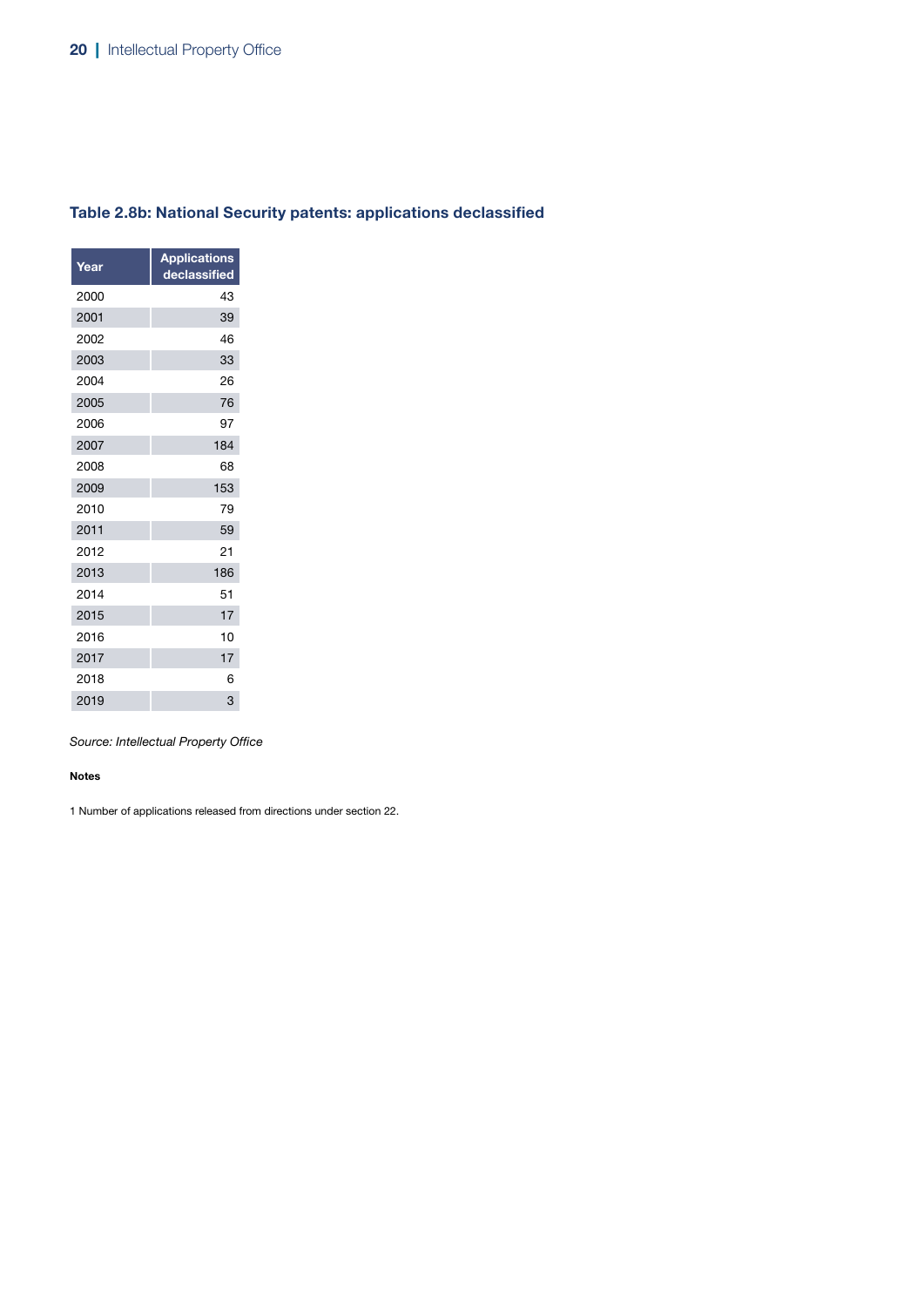### Table 2.8b: National Security patents: applications declassified

| Year | Applications declassified |
|---|---|
| 2000 | 43 |
| 2001 | 39 |
| 2002 | 46 |
| 2003 | 33 |
| 2004 | 26 |
| 2005 | 76 |
| 2006 | 97 |
| 2007 | 184 |
| 2008 | 68 |
| 2009 | 153 |
| 2010 | 79 |
| 2011 | 59 |
| 2012 | 21 |
| 2013 | 186 |
| 2014 | 51 |
| 2015 | 17 |
| 2016 | 10 |
| 2017 | 17 |
| 2018 | 6 |
| 2019 | 3 |

*Source: Intellectual Property Office*

**Notes**

1 Number of applications released from directions under section 22.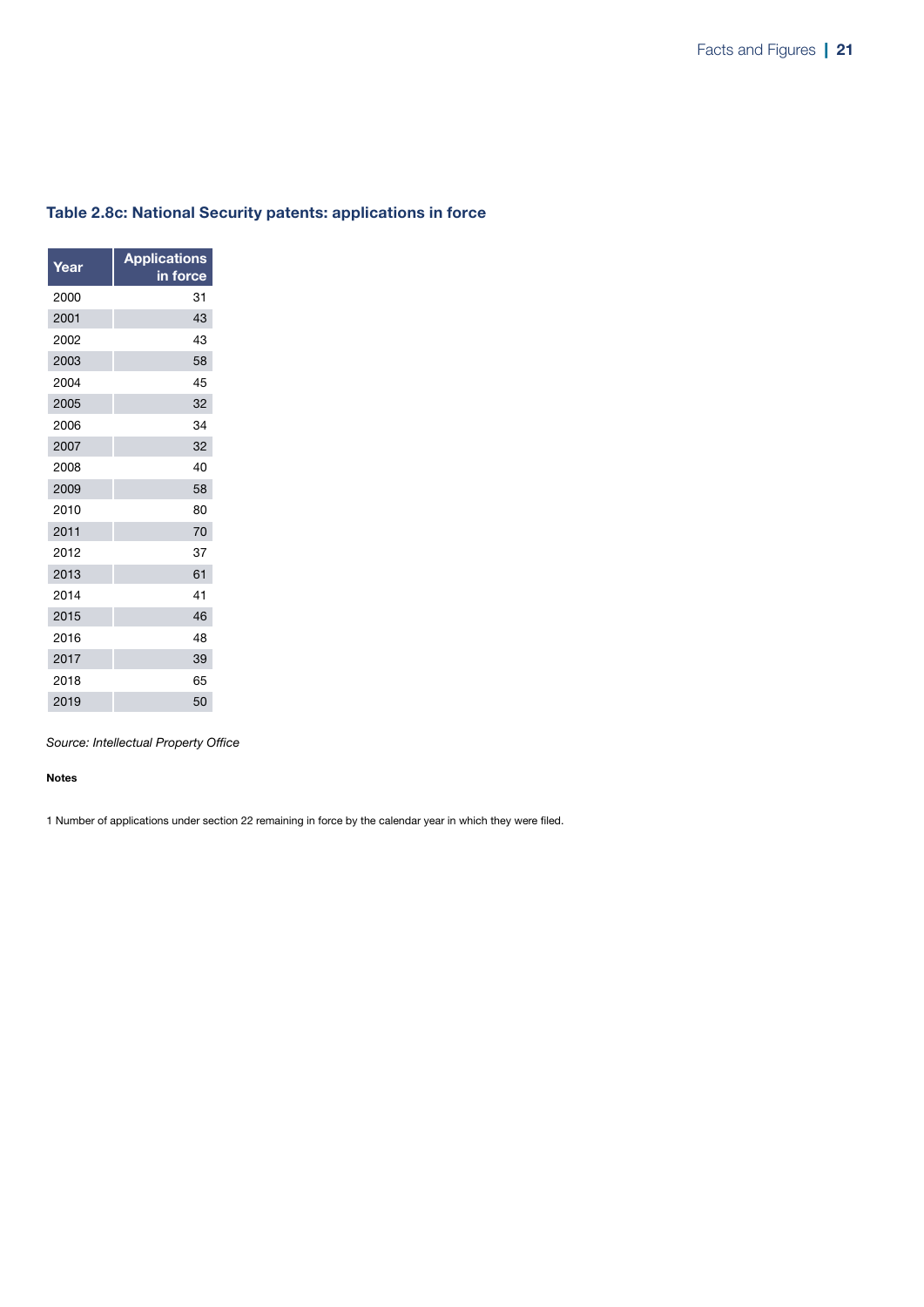### Table 2.8c: National Security patents: applications in force

| Year | Applications in force |
|---|---|
| 2000 | 31 |
| 2001 | 43 |
| 2002 | 43 |
| 2003 | 58 |
| 2004 | 45 |
| 2005 | 32 |
| 2006 | 34 |
| 2007 | 32 |
| 2008 | 40 |
| 2009 | 58 |
| 2010 | 80 |
| 2011 | 70 |
| 2012 | 37 |
| 2013 | 61 |
| 2014 | 41 |
| 2015 | 46 |
| 2016 | 48 |
| 2017 | 39 |
| 2018 | 65 |
| 2019 | 50 |

*Source: Intellectual Property Office*

**Notes**

1 Number of applications under section 22 remaining in force by the calendar year in which they were filed.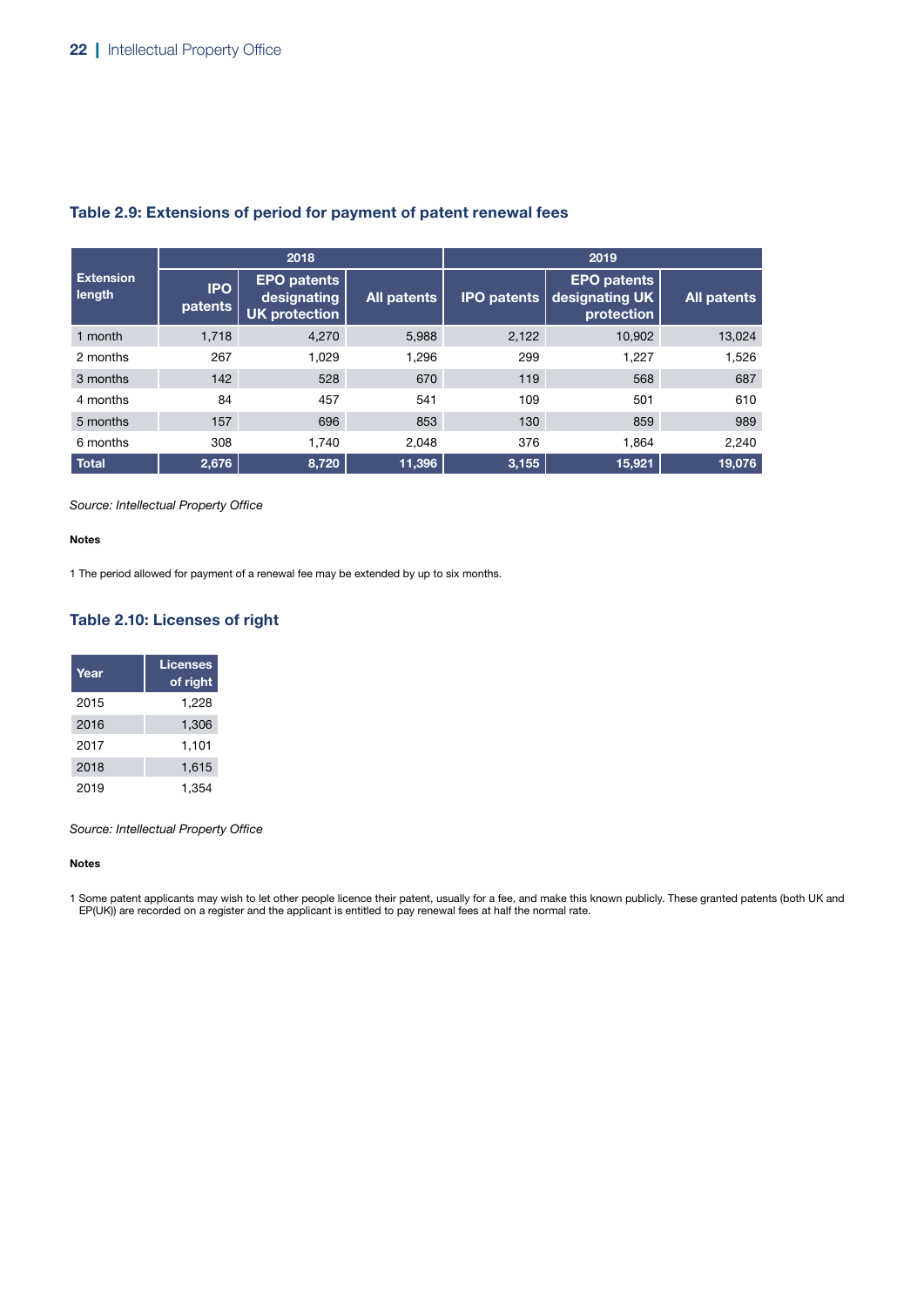### Table 2.9: Extensions of period for payment of patent renewal fees

| Extension length | 2018 | | | 2019 | | |
|---|---|---|---|---|---|---|
| | IPO patents | EPO patents designating UK protection | All patents | IPO patents | EPO patents designating UK protection | All patents |
| 1 month | 1,718 | 4,270 | 5,988 | 2,122 | 10,902 | 13,024 |
| 2 months | 267 | 1,029 | 1,296 | 299 | 1,227 | 1,526 |
| 3 months | 142 | 528 | 670 | 119 | 568 | 687 |
| 4 months | 84 | 457 | 541 | 109 | 501 | 610 |
| 5 months | 157 | 696 | 853 | 130 | 859 | 989 |
| 6 months | 308 | 1,740 | 2,048 | 376 | 1,864 | 2,240 |
| **Total** | **2,676** | **8,720** | **11,396** | **3,155** | **15,921** | **19,076** |

*Source: Intellectual Property Office*

**Notes**

1 The period allowed for payment of a renewal fee may be extended by up to six months.

### Table 2.10: Licenses of right

| Year | Licenses of right |
|---|---|
| 2015 | 1,228 |
| 2016 | 1,306 |
| 2017 | 1,101 |
| 2018 | 1,615 |
| 2019 | 1,354 |

*Source: Intellectual Property Office*

**Notes**

1 Some patent applicants may wish to let other people licence their patent, usually for a fee, and make this known publicly. These granted patents (both UK and EP(UK)) are recorded on a register and the applicant is entitled to pay renewal fees at half the normal rate.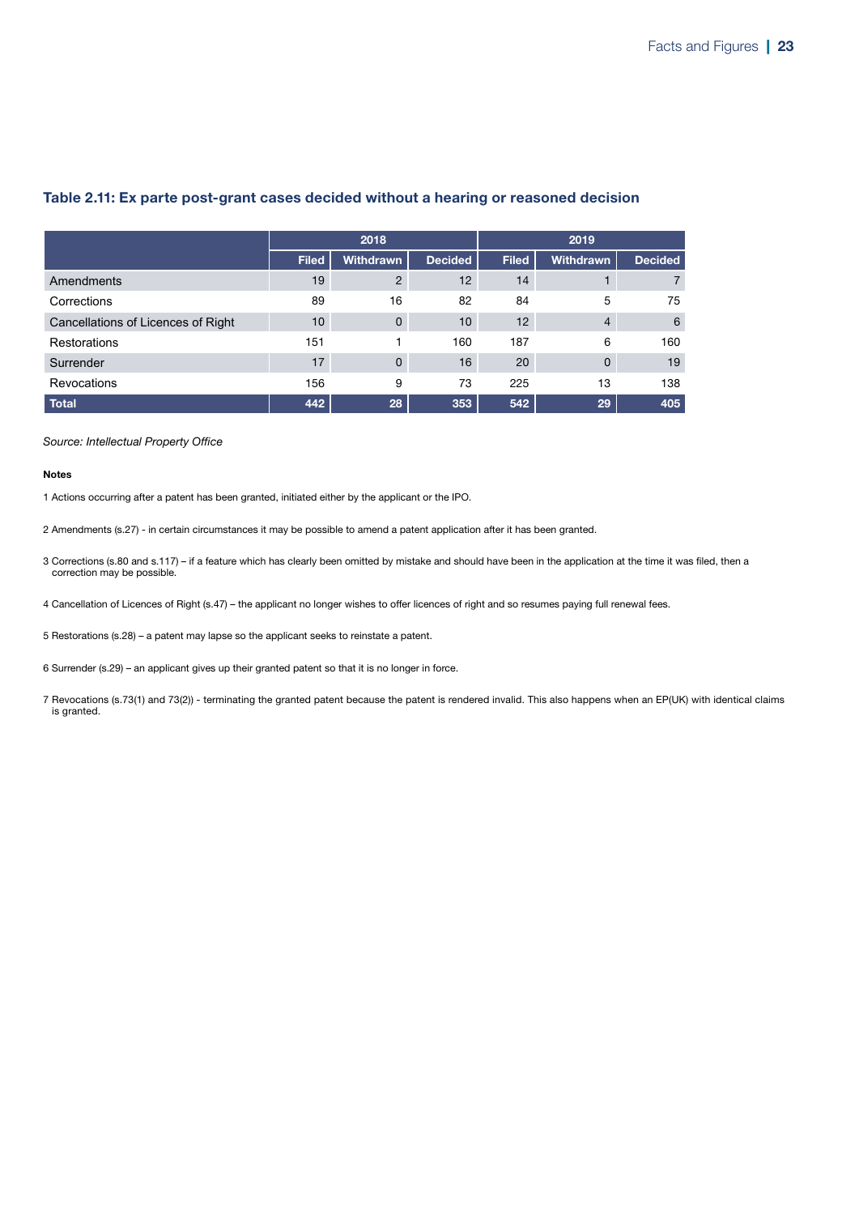### Table 2.11: Ex parte post-grant cases decided without a hearing or reasoned decision

| | 2018 | | | 2019 | | |
|---|---|---|---|---|---|---|
| | Filed | Withdrawn | Decided | Filed | Withdrawn | Decided |
| Amendments | 19 | 2 | 12 | 14 | 1 | 7 |
| Corrections | 89 | 16 | 82 | 84 | 5 | 75 |
| Cancellations of Licences of Right | 10 | 0 | 10 | 12 | 4 | 6 |
| Restorations | 151 | 1 | 160 | 187 | 6 | 160 |
| Surrender | 17 | 0 | 16 | 20 | 0 | 19 |
| Revocations | 156 | 9 | 73 | 225 | 13 | 138 |
| **Total** | **442** | **28** | **353** | **542** | **29** | **405** |

*Source: Intellectual Property Office*

**Notes**

1 Actions occurring after a patent has been granted, initiated either by the applicant or the IPO.

2 Amendments (s.27) - in certain circumstances it may be possible to amend a patent application after it has been granted.

3 Corrections (s.80 and s.117) – if a feature which has clearly been omitted by mistake and should have been in the application at the time it was filed, then a correction may be possible.

4 Cancellation of Licences of Right (s.47) – the applicant no longer wishes to offer licences of right and so resumes paying full renewal fees.

5 Restorations (s.28) – a patent may lapse so the applicant seeks to reinstate a patent.

6 Surrender (s.29) – an applicant gives up their granted patent so that it is no longer in force.

7 Revocations (s.73(1) and 73(2)) - terminating the granted patent because the patent is rendered invalid. This also happens when an EP(UK) with identical claims is granted.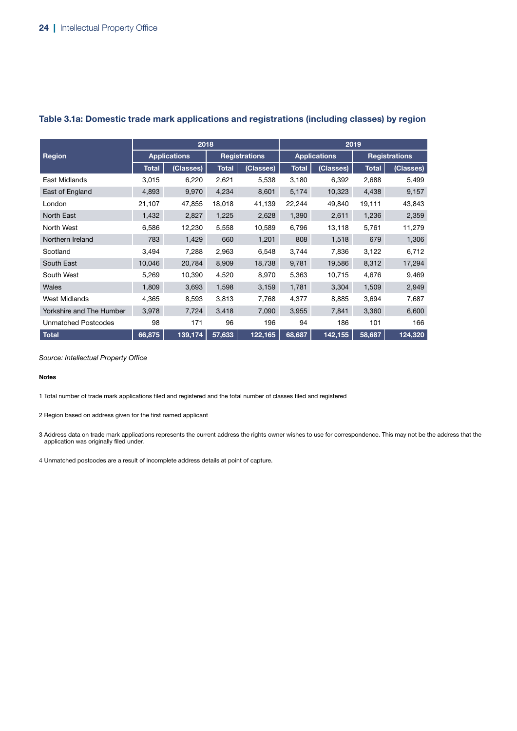### Table 3.1a: Domestic trade mark applications and registrations (including classes) by region

| Region | 2018 | | | | 2019 | | | |
|---|---|---|---|---|---|---|---|---|
| | Applications | | Registrations | | Applications | | Registrations | |
| | Total | (Classes) | Total | (Classes) | Total | (Classes) | Total | (Classes) |
| East Midlands | 3,015 | 6,220 | 2,621 | 5,538 | 3,180 | 6,392 | 2,688 | 5,499 |
| East of England | 4,893 | 9,970 | 4,234 | 8,601 | 5,174 | 10,323 | 4,438 | 9,157 |
| London | 21,107 | 47,855 | 18,018 | 41,139 | 22,244 | 49,840 | 19,111 | 43,843 |
| North East | 1,432 | 2,827 | 1,225 | 2,628 | 1,390 | 2,611 | 1,236 | 2,359 |
| North West | 6,586 | 12,230 | 5,558 | 10,589 | 6,796 | 13,118 | 5,761 | 11,279 |
| Northern Ireland | 783 | 1,429 | 660 | 1,201 | 808 | 1,518 | 679 | 1,306 |
| Scotland | 3,494 | 7,288 | 2,963 | 6,548 | 3,744 | 7,836 | 3,122 | 6,712 |
| South East | 10,046 | 20,784 | 8,909 | 18,738 | 9,781 | 19,586 | 8,312 | 17,294 |
| South West | 5,269 | 10,390 | 4,520 | 8,970 | 5,363 | 10,715 | 4,676 | 9,469 |
| Wales | 1,809 | 3,693 | 1,598 | 3,159 | 1,781 | 3,304 | 1,509 | 2,949 |
| West Midlands | 4,365 | 8,593 | 3,813 | 7,768 | 4,377 | 8,885 | 3,694 | 7,687 |
| Yorkshire and The Humber | 3,978 | 7,724 | 3,418 | 7,090 | 3,955 | 7,841 | 3,360 | 6,600 |
| Unmatched Postcodes | 98 | 171 | 96 | 196 | 94 | 186 | 101 | 166 |
| **Total** | **66,875** | **139,174** | **57,633** | **122,165** | **68,687** | **142,155** | **58,687** | **124,320** |

*Source: Intellectual Property Office*

**Notes**

1 Total number of trade mark applications filed and registered and the total number of classes filed and registered

2 Region based on address given for the first named applicant

3 Address data on trade mark applications represents the current address the rights owner wishes to use for correspondence. This may not be the address that the application was originally filed under.

4 Unmatched postcodes are a result of incomplete address details at point of capture.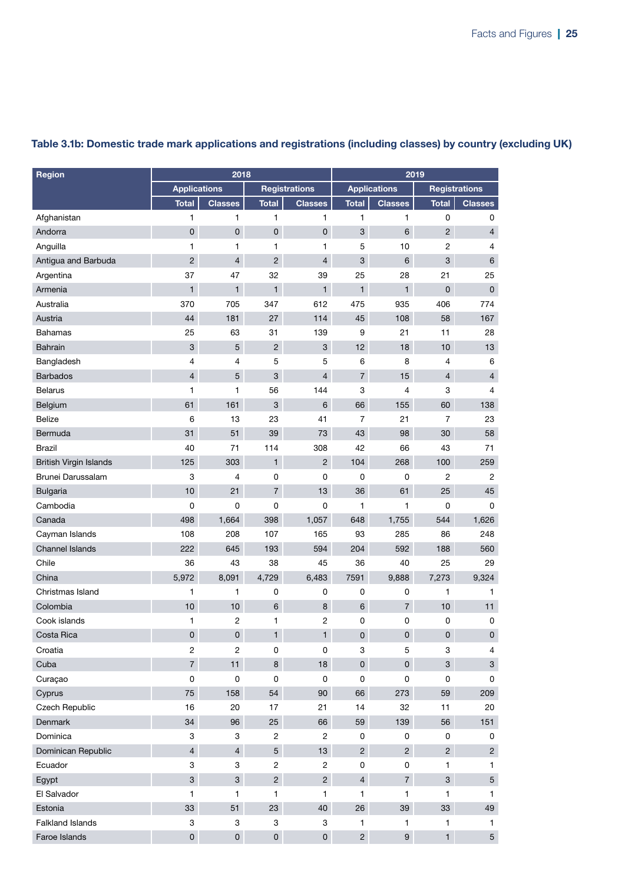### Table 3.1b: Domestic trade mark applications and registrations (including classes) by country (excluding UK)

| Region | 2018 | | | | 2019 | | | |
|---|---|---|---|---|---|---|---|---|
| | Applications | | Registrations | | Applications | | Registrations | |
| | Total | Classes | Total | Classes | Total | Classes | Total | Classes |
| Afghanistan | 1 | 1 | 1 | 1 | 1 | 1 | 0 | 0 |
| Andorra | 0 | 0 | 0 | 0 | 3 | 6 | 2 | 4 |
| Anguilla | 1 | 1 | 1 | 1 | 5 | 10 | 2 | 4 |
| Antigua and Barbuda | 2 | 4 | 2 | 4 | 3 | 6 | 3 | 6 |
| Argentina | 37 | 47 | 32 | 39 | 25 | 28 | 21 | 25 |
| Armenia | 1 | 1 | 1 | 1 | 1 | 1 | 0 | 0 |
| Australia | 370 | 705 | 347 | 612 | 475 | 935 | 406 | 774 |
| Austria | 44 | 181 | 27 | 114 | 45 | 108 | 58 | 167 |
| Bahamas | 25 | 63 | 31 | 139 | 9 | 21 | 11 | 28 |
| Bahrain | 3 | 5 | 2 | 3 | 12 | 18 | 10 | 13 |
| Bangladesh | 4 | 4 | 5 | 5 | 6 | 8 | 4 | 6 |
| Barbados | 4 | 5 | 3 | 4 | 7 | 15 | 4 | 4 |
| Belarus | 1 | 1 | 56 | 144 | 3 | 4 | 3 | 4 |
| Belgium | 61 | 161 | 3 | 6 | 66 | 155 | 60 | 138 |
| Belize | 6 | 13 | 23 | 41 | 7 | 21 | 7 | 23 |
| Bermuda | 31 | 51 | 39 | 73 | 43 | 98 | 30 | 58 |
| Brazil | 40 | 71 | 114 | 308 | 42 | 66 | 43 | 71 |
| British Virgin Islands | 125 | 303 | 1 | 2 | 104 | 268 | 100 | 259 |
| Brunei Darussalam | 3 | 4 | 0 | 0 | 0 | 0 | 2 | 2 |
| Bulgaria | 10 | 21 | 7 | 13 | 36 | 61 | 25 | 45 |
| Cambodia | 0 | 0 | 0 | 0 | 1 | 1 | 0 | 0 |
| Canada | 498 | 1,664 | 398 | 1,057 | 648 | 1,755 | 544 | 1,626 |
| Cayman Islands | 108 | 208 | 107 | 165 | 93 | 285 | 86 | 248 |
| Channel Islands | 222 | 645 | 193 | 594 | 204 | 592 | 188 | 560 |
| Chile | 36 | 43 | 38 | 45 | 36 | 40 | 25 | 29 |
| China | 5,972 | 8,091 | 4,729 | 6,483 | 7591 | 9,888 | 7,273 | 9,324 |
| Christmas Island | 1 | 1 | 0 | 0 | 0 | 0 | 1 | 1 |
| Colombia | 10 | 10 | 6 | 8 | 6 | 7 | 10 | 11 |
| Cook islands | 1 | 2 | 1 | 2 | 0 | 0 | 0 | 0 |
| Costa Rica | 0 | 0 | 1 | 1 | 0 | 0 | 0 | 0 |
| Croatia | 2 | 2 | 0 | 0 | 3 | 5 | 3 | 4 |
| Cuba | 7 | 11 | 8 | 18 | 0 | 0 | 3 | 3 |
| Curaçao | 0 | 0 | 0 | 0 | 0 | 0 | 0 | 0 |
| Cyprus | 75 | 158 | 54 | 90 | 66 | 273 | 59 | 209 |
| Czech Republic | 16 | 20 | 17 | 21 | 14 | 32 | 11 | 20 |
| Denmark | 34 | 96 | 25 | 66 | 59 | 139 | 56 | 151 |
| Dominica | 3 | 3 | 2 | 2 | 0 | 0 | 0 | 0 |
| Dominican Republic | 4 | 4 | 5 | 13 | 2 | 2 | 2 | 2 |
| Ecuador | 3 | 3 | 2 | 2 | 0 | 0 | 1 | 1 |
| Egypt | 3 | 3 | 2 | 2 | 4 | 7 | 3 | 5 |
| El Salvador | 1 | 1 | 1 | 1 | 1 | 1 | 1 | 1 |
| Estonia | 33 | 51 | 23 | 40 | 26 | 39 | 33 | 49 |
| Falkland Islands | 3 | 3 | 3 | 3 | 1 | 1 | 1 | 1 |
| Faroe Islands | 0 | 0 | 0 | 0 | 2 | 9 | 1 | 5 |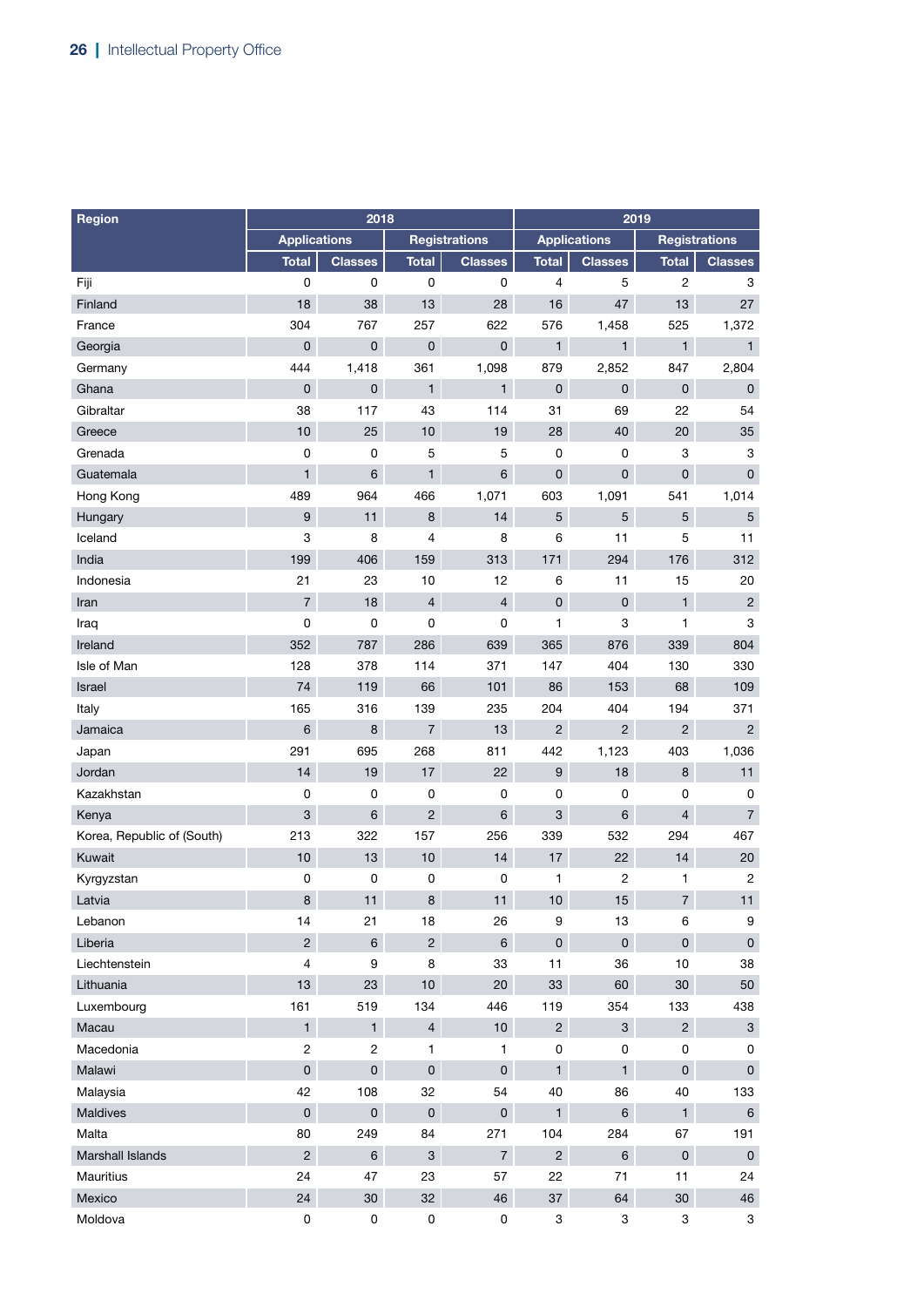| Region | 2018 | | | | 2019 | | | |
|---|---|---|---|---|---|---|---|---|
| | Applications | | Registrations | | Applications | | Registrations | |
| | Total | Classes | Total | Classes | Total | Classes | Total | Classes |
| Fiji | 0 | 0 | 0 | 0 | 4 | 5 | 2 | 3 |
| Finland | 18 | 38 | 13 | 28 | 16 | 47 | 13 | 27 |
| France | 304 | 767 | 257 | 622 | 576 | 1,458 | 525 | 1,372 |
| Georgia | 0 | 0 | 0 | 0 | 1 | 1 | 1 | 1 |
| Germany | 444 | 1,418 | 361 | 1,098 | 879 | 2,852 | 847 | 2,804 |
| Ghana | 0 | 0 | 1 | 1 | 0 | 0 | 0 | 0 |
| Gibraltar | 38 | 117 | 43 | 114 | 31 | 69 | 22 | 54 |
| Greece | 10 | 25 | 10 | 19 | 28 | 40 | 20 | 35 |
| Grenada | 0 | 0 | 5 | 5 | 0 | 0 | 3 | 3 |
| Guatemala | 1 | 6 | 1 | 6 | 0 | 0 | 0 | 0 |
| Hong Kong | 489 | 964 | 466 | 1,071 | 603 | 1,091 | 541 | 1,014 |
| Hungary | 9 | 11 | 8 | 14 | 5 | 5 | 5 | 5 |
| Iceland | 3 | 8 | 4 | 8 | 6 | 11 | 5 | 11 |
| India | 199 | 406 | 159 | 313 | 171 | 294 | 176 | 312 |
| Indonesia | 21 | 23 | 10 | 12 | 6 | 11 | 15 | 20 |
| Iran | 7 | 18 | 4 | 4 | 0 | 0 | 1 | 2 |
| Iraq | 0 | 0 | 0 | 0 | 1 | 3 | 1 | 3 |
| Ireland | 352 | 787 | 286 | 639 | 365 | 876 | 339 | 804 |
| Isle of Man | 128 | 378 | 114 | 371 | 147 | 404 | 130 | 330 |
| Israel | 74 | 119 | 66 | 101 | 86 | 153 | 68 | 109 |
| Italy | 165 | 316 | 139 | 235 | 204 | 404 | 194 | 371 |
| Jamaica | 6 | 8 | 7 | 13 | 2 | 2 | 2 | 2 |
| Japan | 291 | 695 | 268 | 811 | 442 | 1,123 | 403 | 1,036 |
| Jordan | 14 | 19 | 17 | 22 | 9 | 18 | 8 | 11 |
| Kazakhstan | 0 | 0 | 0 | 0 | 0 | 0 | 0 | 0 |
| Kenya | 3 | 6 | 2 | 6 | 3 | 6 | 4 | 7 |
| Korea, Republic of (South) | 213 | 322 | 157 | 256 | 339 | 532 | 294 | 467 |
| Kuwait | 10 | 13 | 10 | 14 | 17 | 22 | 14 | 20 |
| Kyrgyzstan | 0 | 0 | 0 | 0 | 1 | 2 | 1 | 2 |
| Latvia | 8 | 11 | 8 | 11 | 10 | 15 | 7 | 11 |
| Lebanon | 14 | 21 | 18 | 26 | 9 | 13 | 6 | 9 |
| Liberia | 2 | 6 | 2 | 6 | 0 | 0 | 0 | 0 |
| Liechtenstein | 4 | 9 | 8 | 33 | 11 | 36 | 10 | 38 |
| Lithuania | 13 | 23 | 10 | 20 | 33 | 60 | 30 | 50 |
| Luxembourg | 161 | 519 | 134 | 446 | 119 | 354 | 133 | 438 |
| Macau | 1 | 1 | 4 | 10 | 2 | 3 | 2 | 3 |
| Macedonia | 2 | 2 | 1 | 1 | 0 | 0 | 0 | 0 |
| Malawi | 0 | 0 | 0 | 0 | 1 | 1 | 0 | 0 |
| Malaysia | 42 | 108 | 32 | 54 | 40 | 86 | 40 | 133 |
| Maldives | 0 | 0 | 0 | 0 | 1 | 6 | 1 | 6 |
| Malta | 80 | 249 | 84 | 271 | 104 | 284 | 67 | 191 |
| Marshall Islands | 2 | 6 | 3 | 7 | 2 | 6 | 0 | 0 |
| Mauritius | 24 | 47 | 23 | 57 | 22 | 71 | 11 | 24 |
| Mexico | 24 | 30 | 32 | 46 | 37 | 64 | 30 | 46 |
| Moldova | 0 | 0 | 0 | 0 | 3 | 3 | 3 | 3 |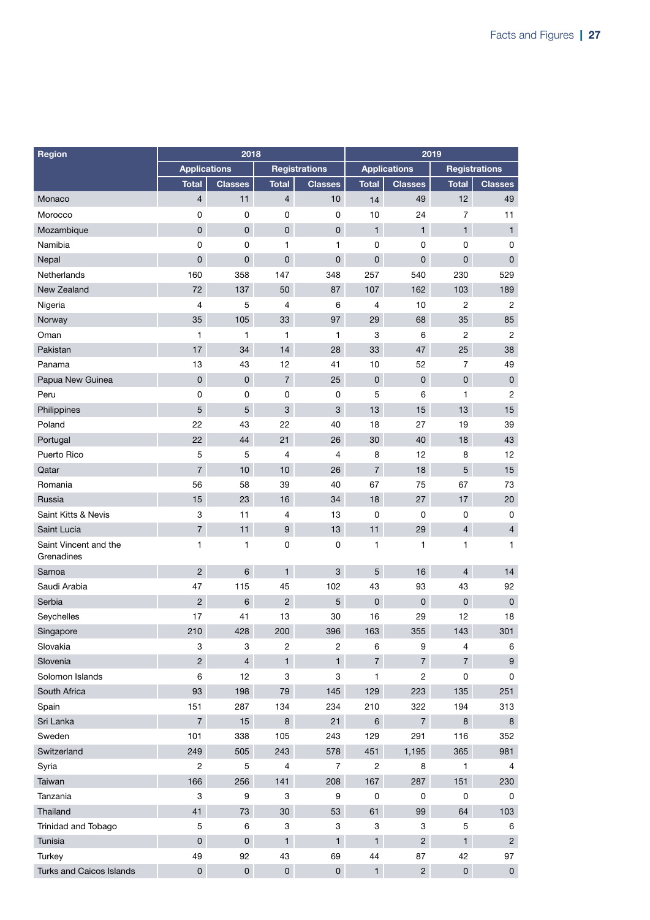| Region | 2018 | | | | 2019 | | | |
|---|---|---|---|---|---|---|---|---|
| | Applications | | Registrations | | Applications | | Registrations | |
| | Total | Classes | Total | Classes | Total | Classes | Total | Classes |
| Monaco | 4 | 11 | 4 | 10 | 14 | 49 | 12 | 49 |
| Morocco | 0 | 0 | 0 | 0 | 10 | 24 | 7 | 11 |
| Mozambique | 0 | 0 | 0 | 0 | 1 | 1 | 1 | 1 |
| Namibia | 0 | 0 | 1 | 1 | 0 | 0 | 0 | 0 |
| Nepal | 0 | 0 | 0 | 0 | 0 | 0 | 0 | 0 |
| Netherlands | 160 | 358 | 147 | 348 | 257 | 540 | 230 | 529 |
| New Zealand | 72 | 137 | 50 | 87 | 107 | 162 | 103 | 189 |
| Nigeria | 4 | 5 | 4 | 6 | 4 | 10 | 2 | 2 |
| Norway | 35 | 105 | 33 | 97 | 29 | 68 | 35 | 85 |
| Oman | 1 | 1 | 1 | 1 | 3 | 6 | 2 | 2 |
| Pakistan | 17 | 34 | 14 | 28 | 33 | 47 | 25 | 38 |
| Panama | 13 | 43 | 12 | 41 | 10 | 52 | 7 | 49 |
| Papua New Guinea | 0 | 0 | 7 | 25 | 0 | 0 | 0 | 0 |
| Peru | 0 | 0 | 0 | 0 | 5 | 6 | 1 | 2 |
| Philippines | 5 | 5 | 3 | 3 | 13 | 15 | 13 | 15 |
| Poland | 22 | 43 | 22 | 40 | 18 | 27 | 19 | 39 |
| Portugal | 22 | 44 | 21 | 26 | 30 | 40 | 18 | 43 |
| Puerto Rico | 5 | 5 | 4 | 4 | 8 | 12 | 8 | 12 |
| Qatar | 7 | 10 | 10 | 26 | 7 | 18 | 5 | 15 |
| Romania | 56 | 58 | 39 | 40 | 67 | 75 | 67 | 73 |
| Russia | 15 | 23 | 16 | 34 | 18 | 27 | 17 | 20 |
| Saint Kitts & Nevis | 3 | 11 | 4 | 13 | 0 | 0 | 0 | 0 |
| Saint Lucia | 7 | 11 | 9 | 13 | 11 | 29 | 4 | 4 |
| Saint Vincent and the Grenadines | 1 | 1 | 0 | 0 | 1 | 1 | 1 | 1 |
| Samoa | 2 | 6 | 1 | 3 | 5 | 16 | 4 | 14 |
| Saudi Arabia | 47 | 115 | 45 | 102 | 43 | 93 | 43 | 92 |
| Serbia | 2 | 6 | 2 | 5 | 0 | 0 | 0 | 0 |
| Seychelles | 17 | 41 | 13 | 30 | 16 | 29 | 12 | 18 |
| Singapore | 210 | 428 | 200 | 396 | 163 | 355 | 143 | 301 |
| Slovakia | 3 | 3 | 2 | 2 | 6 | 9 | 4 | 6 |
| Slovenia | 2 | 4 | 1 | 1 | 7 | 7 | 7 | 9 |
| Solomon Islands | 6 | 12 | 3 | 3 | 1 | 2 | 0 | 0 |
| South Africa | 93 | 198 | 79 | 145 | 129 | 223 | 135 | 251 |
| Spain | 151 | 287 | 134 | 234 | 210 | 322 | 194 | 313 |
| Sri Lanka | 7 | 15 | 8 | 21 | 6 | 7 | 8 | 8 |
| Sweden | 101 | 338 | 105 | 243 | 129 | 291 | 116 | 352 |
| Switzerland | 249 | 505 | 243 | 578 | 451 | 1,195 | 365 | 981 |
| Syria | 2 | 5 | 4 | 7 | 2 | 8 | 1 | 4 |
| Taiwan | 166 | 256 | 141 | 208 | 167 | 287 | 151 | 230 |
| Tanzania | 3 | 9 | 3 | 9 | 0 | 0 | 0 | 0 |
| Thailand | 41 | 73 | 30 | 53 | 61 | 99 | 64 | 103 |
| Trinidad and Tobago | 5 | 6 | 3 | 3 | 3 | 3 | 5 | 6 |
| Tunisia | 0 | 0 | 1 | 1 | 1 | 2 | 1 | 2 |
| Turkey | 49 | 92 | 43 | 69 | 44 | 87 | 42 | 97 |
| Turks and Caicos Islands | 0 | 0 | 0 | 0 | 1 | 2 | 0 | 0 |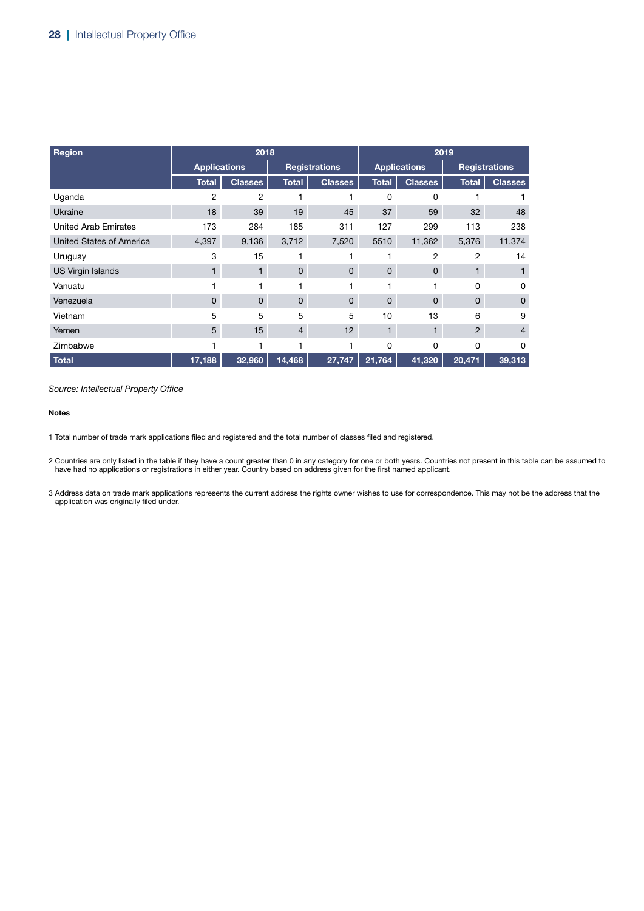| Region | 2018 | | | | 2019 | | | |
|---|---|---|---|---|---|---|---|---|
| | Applications | | Registrations | | Applications | | Registrations | |
| | Total | Classes | Total | Classes | Total | Classes | Total | Classes |
| Uganda | 2 | 2 | 1 | 1 | 0 | 0 | 1 | 1 |
| Ukraine | 18 | 39 | 19 | 45 | 37 | 59 | 32 | 48 |
| United Arab Emirates | 173 | 284 | 185 | 311 | 127 | 299 | 113 | 238 |
| United States of America | 4,397 | 9,136 | 3,712 | 7,520 | 5510 | 11,362 | 5,376 | 11,374 |
| Uruguay | 3 | 15 | 1 | 1 | 1 | 2 | 2 | 14 |
| US Virgin Islands | 1 | 1 | 0 | 0 | 0 | 0 | 1 | 1 |
| Vanuatu | 1 | 1 | 1 | 1 | 1 | 1 | 0 | 0 |
| Venezuela | 0 | 0 | 0 | 0 | 0 | 0 | 0 | 0 |
| Vietnam | 5 | 5 | 5 | 5 | 10 | 13 | 6 | 9 |
| Yemen | 5 | 15 | 4 | 12 | 1 | 1 | 2 | 4 |
| Zimbabwe | 1 | 1 | 1 | 1 | 0 | 0 | 0 | 0 |
| **Total** | **17,188** | **32,960** | **14,468** | **27,747** | **21,764** | **41,320** | **20,471** | **39,313** |

*Source: Intellectual Property Office*

**Notes**

1 Total number of trade mark applications filed and registered and the total number of classes filed and registered.

2 Countries are only listed in the table if they have a count greater than 0 in any category for one or both years. Countries not present in this table can be assumed to have had no applications or registrations in either year. Country based on address given for the first named applicant.

3 Address data on trade mark applications represents the current address the rights owner wishes to use for correspondence. This may not be the address that the application was originally filed under.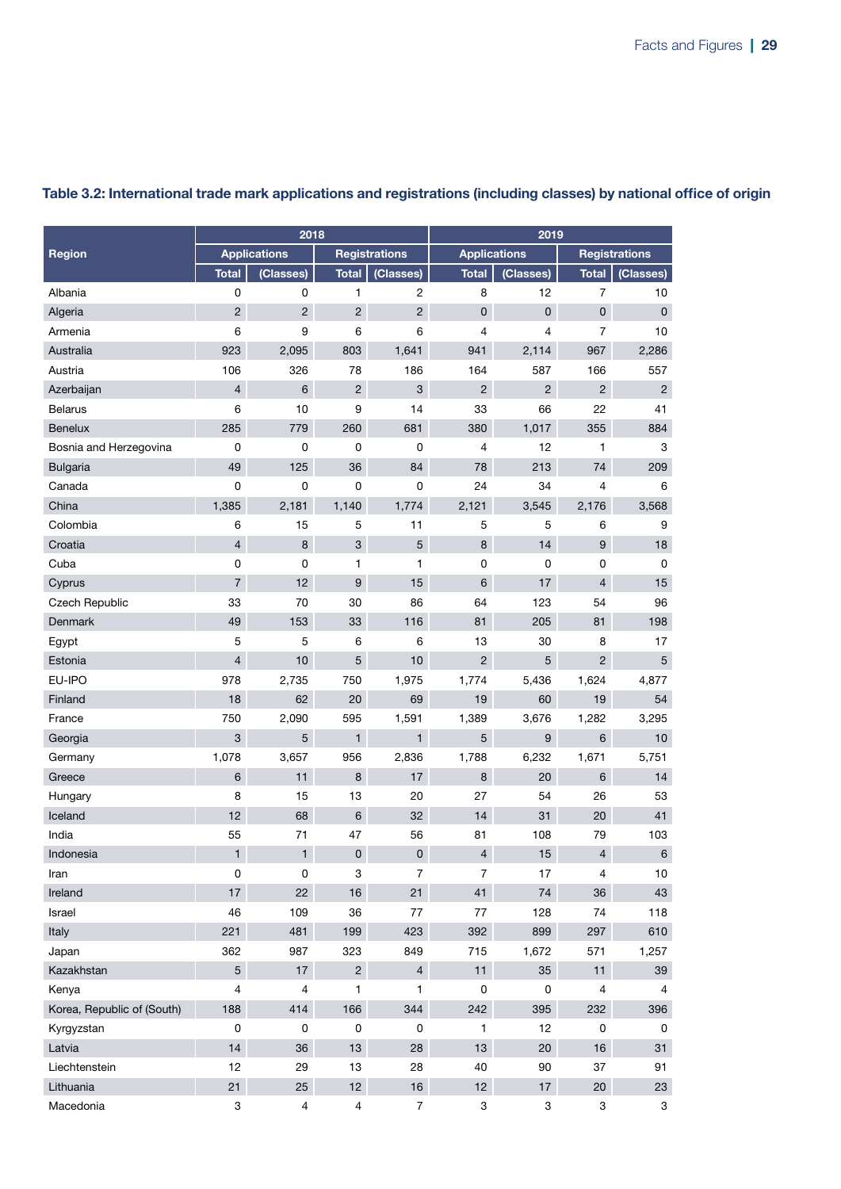### Table 3.2: International trade mark applications and registrations (including classes) by national office of origin

| Region | 2018 | | | | 2019 | | | |
|---|---|---|---|---|---|---|---|---|
| | Applications | | Registrations | | Applications | | Registrations | |
| | Total | (Classes) | Total | (Classes) | Total | (Classes) | Total | (Classes) |
| Albania | 0 | 0 | 1 | 2 | 8 | 12 | 7 | 10 |
| Algeria | 2 | 2 | 2 | 2 | 0 | 0 | 0 | 0 |
| Armenia | 6 | 9 | 6 | 6 | 4 | 4 | 7 | 10 |
| Australia | 923 | 2,095 | 803 | 1,641 | 941 | 2,114 | 967 | 2,286 |
| Austria | 106 | 326 | 78 | 186 | 164 | 587 | 166 | 557 |
| Azerbaijan | 4 | 6 | 2 | 3 | 2 | 2 | 2 | 2 |
| Belarus | 6 | 10 | 9 | 14 | 33 | 66 | 22 | 41 |
| Benelux | 285 | 779 | 260 | 681 | 380 | 1,017 | 355 | 884 |
| Bosnia and Herzegovina | 0 | 0 | 0 | 0 | 4 | 12 | 1 | 3 |
| Bulgaria | 49 | 125 | 36 | 84 | 78 | 213 | 74 | 209 |
| Canada | 0 | 0 | 0 | 0 | 24 | 34 | 4 | 6 |
| China | 1,385 | 2,181 | 1,140 | 1,774 | 2,121 | 3,545 | 2,176 | 3,568 |
| Colombia | 6 | 15 | 5 | 11 | 5 | 5 | 6 | 9 |
| Croatia | 4 | 8 | 3 | 5 | 8 | 14 | 9 | 18 |
| Cuba | 0 | 0 | 1 | 1 | 0 | 0 | 0 | 0 |
| Cyprus | 7 | 12 | 9 | 15 | 6 | 17 | 4 | 15 |
| Czech Republic | 33 | 70 | 30 | 86 | 64 | 123 | 54 | 96 |
| Denmark | 49 | 153 | 33 | 116 | 81 | 205 | 81 | 198 |
| Egypt | 5 | 5 | 6 | 6 | 13 | 30 | 8 | 17 |
| Estonia | 4 | 10 | 5 | 10 | 2 | 5 | 2 | 5 |
| EU-IPO | 978 | 2,735 | 750 | 1,975 | 1,774 | 5,436 | 1,624 | 4,877 |
| Finland | 18 | 62 | 20 | 69 | 19 | 60 | 19 | 54 |
| France | 750 | 2,090 | 595 | 1,591 | 1,389 | 3,676 | 1,282 | 3,295 |
| Georgia | 3 | 5 | 1 | 1 | 5 | 9 | 6 | 10 |
| Germany | 1,078 | 3,657 | 956 | 2,836 | 1,788 | 6,232 | 1,671 | 5,751 |
| Greece | 6 | 11 | 8 | 17 | 8 | 20 | 6 | 14 |
| Hungary | 8 | 15 | 13 | 20 | 27 | 54 | 26 | 53 |
| Iceland | 12 | 68 | 6 | 32 | 14 | 31 | 20 | 41 |
| India | 55 | 71 | 47 | 56 | 81 | 108 | 79 | 103 |
| Indonesia | 1 | 1 | 0 | 0 | 4 | 15 | 4 | 6 |
| Iran | 0 | 0 | 3 | 7 | 7 | 17 | 4 | 10 |
| Ireland | 17 | 22 | 16 | 21 | 41 | 74 | 36 | 43 |
| Israel | 46 | 109 | 36 | 77 | 77 | 128 | 74 | 118 |
| Italy | 221 | 481 | 199 | 423 | 392 | 899 | 297 | 610 |
| Japan | 362 | 987 | 323 | 849 | 715 | 1,672 | 571 | 1,257 |
| Kazakhstan | 5 | 17 | 2 | 4 | 11 | 35 | 11 | 39 |
| Kenya | 4 | 4 | 1 | 1 | 0 | 0 | 4 | 4 |
| Korea, Republic of (South) | 188 | 414 | 166 | 344 | 242 | 395 | 232 | 396 |
| Kyrgyzstan | 0 | 0 | 0 | 0 | 1 | 12 | 0 | 0 |
| Latvia | 14 | 36 | 13 | 28 | 13 | 20 | 16 | 31 |
| Liechtenstein | 12 | 29 | 13 | 28 | 40 | 90 | 37 | 91 |
| Lithuania | 21 | 25 | 12 | 16 | 12 | 17 | 20 | 23 |
| Macedonia | 3 | 4 | 4 | 7 | 3 | 3 | 3 | 3 |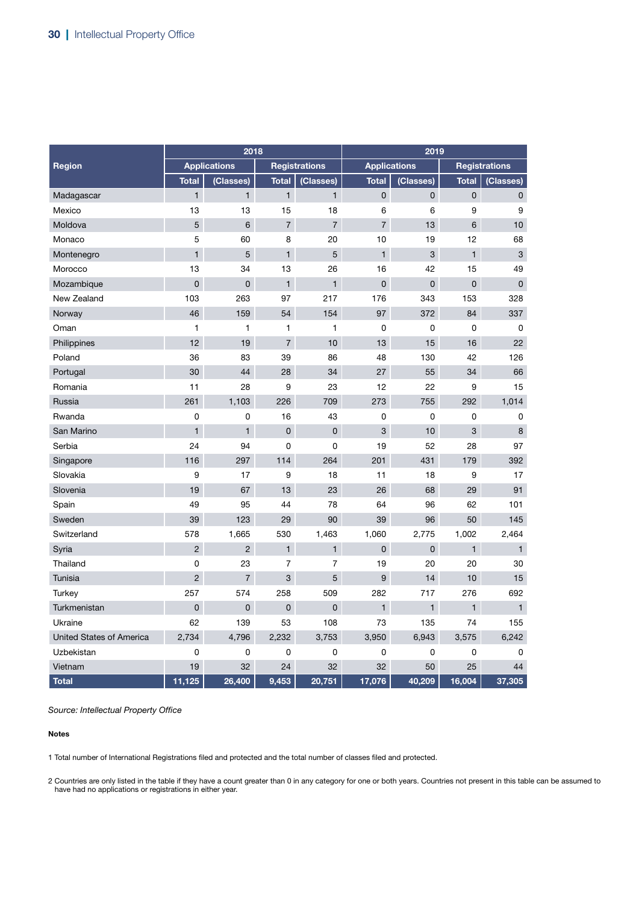| Region | 2018 | | | | 2019 | | | |
|---|---|---|---|---|---|---|---|---|
| | Applications | | Registrations | | Applications | | Registrations | |
| | Total | (Classes) | Total | (Classes) | Total | (Classes) | Total | (Classes) |
| Madagascar | 1 | 1 | 1 | 1 | 0 | 0 | 0 | 0 |
| Mexico | 13 | 13 | 15 | 18 | 6 | 6 | 9 | 9 |
| Moldova | 5 | 6 | 7 | 7 | 7 | 13 | 6 | 10 |
| Monaco | 5 | 60 | 8 | 20 | 10 | 19 | 12 | 68 |
| Montenegro | 1 | 5 | 1 | 5 | 1 | 3 | 1 | 3 |
| Morocco | 13 | 34 | 13 | 26 | 16 | 42 | 15 | 49 |
| Mozambique | 0 | 0 | 1 | 1 | 0 | 0 | 0 | 0 |
| New Zealand | 103 | 263 | 97 | 217 | 176 | 343 | 153 | 328 |
| Norway | 46 | 159 | 54 | 154 | 97 | 372 | 84 | 337 |
| Oman | 1 | 1 | 1 | 1 | 0 | 0 | 0 | 0 |
| Philippines | 12 | 19 | 7 | 10 | 13 | 15 | 16 | 22 |
| Poland | 36 | 83 | 39 | 86 | 48 | 130 | 42 | 126 |
| Portugal | 30 | 44 | 28 | 34 | 27 | 55 | 34 | 66 |
| Romania | 11 | 28 | 9 | 23 | 12 | 22 | 9 | 15 |
| Russia | 261 | 1,103 | 226 | 709 | 273 | 755 | 292 | 1,014 |
| Rwanda | 0 | 0 | 16 | 43 | 0 | 0 | 0 | 0 |
| San Marino | 1 | 1 | 0 | 0 | 3 | 10 | 3 | 8 |
| Serbia | 24 | 94 | 0 | 0 | 19 | 52 | 28 | 97 |
| Singapore | 116 | 297 | 114 | 264 | 201 | 431 | 179 | 392 |
| Slovakia | 9 | 17 | 9 | 18 | 11 | 18 | 9 | 17 |
| Slovenia | 19 | 67 | 13 | 23 | 26 | 68 | 29 | 91 |
| Spain | 49 | 95 | 44 | 78 | 64 | 96 | 62 | 101 |
| Sweden | 39 | 123 | 29 | 90 | 39 | 96 | 50 | 145 |
| Switzerland | 578 | 1,665 | 530 | 1,463 | 1,060 | 2,775 | 1,002 | 2,464 |
| Syria | 2 | 2 | 1 | 1 | 0 | 0 | 1 | 1 |
| Thailand | 0 | 23 | 7 | 7 | 19 | 20 | 20 | 30 |
| Tunisia | 2 | 7 | 3 | 5 | 9 | 14 | 10 | 15 |
| Turkey | 257 | 574 | 258 | 509 | 282 | 717 | 276 | 692 |
| Turkmenistan | 0 | 0 | 0 | 0 | 1 | 1 | 1 | 1 |
| Ukraine | 62 | 139 | 53 | 108 | 73 | 135 | 74 | 155 |
| United States of America | 2,734 | 4,796 | 2,232 | 3,753 | 3,950 | 6,943 | 3,575 | 6,242 |
| Uzbekistan | 0 | 0 | 0 | 0 | 0 | 0 | 0 | 0 |
| Vietnam | 19 | 32 | 24 | 32 | 32 | 50 | 25 | 44 |
| **Total** | **11,125** | **26,400** | **9,453** | **20,751** | **17,076** | **40,209** | **16,004** | **37,305** |

*Source: Intellectual Property Office*

**Notes**

1 Total number of International Registrations filed and protected and the total number of classes filed and protected.

2 Countries are only listed in the table if they have a count greater than 0 in any category for one or both years. Countries not present in this table can be assumed to have had no applications or registrations in either year.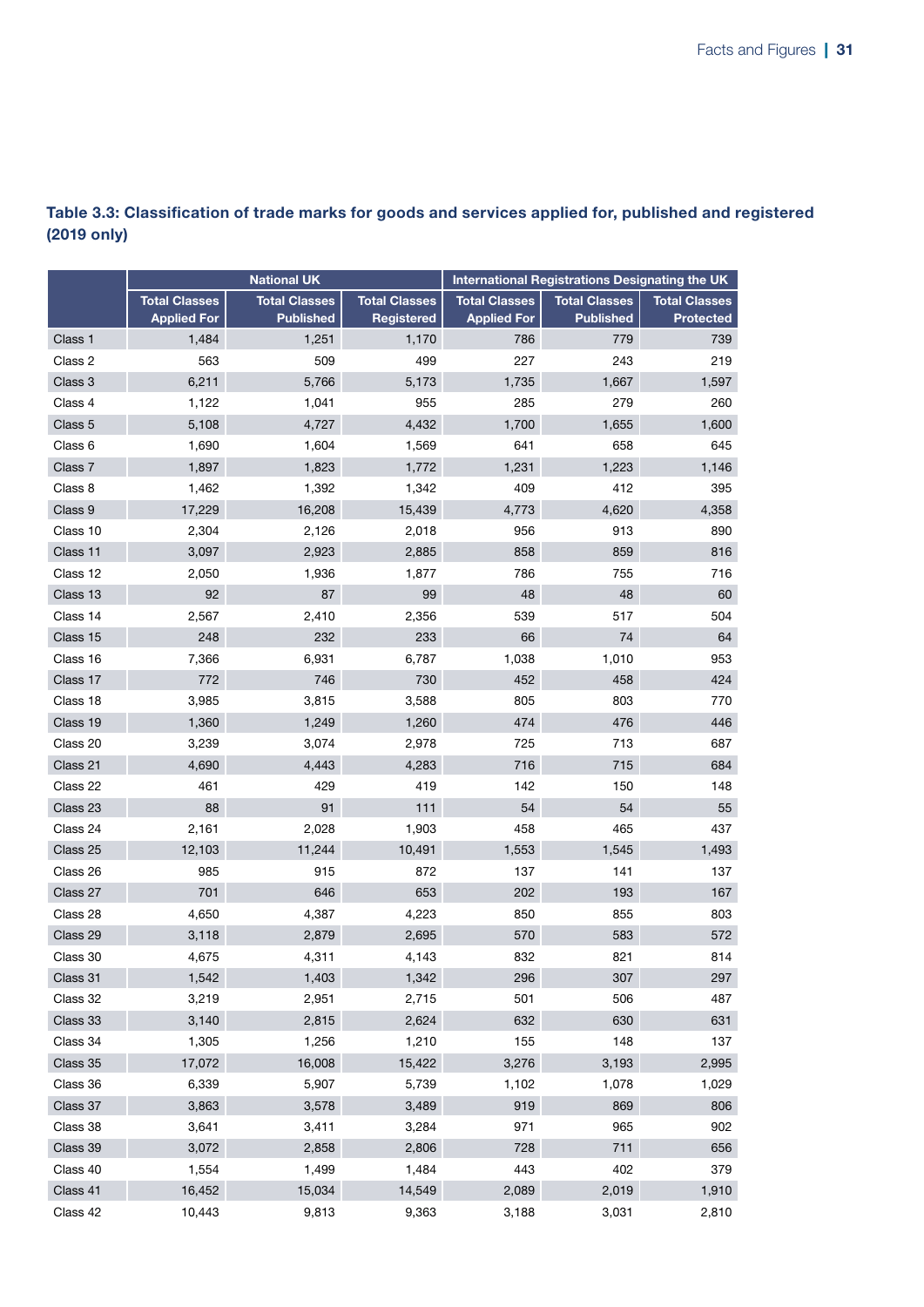### Table 3.3: Classification of trade marks for goods and services applied for, published and registered (2019 only)

| | National UK | | | International Registrations Designating the UK | | |
|---|---|---|---|---|---|---|
| | Total Classes Applied For | Total Classes Published | Total Classes Registered | Total Classes Applied For | Total Classes Published | Total Classes Protected |
| Class 1 | 1,484 | 1,251 | 1,170 | 786 | 779 | 739 |
| Class 2 | 563 | 509 | 499 | 227 | 243 | 219 |
| Class 3 | 6,211 | 5,766 | 5,173 | 1,735 | 1,667 | 1,597 |
| Class 4 | 1,122 | 1,041 | 955 | 285 | 279 | 260 |
| Class 5 | 5,108 | 4,727 | 4,432 | 1,700 | 1,655 | 1,600 |
| Class 6 | 1,690 | 1,604 | 1,569 | 641 | 658 | 645 |
| Class 7 | 1,897 | 1,823 | 1,772 | 1,231 | 1,223 | 1,146 |
| Class 8 | 1,462 | 1,392 | 1,342 | 409 | 412 | 395 |
| Class 9 | 17,229 | 16,208 | 15,439 | 4,773 | 4,620 | 4,358 |
| Class 10 | 2,304 | 2,126 | 2,018 | 956 | 913 | 890 |
| Class 11 | 3,097 | 2,923 | 2,885 | 858 | 859 | 816 |
| Class 12 | 2,050 | 1,936 | 1,877 | 786 | 755 | 716 |
| Class 13 | 92 | 87 | 99 | 48 | 48 | 60 |
| Class 14 | 2,567 | 2,410 | 2,356 | 539 | 517 | 504 |
| Class 15 | 248 | 232 | 233 | 66 | 74 | 64 |
| Class 16 | 7,366 | 6,931 | 6,787 | 1,038 | 1,010 | 953 |
| Class 17 | 772 | 746 | 730 | 452 | 458 | 424 |
| Class 18 | 3,985 | 3,815 | 3,588 | 805 | 803 | 770 |
| Class 19 | 1,360 | 1,249 | 1,260 | 474 | 476 | 446 |
| Class 20 | 3,239 | 3,074 | 2,978 | 725 | 713 | 687 |
| Class 21 | 4,690 | 4,443 | 4,283 | 716 | 715 | 684 |
| Class 22 | 461 | 429 | 419 | 142 | 150 | 148 |
| Class 23 | 88 | 91 | 111 | 54 | 54 | 55 |
| Class 24 | 2,161 | 2,028 | 1,903 | 458 | 465 | 437 |
| Class 25 | 12,103 | 11,244 | 10,491 | 1,553 | 1,545 | 1,493 |
| Class 26 | 985 | 915 | 872 | 137 | 141 | 137 |
| Class 27 | 701 | 646 | 653 | 202 | 193 | 167 |
| Class 28 | 4,650 | 4,387 | 4,223 | 850 | 855 | 803 |
| Class 29 | 3,118 | 2,879 | 2,695 | 570 | 583 | 572 |
| Class 30 | 4,675 | 4,311 | 4,143 | 832 | 821 | 814 |
| Class 31 | 1,542 | 1,403 | 1,342 | 296 | 307 | 297 |
| Class 32 | 3,219 | 2,951 | 2,715 | 501 | 506 | 487 |
| Class 33 | 3,140 | 2,815 | 2,624 | 632 | 630 | 631 |
| Class 34 | 1,305 | 1,256 | 1,210 | 155 | 148 | 137 |
| Class 35 | 17,072 | 16,008 | 15,422 | 3,276 | 3,193 | 2,995 |
| Class 36 | 6,339 | 5,907 | 5,739 | 1,102 | 1,078 | 1,029 |
| Class 37 | 3,863 | 3,578 | 3,489 | 919 | 869 | 806 |
| Class 38 | 3,641 | 3,411 | 3,284 | 971 | 965 | 902 |
| Class 39 | 3,072 | 2,858 | 2,806 | 728 | 711 | 656 |
| Class 40 | 1,554 | 1,499 | 1,484 | 443 | 402 | 379 |
| Class 41 | 16,452 | 15,034 | 14,549 | 2,089 | 2,019 | 1,910 |
| Class 42 | 10,443 | 9,813 | 9,363 | 3,188 | 3,031 | 2,810 |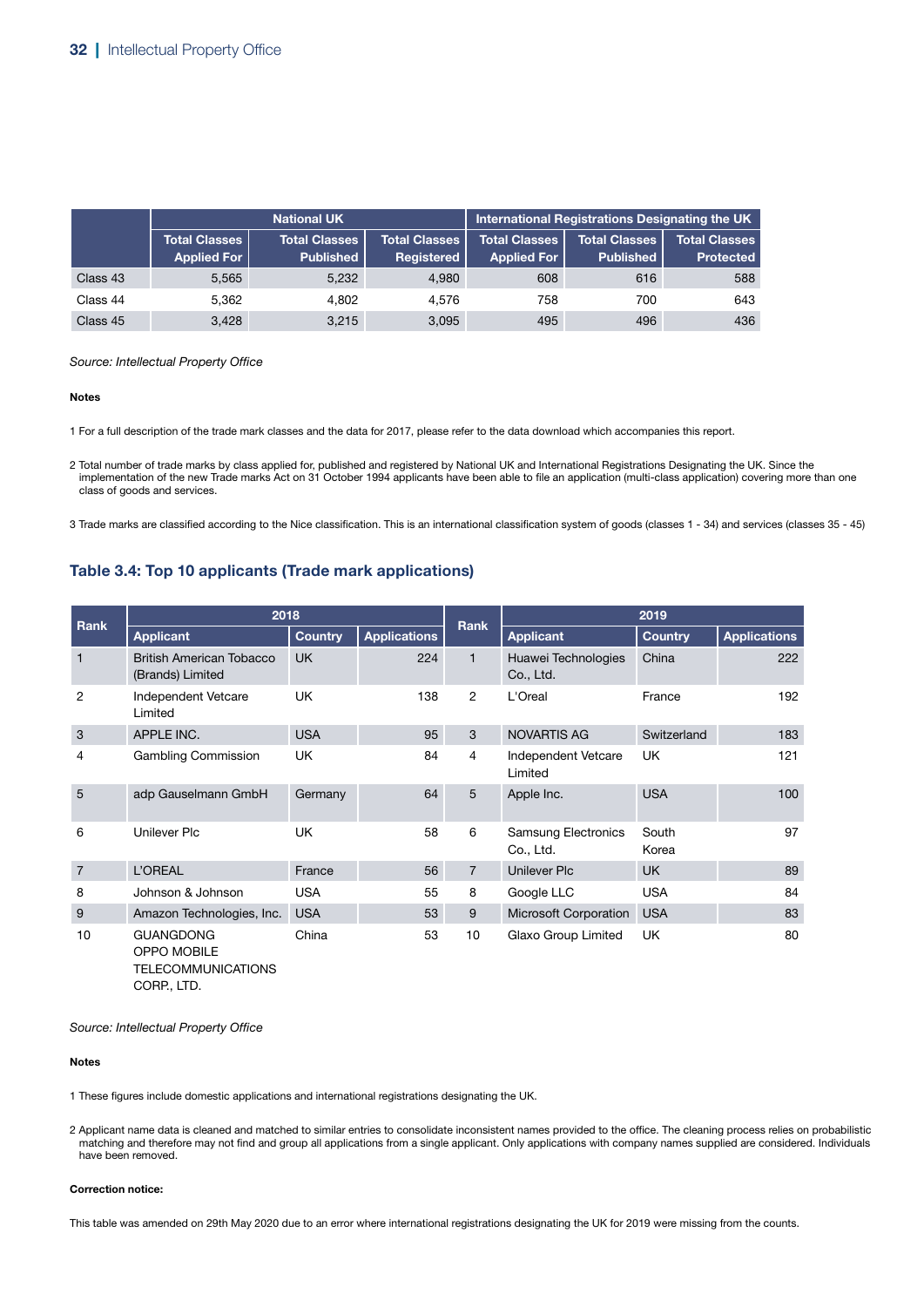|  | National UK | | | International Registrations Designating the UK | | |
|---|---|---|---|---|---|---|
|  | Total Classes Applied For | Total Classes Published | Total Classes Registered | Total Classes Applied For | Total Classes Published | Total Classes Protected |
| Class 43 | 5,565 | 5,232 | 4,980 | 608 | 616 | 588 |
| Class 44 | 5,362 | 4,802 | 4,576 | 758 | 700 | 643 |
| Class 45 | 3,428 | 3,215 | 3,095 | 495 | 496 | 436 |

*Source: Intellectual Property Office*

**Notes**

1 For a full description of the trade mark classes and the data for 2017, please refer to the data download which accompanies this report.

2 Total number of trade marks by class applied for, published and registered by National UK and International Registrations Designating the UK. Since the implementation of the new Trade marks Act on 31 October 1994 applicants have been able to file an application (multi-class application) covering more than one class of goods and services.

3 Trade marks are classified according to the Nice classification. This is an international classification system of goods (classes 1 - 34) and services (classes 35 - 45)

## Table 3.4: Top 10 applicants (Trade mark applications)

| Rank | 2018 | | | Rank | 2019 | | |
|---|---|---|---|---|---|---|---|
|  | Applicant | Country | Applications |  | Applicant | Country | Applications |
| 1 | British American Tobacco (Brands) Limited | UK | 224 | 1 | Huawei Technologies Co., Ltd. | China | 222 |
| 2 | Independent Vetcare Limited | UK | 138 | 2 | L'Oreal | France | 192 |
| 3 | APPLE INC. | USA | 95 | 3 | NOVARTIS AG | Switzerland | 183 |
| 4 | Gambling Commission | UK | 84 | 4 | Independent Vetcare Limited | UK | 121 |
| 5 | adp Gauselmann GmbH | Germany | 64 | 5 | Apple Inc. | USA | 100 |
| 6 | Unilever Plc | UK | 58 | 6 | Samsung Electronics Co., Ltd. | South Korea | 97 |
| 7 | L'OREAL | France | 56 | 7 | Unilever Plc | UK | 89 |
| 8 | Johnson & Johnson | USA | 55 | 8 | Google LLC | USA | 84 |
| 9 | Amazon Technologies, Inc. | USA | 53 | 9 | Microsoft Corporation | USA | 83 |
| 10 | GUANGDONG OPPO MOBILE TELECOMMUNICATIONS CORP., LTD. | China | 53 | 10 | Glaxo Group Limited | UK | 80 |

*Source: Intellectual Property Office*

**Notes**

1 These figures include domestic applications and international registrations designating the UK.

2 Applicant name data is cleaned and matched to similar entries to consolidate inconsistent names provided to the office. The cleaning process relies on probabilistic matching and therefore may not find and group all applications from a single applicant. Only applications with company names supplied are considered. Individuals have been removed.

**Correction notice:**

This table was amended on 29th May 2020 due to an error where international registrations designating the UK for 2019 were missing from the counts.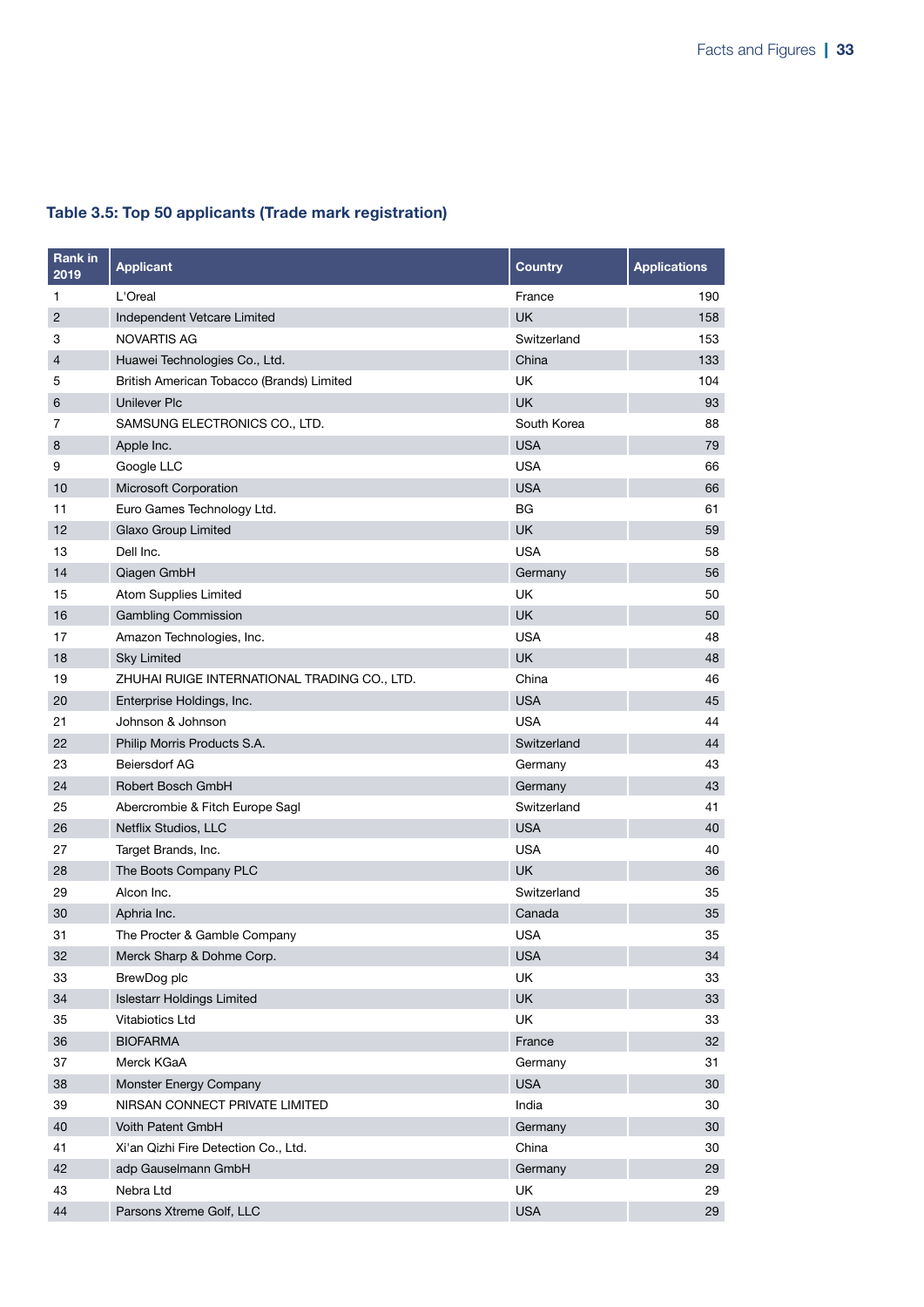### Table 3.5: Top 50 applicants (Trade mark registration)

| Rank in 2019 | Applicant | Country | Applications |
|---|---|---|---|
| 1 | L'Oreal | France | 190 |
| 2 | Independent Vetcare Limited | UK | 158 |
| 3 | NOVARTIS AG | Switzerland | 153 |
| 4 | Huawei Technologies Co., Ltd. | China | 133 |
| 5 | British American Tobacco (Brands) Limited | UK | 104 |
| 6 | Unilever Plc | UK | 93 |
| 7 | SAMSUNG ELECTRONICS CO., LTD. | South Korea | 88 |
| 8 | Apple Inc. | USA | 79 |
| 9 | Google LLC | USA | 66 |
| 10 | Microsoft Corporation | USA | 66 |
| 11 | Euro Games Technology Ltd. | BG | 61 |
| 12 | Glaxo Group Limited | UK | 59 |
| 13 | Dell Inc. | USA | 58 |
| 14 | Qiagen GmbH | Germany | 56 |
| 15 | Atom Supplies Limited | UK | 50 |
| 16 | Gambling Commission | UK | 50 |
| 17 | Amazon Technologies, Inc. | USA | 48 |
| 18 | Sky Limited | UK | 48 |
| 19 | ZHUHAI RUIGE INTERNATIONAL TRADING CO., LTD. | China | 46 |
| 20 | Enterprise Holdings, Inc. | USA | 45 |
| 21 | Johnson & Johnson | USA | 44 |
| 22 | Philip Morris Products S.A. | Switzerland | 44 |
| 23 | Beiersdorf AG | Germany | 43 |
| 24 | Robert Bosch GmbH | Germany | 43 |
| 25 | Abercrombie & Fitch Europe Sagl | Switzerland | 41 |
| 26 | Netflix Studios, LLC | USA | 40 |
| 27 | Target Brands, Inc. | USA | 40 |
| 28 | The Boots Company PLC | UK | 36 |
| 29 | Alcon Inc. | Switzerland | 35 |
| 30 | Aphria Inc. | Canada | 35 |
| 31 | The Procter & Gamble Company | USA | 35 |
| 32 | Merck Sharp & Dohme Corp. | USA | 34 |
| 33 | BrewDog plc | UK | 33 |
| 34 | Islestarr Holdings Limited | UK | 33 |
| 35 | Vitabiotics Ltd | UK | 33 |
| 36 | BIOFARMA | France | 32 |
| 37 | Merck KGaA | Germany | 31 |
| 38 | Monster Energy Company | USA | 30 |
| 39 | NIRSAN CONNECT PRIVATE LIMITED | India | 30 |
| 40 | Voith Patent GmbH | Germany | 30 |
| 41 | Xi'an Qizhi Fire Detection Co., Ltd. | China | 30 |
| 42 | adp Gauselmann GmbH | Germany | 29 |
| 43 | Nebra Ltd | UK | 29 |
| 44 | Parsons Xtreme Golf, LLC | USA | 29 |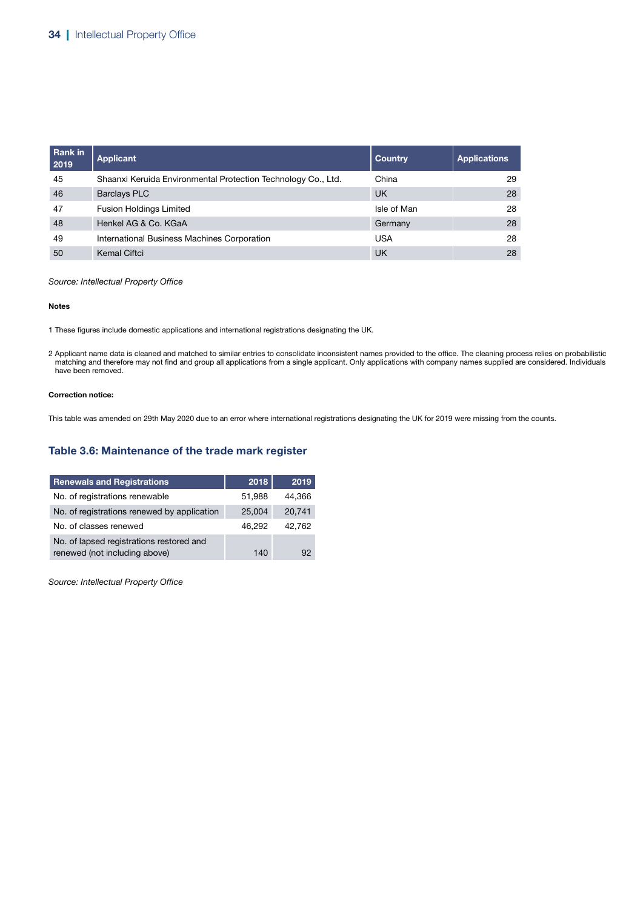| Rank in 2019 | Applicant | Country | Applications |
|---|---|---|---|
| 45 | Shaanxi Keruida Environmental Protection Technology Co., Ltd. | China | 29 |
| 46 | Barclays PLC | UK | 28 |
| 47 | Fusion Holdings Limited | Isle of Man | 28 |
| 48 | Henkel AG & Co. KGaA | Germany | 28 |
| 49 | International Business Machines Corporation | USA | 28 |
| 50 | Kemal Ciftci | UK | 28 |

*Source: Intellectual Property Office*

**Notes**

1 These figures include domestic applications and international registrations designating the UK.

2 Applicant name data is cleaned and matched to similar entries to consolidate inconsistent names provided to the office. The cleaning process relies on probabilistic matching and therefore may not find and group all applications from a single applicant. Only applications with company names supplied are considered. Individuals have been removed.

**Correction notice:**

This table was amended on 29th May 2020 due to an error where international registrations designating the UK for 2019 were missing from the counts.

## Table 3.6: Maintenance of the trade mark register

| Renewals and Registrations | 2018 | 2019 |
|---|---|---|
| No. of registrations renewable | 51,988 | 44,366 |
| No. of registrations renewed by application | 25,004 | 20,741 |
| No. of classes renewed | 46,292 | 42,762 |
| No. of lapsed registrations restored and renewed (not including above) | 140 | 92 |

*Source: Intellectual Property Office*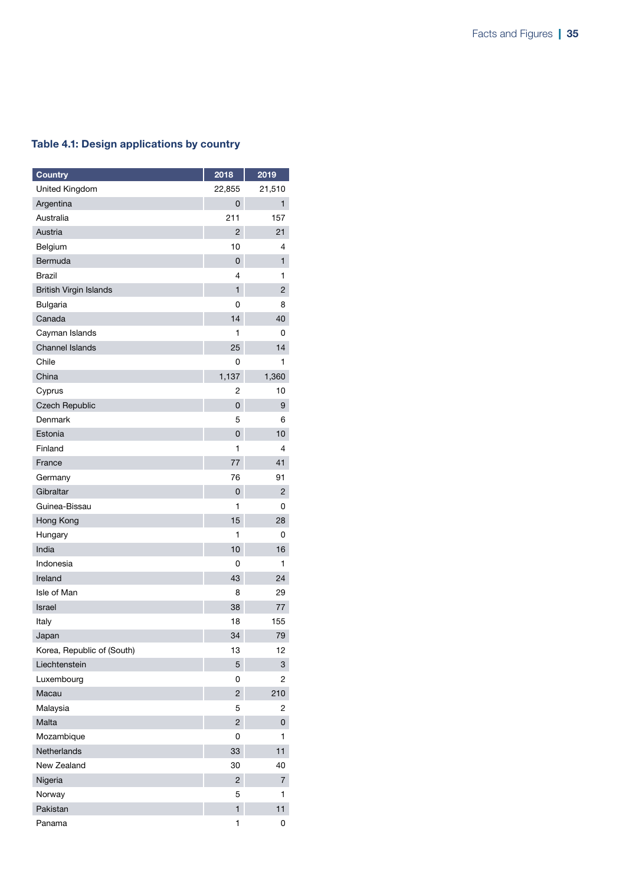### Table 4.1: Design applications by country

| Country | 2018 | 2019 |
|---|---|---|
| United Kingdom | 22,855 | 21,510 |
| Argentina | 0 | 1 |
| Australia | 211 | 157 |
| Austria | 2 | 21 |
| Belgium | 10 | 4 |
| Bermuda | 0 | 1 |
| Brazil | 4 | 1 |
| British Virgin Islands | 1 | 2 |
| Bulgaria | 0 | 8 |
| Canada | 14 | 40 |
| Cayman Islands | 1 | 0 |
| Channel Islands | 25 | 14 |
| Chile | 0 | 1 |
| China | 1,137 | 1,360 |
| Cyprus | 2 | 10 |
| Czech Republic | 0 | 9 |
| Denmark | 5 | 6 |
| Estonia | 0 | 10 |
| Finland | 1 | 4 |
| France | 77 | 41 |
| Germany | 76 | 91 |
| Gibraltar | 0 | 2 |
| Guinea-Bissau | 1 | 0 |
| Hong Kong | 15 | 28 |
| Hungary | 1 | 0 |
| India | 10 | 16 |
| Indonesia | 0 | 1 |
| Ireland | 43 | 24 |
| Isle of Man | 8 | 29 |
| Israel | 38 | 77 |
| Italy | 18 | 155 |
| Japan | 34 | 79 |
| Korea, Republic of (South) | 13 | 12 |
| Liechtenstein | 5 | 3 |
| Luxembourg | 0 | 2 |
| Macau | 2 | 210 |
| Malaysia | 5 | 2 |
| Malta | 2 | 0 |
| Mozambique | 0 | 1 |
| Netherlands | 33 | 11 |
| New Zealand | 30 | 40 |
| Nigeria | 2 | 7 |
| Norway | 5 | 1 |
| Pakistan | 1 | 11 |
| Panama | 1 | 0 |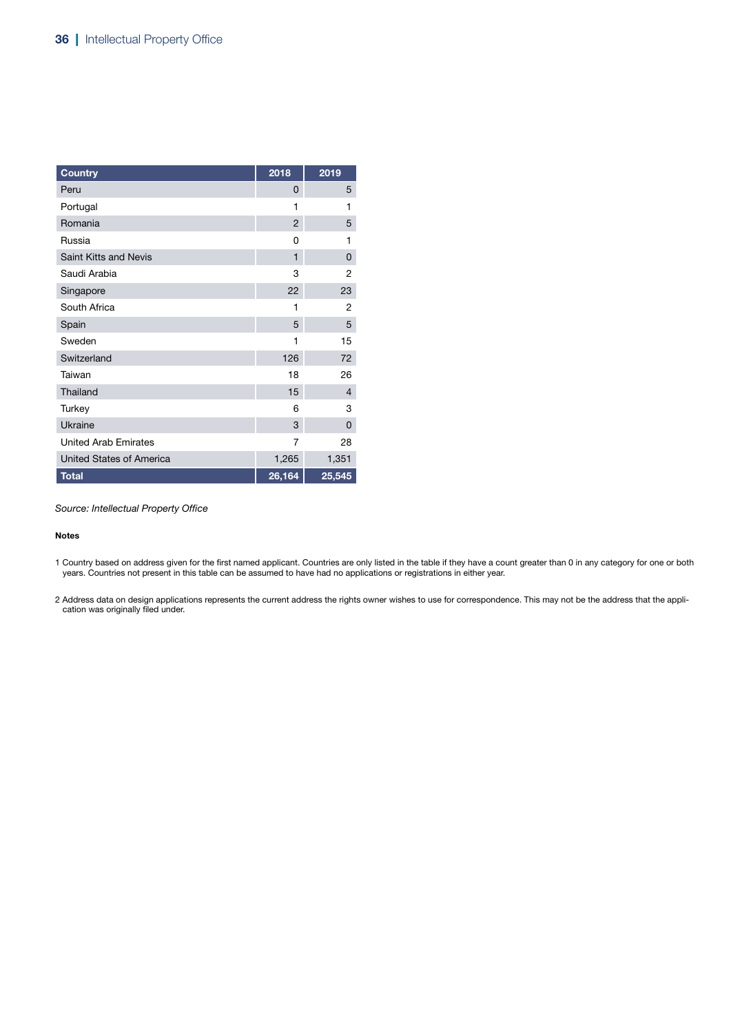| Country | 2018 | 2019 |
|---|---|---|
| Peru | 0 | 5 |
| Portugal | 1 | 1 |
| Romania | 2 | 5 |
| Russia | 0 | 1 |
| Saint Kitts and Nevis | 1 | 0 |
| Saudi Arabia | 3 | 2 |
| Singapore | 22 | 23 |
| South Africa | 1 | 2 |
| Spain | 5 | 5 |
| Sweden | 1 | 15 |
| Switzerland | 126 | 72 |
| Taiwan | 18 | 26 |
| Thailand | 15 | 4 |
| Turkey | 6 | 3 |
| Ukraine | 3 | 0 |
| United Arab Emirates | 7 | 28 |
| United States of America | 1,265 | 1,351 |
| **Total** | **26,164** | **25,545** |

*Source: Intellectual Property Office*

**Notes**

1 Country based on address given for the first named applicant. Countries are only listed in the table if they have a count greater than 0 in any category for one or both years. Countries not present in this table can be assumed to have had no applications or registrations in either year.

2 Address data on design applications represents the current address the rights owner wishes to use for correspondence. This may not be the address that the application was originally filed under.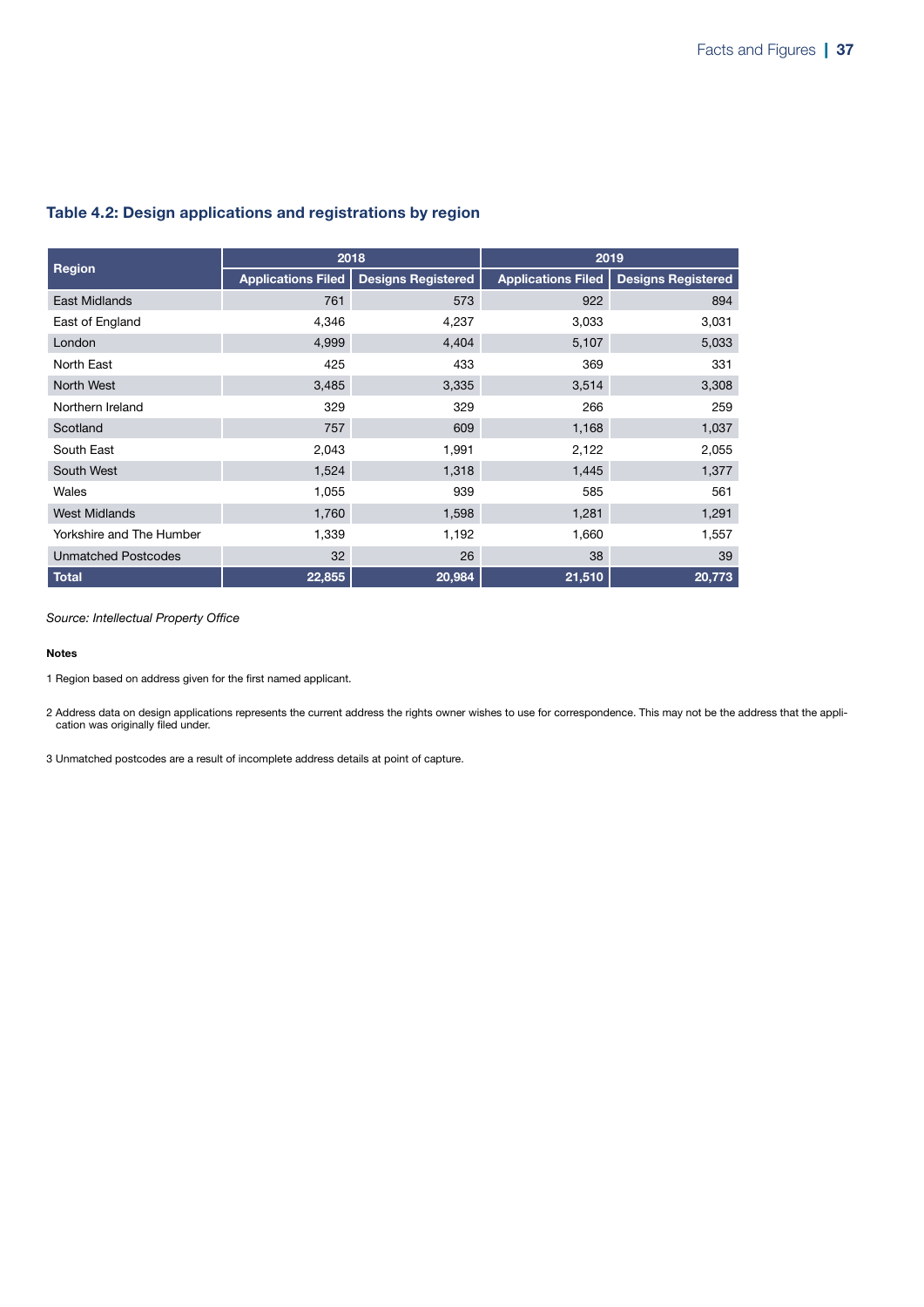### Table 4.2: Design applications and registrations by region

| Region | 2018 | | 2019 | |
|---|---|---|---|---|
| | Applications Filed | Designs Registered | Applications Filed | Designs Registered |
| East Midlands | 761 | 573 | 922 | 894 |
| East of England | 4,346 | 4,237 | 3,033 | 3,031 |
| London | 4,999 | 4,404 | 5,107 | 5,033 |
| North East | 425 | 433 | 369 | 331 |
| North West | 3,485 | 3,335 | 3,514 | 3,308 |
| Northern Ireland | 329 | 329 | 266 | 259 |
| Scotland | 757 | 609 | 1,168 | 1,037 |
| South East | 2,043 | 1,991 | 2,122 | 2,055 |
| South West | 1,524 | 1,318 | 1,445 | 1,377 |
| Wales | 1,055 | 939 | 585 | 561 |
| West Midlands | 1,760 | 1,598 | 1,281 | 1,291 |
| Yorkshire and The Humber | 1,339 | 1,192 | 1,660 | 1,557 |
| Unmatched Postcodes | 32 | 26 | 38 | 39 |
| **Total** | **22,855** | **20,984** | **21,510** | **20,773** |

*Source: Intellectual Property Office*

**Notes**

1 Region based on address given for the first named applicant.

2 Address data on design applications represents the current address the rights owner wishes to use for correspondence. This may not be the address that the application was originally filed under.

3 Unmatched postcodes are a result of incomplete address details at point of capture.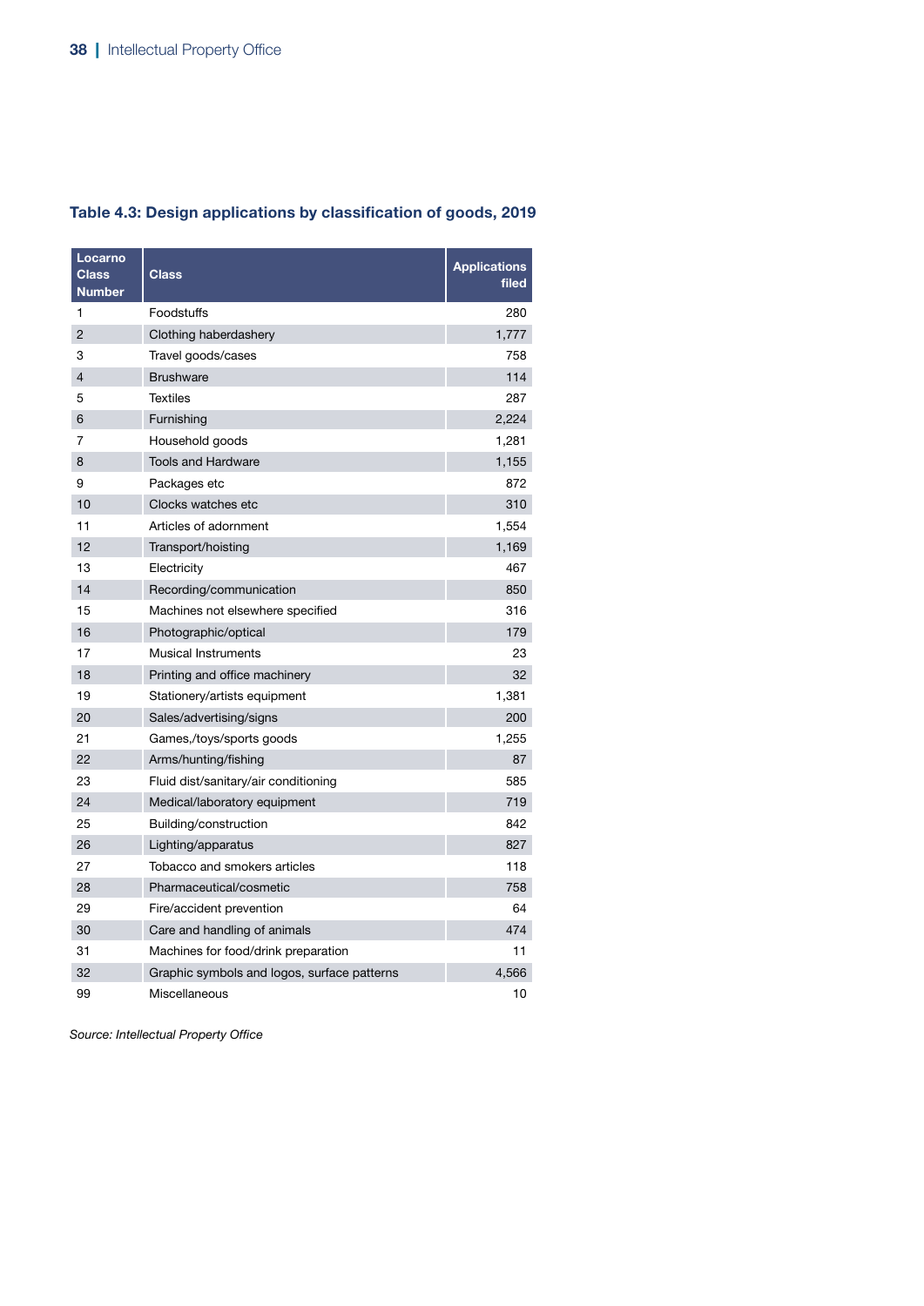### Table 4.3: Design applications by classification of goods, 2019

| Locarno Class Number | Class | Applications filed |
|---|---|---|
| 1 | Foodstuffs | 280 |
| 2 | Clothing haberdashery | 1,777 |
| 3 | Travel goods/cases | 758 |
| 4 | Brushware | 114 |
| 5 | Textiles | 287 |
| 6 | Furnishing | 2,224 |
| 7 | Household goods | 1,281 |
| 8 | Tools and Hardware | 1,155 |
| 9 | Packages etc | 872 |
| 10 | Clocks watches etc | 310 |
| 11 | Articles of adornment | 1,554 |
| 12 | Transport/hoisting | 1,169 |
| 13 | Electricity | 467 |
| 14 | Recording/communication | 850 |
| 15 | Machines not elsewhere specified | 316 |
| 16 | Photographic/optical | 179 |
| 17 | Musical Instruments | 23 |
| 18 | Printing and office machinery | 32 |
| 19 | Stationery/artists equipment | 1,381 |
| 20 | Sales/advertising/signs | 200 |
| 21 | Games,/toys/sports goods | 1,255 |
| 22 | Arms/hunting/fishing | 87 |
| 23 | Fluid dist/sanitary/air conditioning | 585 |
| 24 | Medical/laboratory equipment | 719 |
| 25 | Building/construction | 842 |
| 26 | Lighting/apparatus | 827 |
| 27 | Tobacco and smokers articles | 118 |
| 28 | Pharmaceutical/cosmetic | 758 |
| 29 | Fire/accident prevention | 64 |
| 30 | Care and handling of animals | 474 |
| 31 | Machines for food/drink preparation | 11 |
| 32 | Graphic symbols and logos, surface patterns | 4,566 |
| 99 | Miscellaneous | 10 |

*Source: Intellectual Property Office*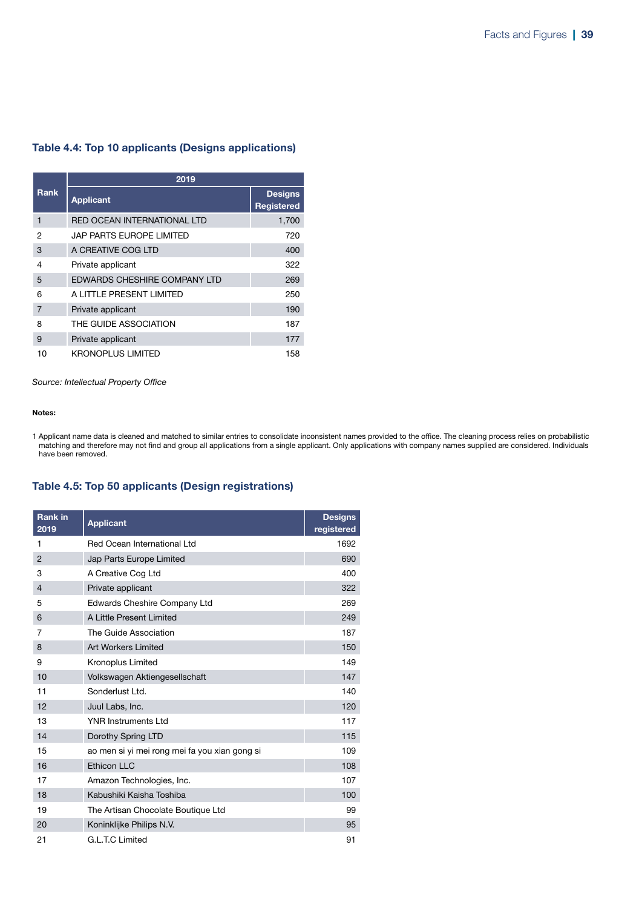### Table 4.4: Top 10 applicants (Designs applications)

| Rank | 2019 | |
|---|---|---|
| | Applicant | Designs Registered |
| 1 | RED OCEAN INTERNATIONAL LTD | 1,700 |
| 2 | JAP PARTS EUROPE LIMITED | 720 |
| 3 | A CREATIVE COG LTD | 400 |
| 4 | Private applicant | 322 |
| 5 | EDWARDS CHESHIRE COMPANY LTD | 269 |
| 6 | A LITTLE PRESENT LIMITED | 250 |
| 7 | Private applicant | 190 |
| 8 | THE GUIDE ASSOCIATION | 187 |
| 9 | Private applicant | 177 |
| 10 | KRONOPLUS LIMITED | 158 |

*Source: Intellectual Property Office*

**Notes:**

1 Applicant name data is cleaned and matched to similar entries to consolidate inconsistent names provided to the office. The cleaning process relies on probabilistic matching and therefore may not find and group all applications from a single applicant. Only applications with company names supplied are considered. Individuals have been removed.

### Table 4.5: Top 50 applicants (Design registrations)

| Rank in 2019 | Applicant | Designs registered |
|---|---|---|
| 1 | Red Ocean International Ltd | 1692 |
| 2 | Jap Parts Europe Limited | 690 |
| 3 | A Creative Cog Ltd | 400 |
| 4 | Private applicant | 322 |
| 5 | Edwards Cheshire Company Ltd | 269 |
| 6 | A Little Present Limited | 249 |
| 7 | The Guide Association | 187 |
| 8 | Art Workers Limited | 150 |
| 9 | Kronoplus Limited | 149 |
| 10 | Volkswagen Aktiengesellschaft | 147 |
| 11 | Sonderlust Ltd. | 140 |
| 12 | Juul Labs, Inc. | 120 |
| 13 | YNR Instruments Ltd | 117 |
| 14 | Dorothy Spring LTD | 115 |
| 15 | ao men si yi mei rong mei fa you xian gong si | 109 |
| 16 | Ethicon LLC | 108 |
| 17 | Amazon Technologies, Inc. | 107 |
| 18 | Kabushiki Kaisha Toshiba | 100 |
| 19 | The Artisan Chocolate Boutique Ltd | 99 |
| 20 | Koninklijke Philips N.V. | 95 |
| 21 | G.L.T.C Limited | 91 |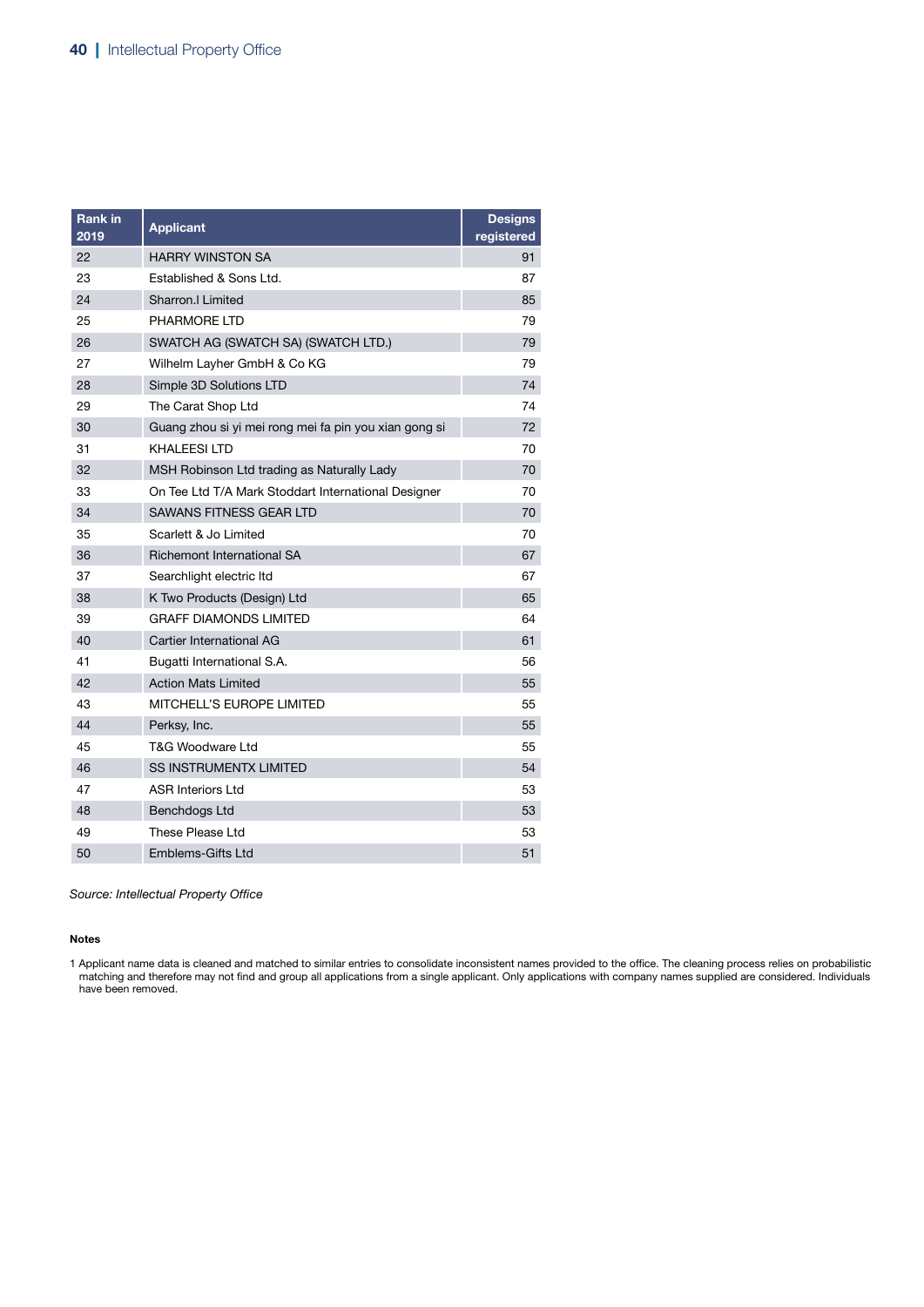| Rank in 2019 | Applicant | Designs registered |
|---|---|---|
| 22 | HARRY WINSTON SA | 91 |
| 23 | Established & Sons Ltd. | 87 |
| 24 | Sharron.I Limited | 85 |
| 25 | PHARMORE LTD | 79 |
| 26 | SWATCH AG (SWATCH SA) (SWATCH LTD.) | 79 |
| 27 | Wilhelm Layher GmbH & Co KG | 79 |
| 28 | Simple 3D Solutions LTD | 74 |
| 29 | The Carat Shop Ltd | 74 |
| 30 | Guang zhou si yi mei rong mei fa pin you xian gong si | 72 |
| 31 | KHALEESI LTD | 70 |
| 32 | MSH Robinson Ltd trading as Naturally Lady | 70 |
| 33 | On Tee Ltd T/A Mark Stoddart International Designer | 70 |
| 34 | SAWANS FITNESS GEAR LTD | 70 |
| 35 | Scarlett & Jo Limited | 70 |
| 36 | Richemont International SA | 67 |
| 37 | Searchlight electric ltd | 67 |
| 38 | K Two Products (Design) Ltd | 65 |
| 39 | GRAFF DIAMONDS LIMITED | 64 |
| 40 | Cartier International AG | 61 |
| 41 | Bugatti International S.A. | 56 |
| 42 | Action Mats Limited | 55 |
| 43 | MITCHELL'S EUROPE LIMITED | 55 |
| 44 | Perksy, Inc. | 55 |
| 45 | T&G Woodware Ltd | 55 |
| 46 | SS INSTRUMENTX LIMITED | 54 |
| 47 | ASR Interiors Ltd | 53 |
| 48 | Benchdogs Ltd | 53 |
| 49 | These Please Ltd | 53 |
| 50 | Emblems-Gifts Ltd | 51 |

*Source: Intellectual Property Office*

**Notes**

1 Applicant name data is cleaned and matched to similar entries to consolidate inconsistent names provided to the office. The cleaning process relies on probabilistic matching and therefore may not find and group all applications from a single applicant. Only applications with company names supplied are considered. Individuals have been removed.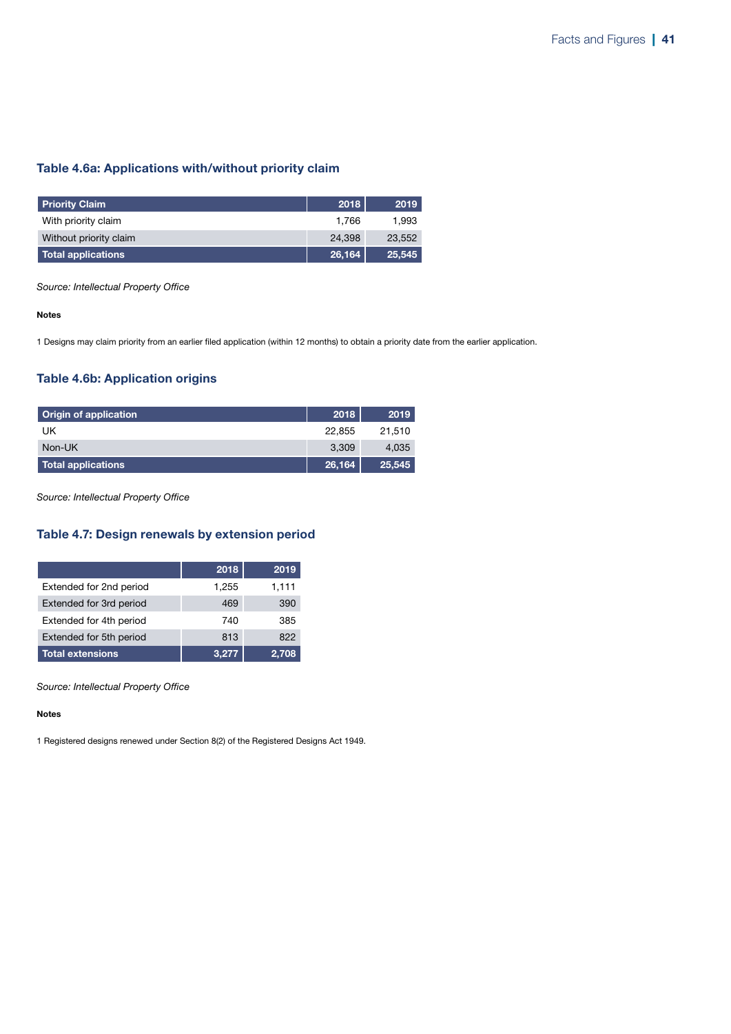### Table 4.6a: Applications with/without priority claim

| Priority Claim | 2018 | 2019 |
|---|---|---|
| With priority claim | 1,766 | 1,993 |
| Without priority claim | 24,398 | 23,552 |
| **Total applications** | **26,164** | **25,545** |

*Source: Intellectual Property Office*

**Notes**

1 Designs may claim priority from an earlier filed application (within 12 months) to obtain a priority date from the earlier application.

### Table 4.6b: Application origins

| Origin of application | 2018 | 2019 |
|---|---|---|
| UK | 22,855 | 21,510 |
| Non-UK | 3,309 | 4,035 |
| **Total applications** | **26,164** | **25,545** |

*Source: Intellectual Property Office*

### Table 4.7: Design renewals by extension period

| | 2018 | 2019 |
|---|---|---|
| Extended for 2nd period | 1,255 | 1,111 |
| Extended for 3rd period | 469 | 390 |
| Extended for 4th period | 740 | 385 |
| Extended for 5th period | 813 | 822 |
| **Total extensions** | **3,277** | **2,708** |

*Source: Intellectual Property Office*

**Notes**

1 Registered designs renewed under Section 8(2) of the Registered Designs Act 1949.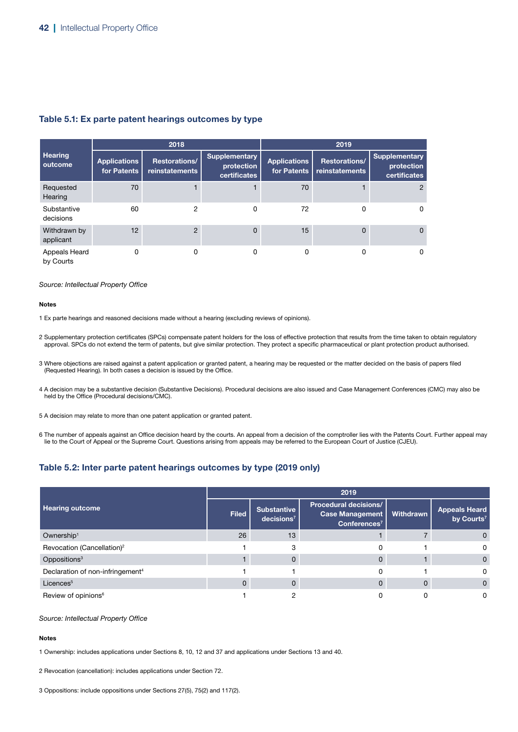### Table 5.1: Ex parte patent hearings outcomes by type

| Hearing outcome | 2018 | | | 2019 | | |
|---|---|---|---|---|---|---|
| | Applications for Patents | Restorations/ reinstatements | Supplementary protection certificates | Applications for Patents | Restorations/ reinstatements | Supplementary protection certificates |
| Requested Hearing | 70 | 1 | 1 | 70 | 1 | 2 |
| Substantive decisions | 60 | 2 | 0 | 72 | 0 | 0 |
| Withdrawn by applicant | 12 | 2 | 0 | 15 | 0 | 0 |
| Appeals Heard by Courts | 0 | 0 | 0 | 0 | 0 | 0 |

*Source: Intellectual Property Office*

**Notes**

1 Ex parte hearings and reasoned decisions made without a hearing (excluding reviews of opinions).

2 Supplementary protection certificates (SPCs) compensate patent holders for the loss of effective protection that results from the time taken to obtain regulatory approval. SPCs do not extend the term of patents, but give similar protection. They protect a specific pharmaceutical or plant protection product authorised.

3 Where objections are raised against a patent application or granted patent, a hearing may be requested or the matter decided on the basis of papers filed (Requested Hearing). In both cases a decision is issued by the Office.

4 A decision may be a substantive decision (Substantive Decisions). Procedural decisions are also issued and Case Management Conferences (CMC) may also be held by the Office (Procedural decisions/CMC).

5 A decision may relate to more than one patent application or granted patent.

6 The number of appeals against an Office decision heard by the courts. An appeal from a decision of the comptroller lies with the Patents Court. Further appeal may lie to the Court of Appeal or the Supreme Court. Questions arising from appeals may be referred to the European Court of Justice (CJEU).

### Table 5.2: Inter parte patent hearings outcomes by type (2019 only)

| Hearing outcome | 2019 | | | | |
|---|---|---|---|---|---|
| | Filed | Substantive decisions[7] | Procedural decisions/ Case Management Conferences[7] | Withdrawn | Appeals Heard by Courts[7] |
| Ownership[1] | 26 | 13 | 1 | 7 | 0 |
| Revocation (Cancellation)[2] | 1 | 3 | 0 | 1 | 0 |
| Oppositions[3] | 1 | 0 | 0 | 1 | 0 |
| Declaration of non-infringement[4] | 1 | 1 | 0 | 1 | 0 |
| Licences[5] | 0 | 0 | 0 | 0 | 0 |
| Review of opinions[6] | 1 | 2 | 0 | 0 | 0 |

*Source: Intellectual Property Office*

**Notes**

1 Ownership: includes applications under Sections 8, 10, 12 and 37 and applications under Sections 13 and 40.

2 Revocation (cancellation): includes applications under Section 72.

3 Oppositions: include oppositions under Sections 27(5), 75(2) and 117(2).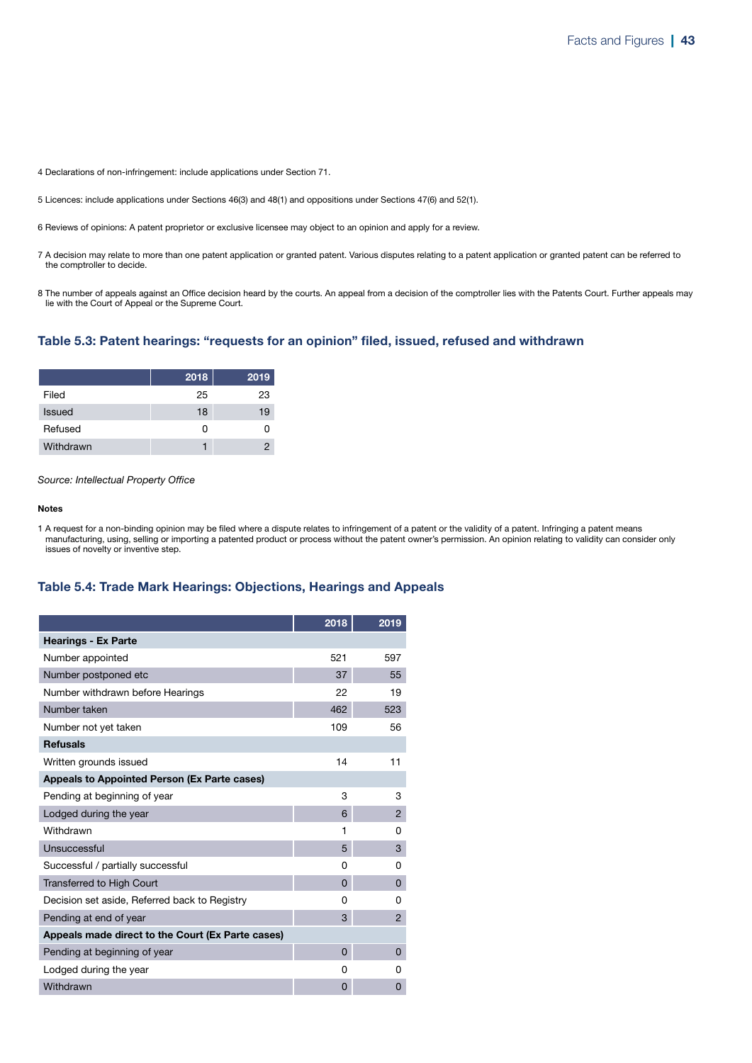4 Declarations of non-infringement: include applications under Section 71.

5 Licences: include applications under Sections 46(3) and 48(1) and oppositions under Sections 47(6) and 52(1).

6 Reviews of opinions: A patent proprietor or exclusive licensee may object to an opinion and apply for a review.

7 A decision may relate to more than one patent application or granted patent. Various disputes relating to a patent application or granted patent can be referred to the comptroller to decide.

8 The number of appeals against an Office decision heard by the courts. An appeal from a decision of the comptroller lies with the Patents Court. Further appeals may lie with the Court of Appeal or the Supreme Court.

### Table 5.3: Patent hearings: "requests for an opinion" filed, issued, refused and withdrawn

| | 2018 | 2019 |
|---|---|---|
| Filed | 25 | 23 |
| Issued | 18 | 19 |
| Refused | 0 | 0 |
| Withdrawn | 1 | 2 |

*Source: Intellectual Property Office*

**Notes**

1 A request for a non-binding opinion may be filed where a dispute relates to infringement of a patent or the validity of a patent. Infringing a patent means manufacturing, using, selling or importing a patented product or process without the patent owner's permission. An opinion relating to validity can consider only issues of novelty or inventive step.

### Table 5.4: Trade Mark Hearings: Objections, Hearings and Appeals

| | 2018 | 2019 |
|---|---|---|
| **Hearings - Ex Parte** | | |
| Number appointed | 521 | 597 |
| Number postponed etc | 37 | 55 |
| Number withdrawn before Hearings | 22 | 19 |
| Number taken | 462 | 523 |
| Number not yet taken | 109 | 56 |
| **Refusals** | | |
| Written grounds issued | 14 | 11 |
| **Appeals to Appointed Person (Ex Parte cases)** | | |
| Pending at beginning of year | 3 | 3 |
| Lodged during the year | 6 | 2 |
| Withdrawn | 1 | 0 |
| Unsuccessful | 5 | 3 |
| Successful / partially successful | 0 | 0 |
| Transferred to High Court | 0 | 0 |
| Decision set aside, Referred back to Registry | 0 | 0 |
| Pending at end of year | 3 | 2 |
| **Appeals made direct to the Court (Ex Parte cases)** | | |
| Pending at beginning of year | 0 | 0 |
| Lodged during the year | 0 | 0 |
| Withdrawn | 0 | 0 |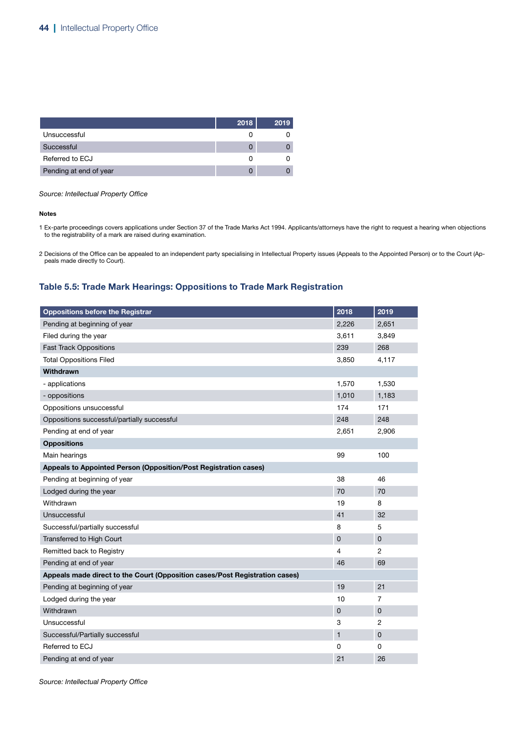| | 2018 | 2019 |
|---|---|---|
| Unsuccessful | 0 | 0 |
| Successful | 0 | 0 |
| Referred to ECJ | 0 | 0 |
| Pending at end of year | 0 | 0 |

*Source: Intellectual Property Office*

**Notes**

1 Ex-parte proceedings covers applications under Section 37 of the Trade Marks Act 1994. Applicants/attorneys have the right to request a hearing when objections to the registrability of a mark are raised during examination.

2 Decisions of the Office can be appealed to an independent party specialising in Intellectual Property issues (Appeals to the Appointed Person) or to the Court (Appeals made directly to Court).

### Table 5.5: Trade Mark Hearings: Oppositions to Trade Mark Registration

| Oppositions before the Registrar | 2018 | 2019 |
|---|---|---|
| Pending at beginning of year | 2,226 | 2,651 |
| Filed during the year | 3,611 | 3,849 |
| Fast Track Oppositions | 239 | 268 |
| Total Oppositions Filed | 3,850 | 4,117 |
| **Withdrawn** | | |
| - applications | 1,570 | 1,530 |
| - oppositions | 1,010 | 1,183 |
| Oppositions unsuccessful | 174 | 171 |
| Oppositions successful/partially successful | 248 | 248 |
| Pending at end of year | 2,651 | 2,906 |
| **Oppositions** | | |
| Main hearings | 99 | 100 |
| **Appeals to Appointed Person (Opposition/Post Registration cases)** | | |
| Pending at beginning of year | 38 | 46 |
| Lodged during the year | 70 | 70 |
| Withdrawn | 19 | 8 |
| Unsuccessful | 41 | 32 |
| Successful/partially successful | 8 | 5 |
| Transferred to High Court | 0 | 0 |
| Remitted back to Registry | 4 | 2 |
| Pending at end of year | 46 | 69 |
| **Appeals made direct to the Court (Opposition cases/Post Registration cases)** | | |
| Pending at beginning of year | 19 | 21 |
| Lodged during the year | 10 | 7 |
| Withdrawn | 0 | 0 |
| Unsuccessful | 3 | 2 |
| Successful/Partially successful | 1 | 0 |
| Referred to ECJ | 0 | 0 |
| Pending at end of year | 21 | 26 |

*Source: Intellectual Property Office*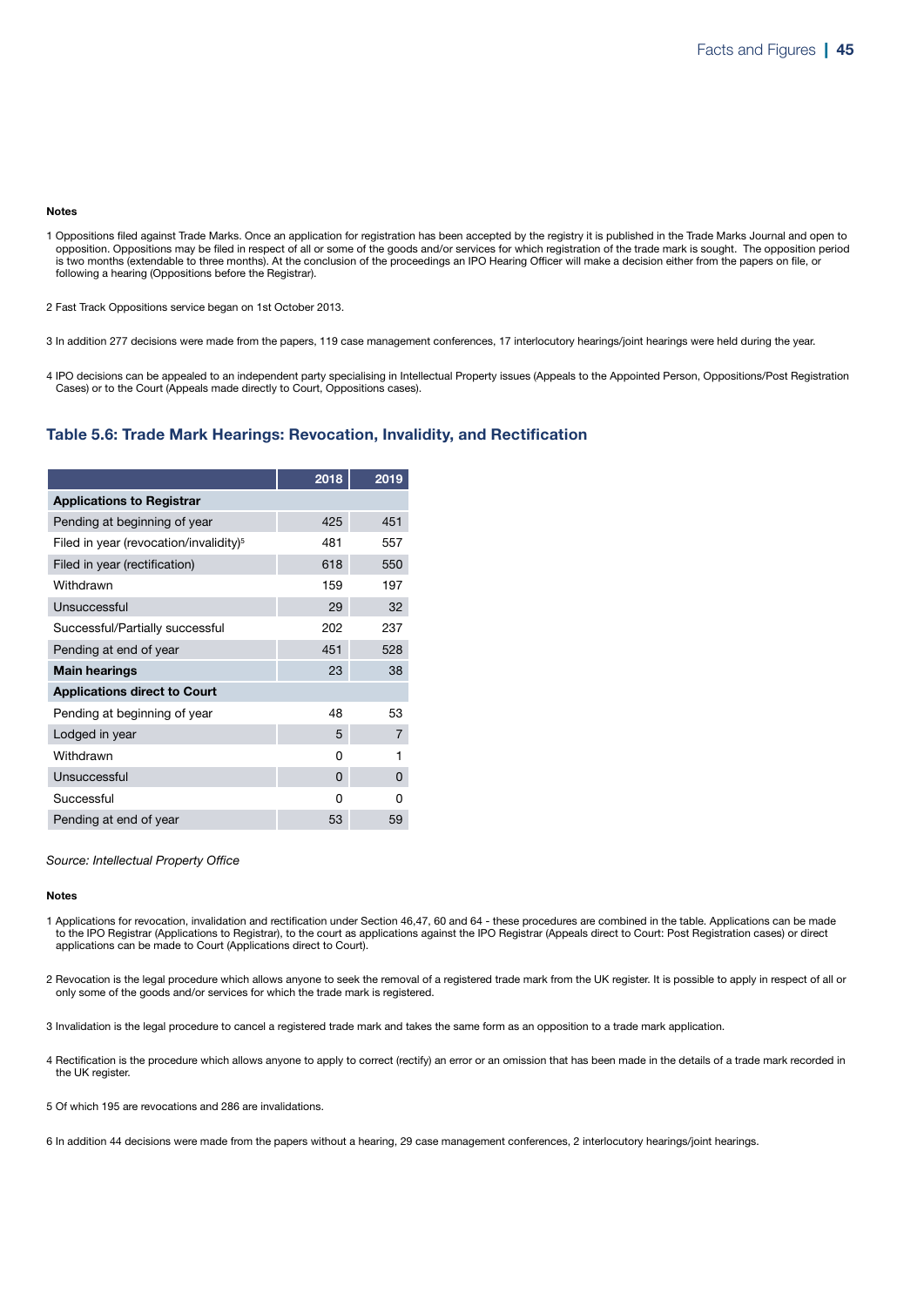**Notes**

1 Oppositions filed against Trade Marks. Once an application for registration has been accepted by the registry it is published in the Trade Marks Journal and open to opposition. Oppositions may be filed in respect of all or some of the goods and/or services for which registration of the trade mark is sought. The opposition period is two months (extendable to three months). At the conclusion of the proceedings an IPO Hearing Officer will make a decision either from the papers on file, or following a hearing (Oppositions before the Registrar).

2 Fast Track Oppositions service began on 1st October 2013.

3 In addition 277 decisions were made from the papers, 119 case management conferences, 17 interlocutory hearings/joint hearings were held during the year.

4 IPO decisions can be appealed to an independent party specialising in Intellectual Property issues (Appeals to the Appointed Person, Oppositions/Post Registration Cases) or to the Court (Appeals made directly to Court, Oppositions cases).

## Table 5.6: Trade Mark Hearings: Revocation, Invalidity, and Rectification

| | 2018 | 2019 |
|---|---|---|
| **Applications to Registrar** | | |
| Pending at beginning of year | 425 | 451 |
| Filed in year (revocation/invalidity)[5] | 481 | 557 |
| Filed in year (rectification) | 618 | 550 |
| Withdrawn | 159 | 197 |
| Unsuccessful | 29 | 32 |
| Successful/Partially successful | 202 | 237 |
| Pending at end of year | 451 | 528 |
| **Main hearings** | 23 | 38 |
| **Applications direct to Court** | | |
| Pending at beginning of year | 48 | 53 |
| Lodged in year | 5 | 7 |
| Withdrawn | 0 | 1 |
| Unsuccessful | 0 | 0 |
| Successful | 0 | 0 |
| Pending at end of year | 53 | 59 |

*Source: Intellectual Property Office*

**Notes**

1 Applications for revocation, invalidation and rectification under Section 46,47, 60 and 64 - these procedures are combined in the table. Applications can be made to the IPO Registrar (Applications to Registrar), to the court as applications against the IPO Registrar (Appeals direct to Court: Post Registration cases) or direct applications can be made to Court (Applications direct to Court).

2 Revocation is the legal procedure which allows anyone to seek the removal of a registered trade mark from the UK register. It is possible to apply in respect of all or only some of the goods and/or services for which the trade mark is registered.

3 Invalidation is the legal procedure to cancel a registered trade mark and takes the same form as an opposition to a trade mark application.

4 Rectification is the procedure which allows anyone to apply to correct (rectify) an error or an omission that has been made in the details of a trade mark recorded in the UK register.

5 Of which 195 are revocations and 286 are invalidations.

6 In addition 44 decisions were made from the papers without a hearing, 29 case management conferences, 2 interlocutory hearings/joint hearings.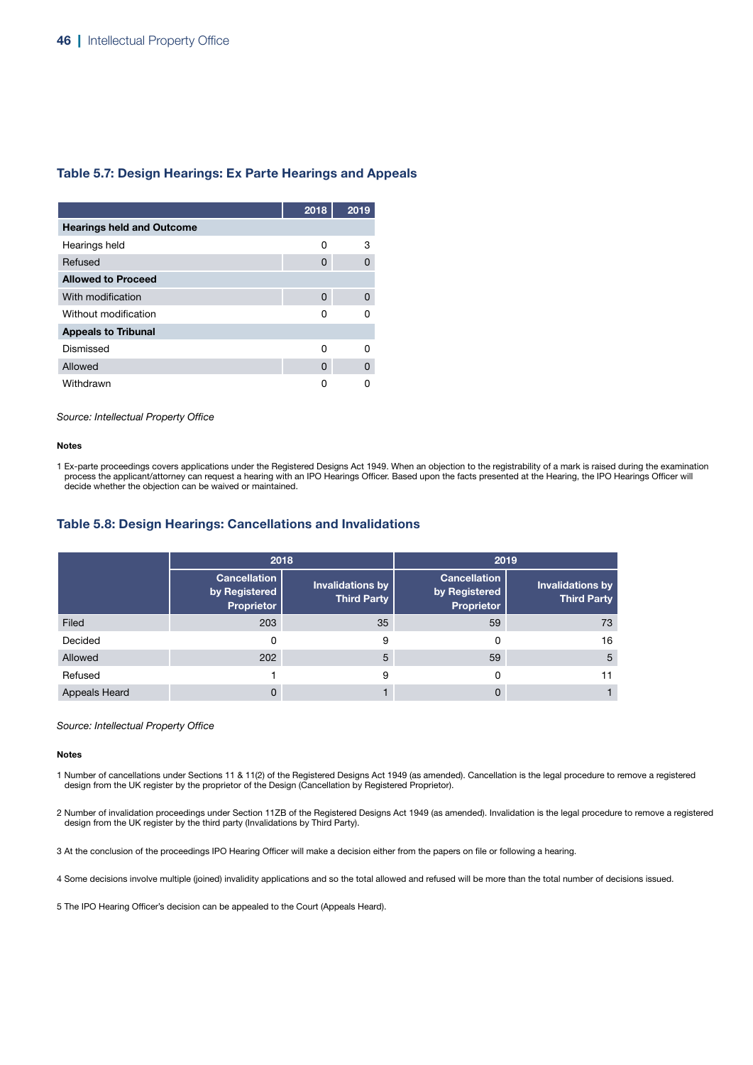### Table 5.7: Design Hearings: Ex Parte Hearings and Appeals

| | 2018 | 2019 |
|---|---|---|
| **Hearings held and Outcome** | | |
| Hearings held | 0 | 3 |
| Refused | 0 | 0 |
| **Allowed to Proceed** | | |
| With modification | 0 | 0 |
| Without modification | 0 | 0 |
| **Appeals to Tribunal** | | |
| Dismissed | 0 | 0 |
| Allowed | 0 | 0 |
| Withdrawn | 0 | 0 |

*Source: Intellectual Property Office*

**Notes**

1 Ex-parte proceedings covers applications under the Registered Designs Act 1949. When an objection to the registrability of a mark is raised during the examination process the applicant/attorney can request a hearing with an IPO Hearings Officer. Based upon the facts presented at the Hearing, the IPO Hearings Officer will decide whether the objection can be waived or maintained.

### Table 5.8: Design Hearings: Cancellations and Invalidations

| | 2018 | | 2019 | |
|---|---|---|---|---|
| | Cancellation by Registered Proprietor | Invalidations by Third Party | Cancellation by Registered Proprietor | Invalidations by Third Party |
| Filed | 203 | 35 | 59 | 73 |
| Decided | 0 | 9 | 0 | 16 |
| Allowed | 202 | 5 | 59 | 5 |
| Refused | 1 | 9 | 0 | 11 |
| Appeals Heard | 0 | 1 | 0 | 1 |

*Source: Intellectual Property Office*

**Notes**

1 Number of cancellations under Sections 11 & 11(2) of the Registered Designs Act 1949 (as amended). Cancellation is the legal procedure to remove a registered design from the UK register by the proprietor of the Design (Cancellation by Registered Proprietor).

2 Number of invalidation proceedings under Section 11ZB of the Registered Designs Act 1949 (as amended). Invalidation is the legal procedure to remove a registered design from the UK register by the third party (Invalidations by Third Party).

3 At the conclusion of the proceedings IPO Hearing Officer will make a decision either from the papers on file or following a hearing.

4 Some decisions involve multiple (joined) invalidity applications and so the total allowed and refused will be more than the total number of decisions issued.

5 The IPO Hearing Officer's decision can be appealed to the Court (Appeals Heard).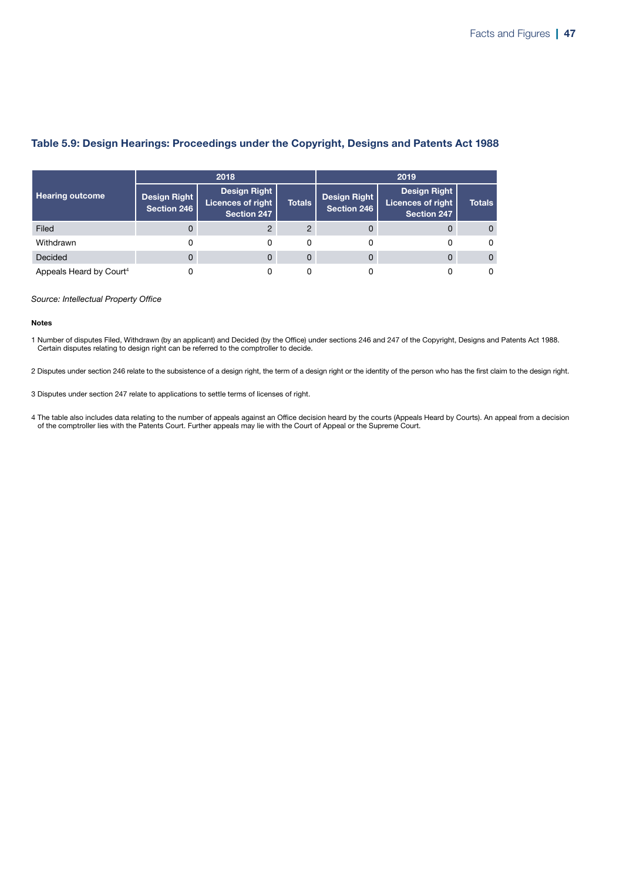### Table 5.9: Design Hearings: Proceedings under the Copyright, Designs and Patents Act 1988

| Hearing outcome | 2018 | | | 2019 | | |
|---|---|---|---|---|---|---|
| | Design Right Section 246 | Design Right Licences of right Section 247 | Totals | Design Right Section 246 | Design Right Licences of right Section 247 | Totals |
| Filed | 0 | 2 | 2 | 0 | 0 | 0 |
| Withdrawn | 0 | 0 | 0 | 0 | 0 | 0 |
| Decided | 0 | 0 | 0 | 0 | 0 | 0 |
| Appeals Heard by Court[4] | 0 | 0 | 0 | 0 | 0 | 0 |

*Source: Intellectual Property Office*

**Notes**

1 Number of disputes Filed, Withdrawn (by an applicant) and Decided (by the Office) under sections 246 and 247 of the Copyright, Designs and Patents Act 1988. Certain disputes relating to design right can be referred to the comptroller to decide.

2 Disputes under section 246 relate to the subsistence of a design right, the term of a design right or the identity of the person who has the first claim to the design right.

3 Disputes under section 247 relate to applications to settle terms of licenses of right.

4 The table also includes data relating to the number of appeals against an Office decision heard by the courts (Appeals Heard by Courts). An appeal from a decision of the comptroller lies with the Patents Court. Further appeals may lie with the Court of Appeal or the Supreme Court.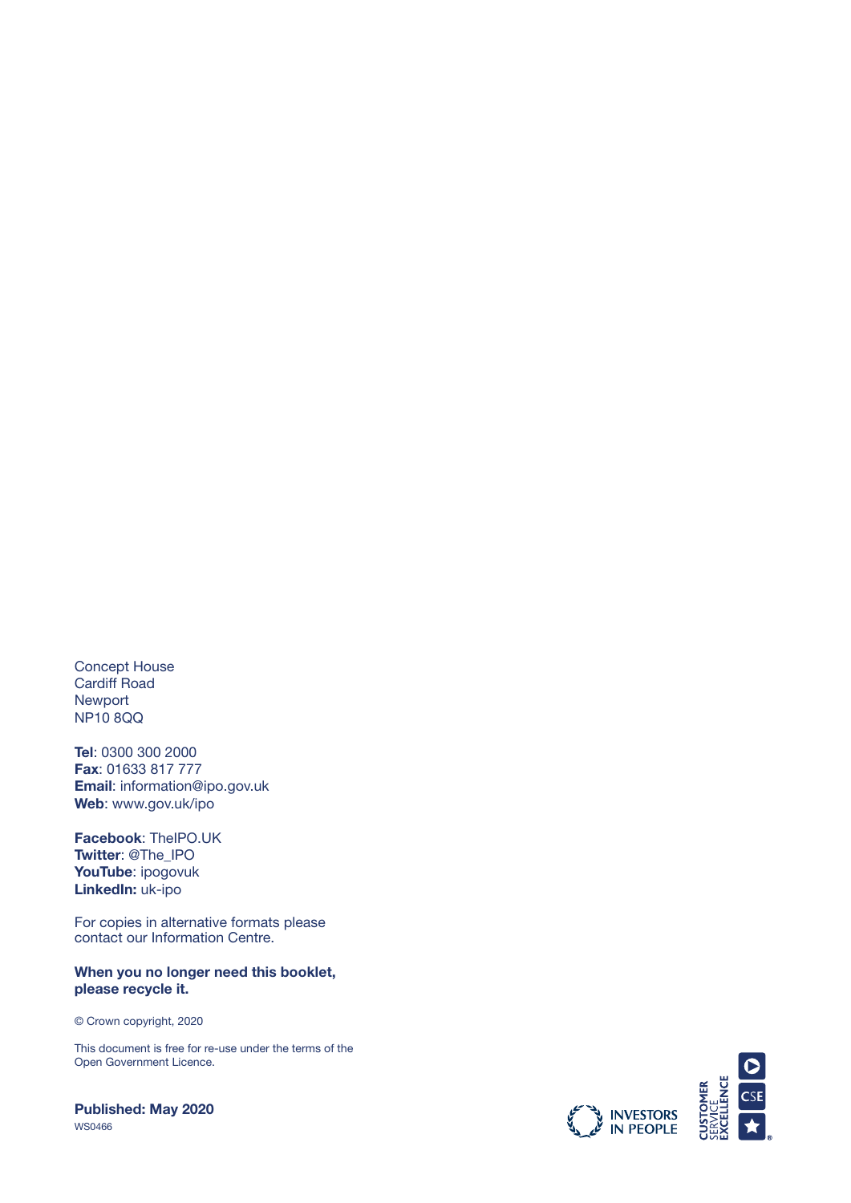Concept House
Cardiff Road
Newport
NP10 8QQ

**Tel**: 0300 300 2000
**Fax**: 01633 817 777
**Email**: information@ipo.gov.uk
**Web**: www.gov.uk/ipo

**Facebook**: TheIPO.UK
**Twitter**: @The_IPO
**YouTube**: ipogovuk
**LinkedIn:** uk-ipo

For copies in alternative formats please contact our Information Centre.

**When you no longer need this booklet, please recycle it.**

© Crown copyright, 2020

This document is free for re-use under the terms of the Open Government Licence.

**Published: May 2020**
WS0466

INVESTORS IN PEOPLE

CUSTOMER SERVICE EXCELLENCE

CSE